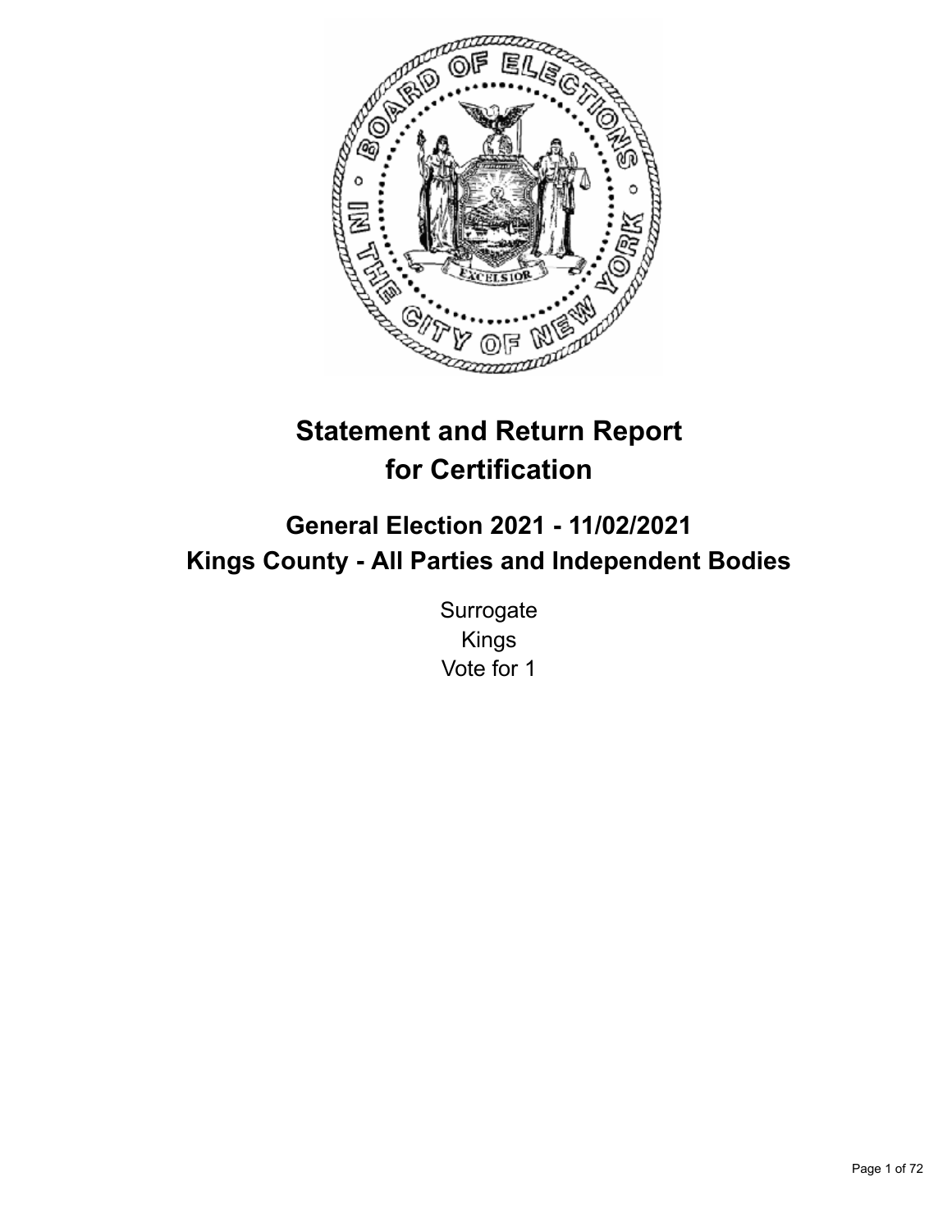# Statement and Return Report for Certification

## General Election 2021 - 11/02/2021
## Kings County - All Parties and Independent Bodies

Surrogate
Kings
Vote for 1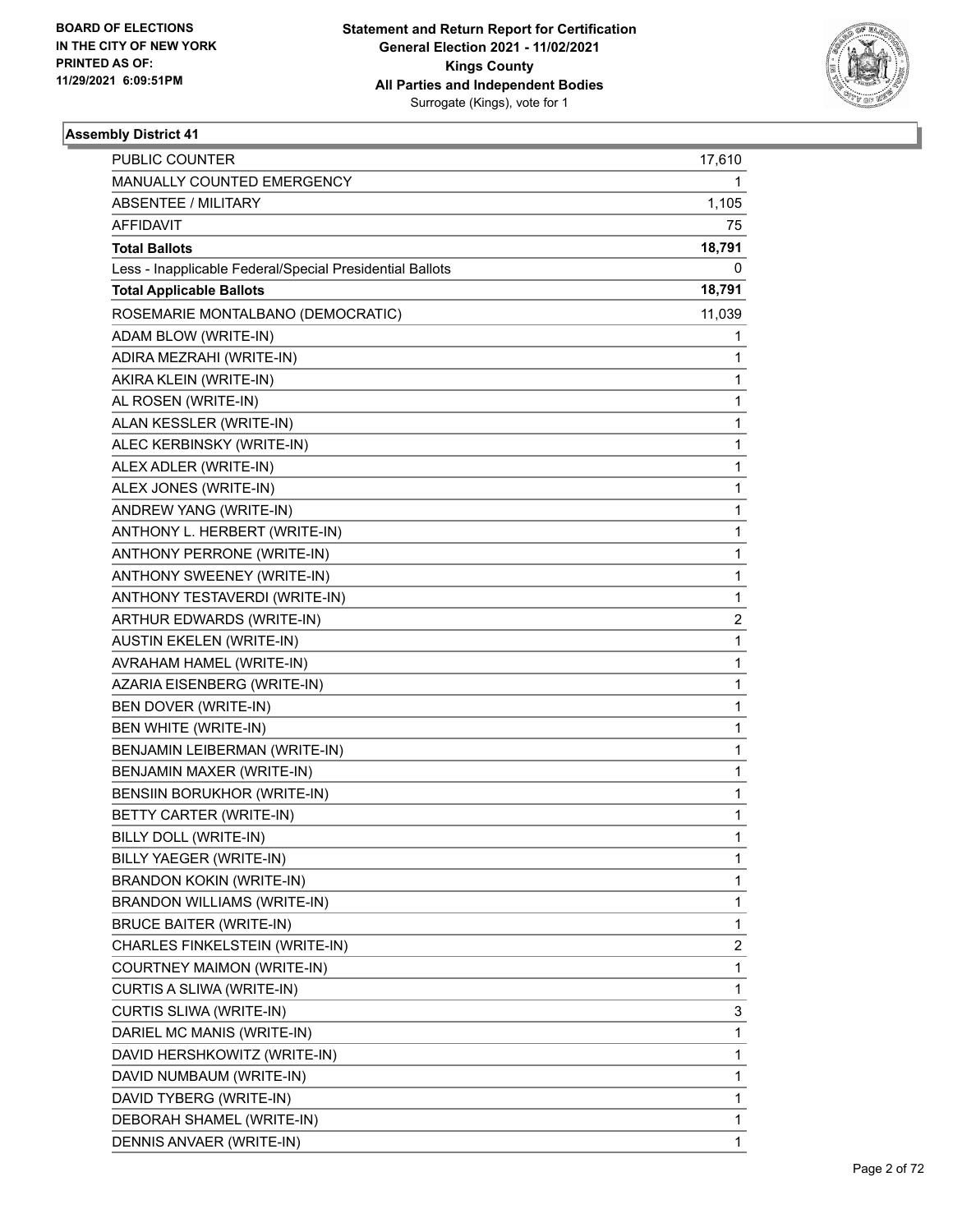**Statement and Return Report for Certification**
**General Election 2021 - 11/02/2021**
**Kings County**
**All Parties and Independent Bodies**
Surrogate (Kings), vote for 1

BOARD OF ELECTIONS
IN THE CITY OF NEW YORK
PRINTED AS OF:
11/29/2021 6:09:51PM

### Assembly District 41

| | |
|---|---|
| PUBLIC COUNTER | 17,610 |
| MANUALLY COUNTED EMERGENCY | 1 |
| ABSENTEE / MILITARY | 1,105 |
| AFFIDAVIT | 75 |
| **Total Ballots** | **18,791** |
| Less - Inapplicable Federal/Special Presidential Ballots | 0 |
| **Total Applicable Ballots** | **18,791** |
| ROSEMARIE MONTALBANO (DEMOCRATIC) | 11,039 |
| ADAM BLOW (WRITE-IN) | 1 |
| ADIRA MEZRAHI (WRITE-IN) | 1 |
| AKIRA KLEIN (WRITE-IN) | 1 |
| AL ROSEN (WRITE-IN) | 1 |
| ALAN KESSLER (WRITE-IN) | 1 |
| ALEC KERBINSKY (WRITE-IN) | 1 |
| ALEX ADLER (WRITE-IN) | 1 |
| ALEX JONES (WRITE-IN) | 1 |
| ANDREW YANG (WRITE-IN) | 1 |
| ANTHONY L. HERBERT (WRITE-IN) | 1 |
| ANTHONY PERRONE (WRITE-IN) | 1 |
| ANTHONY SWEENEY (WRITE-IN) | 1 |
| ANTHONY TESTAVERDI (WRITE-IN) | 1 |
| ARTHUR EDWARDS (WRITE-IN) | 2 |
| AUSTIN EKELEN (WRITE-IN) | 1 |
| AVRAHAM HAMEL (WRITE-IN) | 1 |
| AZARIA EISENBERG (WRITE-IN) | 1 |
| BEN DOVER (WRITE-IN) | 1 |
| BEN WHITE (WRITE-IN) | 1 |
| BENJAMIN LEIBERMAN (WRITE-IN) | 1 |
| BENJAMIN MAXER (WRITE-IN) | 1 |
| BENSIIN BORUKHOR (WRITE-IN) | 1 |
| BETTY CARTER (WRITE-IN) | 1 |
| BILLY DOLL (WRITE-IN) | 1 |
| BILLY YAEGER (WRITE-IN) | 1 |
| BRANDON KOKIN (WRITE-IN) | 1 |
| BRANDON WILLIAMS (WRITE-IN) | 1 |
| BRUCE BAITER (WRITE-IN) | 1 |
| CHARLES FINKELSTEIN (WRITE-IN) | 2 |
| COURTNEY MAIMON (WRITE-IN) | 1 |
| CURTIS A SLIWA (WRITE-IN) | 1 |
| CURTIS SLIWA (WRITE-IN) | 3 |
| DARIEL MC MANIS (WRITE-IN) | 1 |
| DAVID HERSHKOWITZ (WRITE-IN) | 1 |
| DAVID NUMBAUM (WRITE-IN) | 1 |
| DAVID TYBERG (WRITE-IN) | 1 |
| DEBORAH SHAMEL (WRITE-IN) | 1 |
| DENNIS ANVAER (WRITE-IN) | 1 |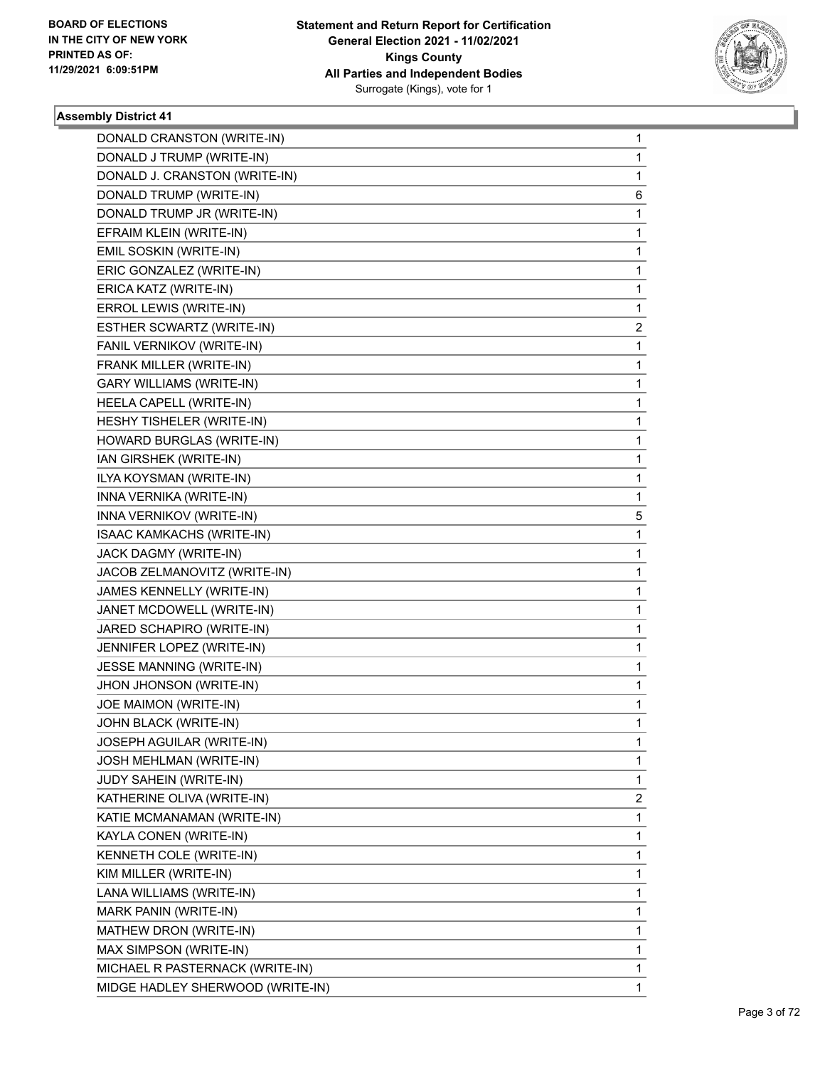BOARD OF ELECTIONS
IN THE CITY OF NEW YORK
PRINTED AS OF:
11/29/2021 6:09:51PM

**Statement and Return Report for Certification**
**General Election 2021 - 11/02/2021**
**Kings County**
**All Parties and Independent Bodies**
Surrogate (Kings), vote for 1

### Assembly District 41

| | |
|---|---|
| DONALD CRANSTON (WRITE-IN) | 1 |
| DONALD J TRUMP (WRITE-IN) | 1 |
| DONALD J. CRANSTON (WRITE-IN) | 1 |
| DONALD TRUMP (WRITE-IN) | 6 |
| DONALD TRUMP JR (WRITE-IN) | 1 |
| EFRAIM KLEIN (WRITE-IN) | 1 |
| EMIL SOSKIN (WRITE-IN) | 1 |
| ERIC GONZALEZ (WRITE-IN) | 1 |
| ERICA KATZ (WRITE-IN) | 1 |
| ERROL LEWIS (WRITE-IN) | 1 |
| ESTHER SCWARTZ (WRITE-IN) | 2 |
| FANIL VERNIKOV (WRITE-IN) | 1 |
| FRANK MILLER (WRITE-IN) | 1 |
| GARY WILLIAMS (WRITE-IN) | 1 |
| HEELA CAPELL (WRITE-IN) | 1 |
| HESHY TISHELER (WRITE-IN) | 1 |
| HOWARD BURGLAS (WRITE-IN) | 1 |
| IAN GIRSHEK (WRITE-IN) | 1 |
| ILYA KOYSMAN (WRITE-IN) | 1 |
| INNA VERNIKA (WRITE-IN) | 1 |
| INNA VERNIKOV (WRITE-IN) | 5 |
| ISAAC KAMKACHS (WRITE-IN) | 1 |
| JACK DAGMY (WRITE-IN) | 1 |
| JACOB ZELMANOVITZ (WRITE-IN) | 1 |
| JAMES KENNELLY (WRITE-IN) | 1 |
| JANET MCDOWELL (WRITE-IN) | 1 |
| JARED SCHAPIRO (WRITE-IN) | 1 |
| JENNIFER LOPEZ (WRITE-IN) | 1 |
| JESSE MANNING (WRITE-IN) | 1 |
| JHON JHONSON (WRITE-IN) | 1 |
| JOE MAIMON (WRITE-IN) | 1 |
| JOHN BLACK (WRITE-IN) | 1 |
| JOSEPH AGUILAR (WRITE-IN) | 1 |
| JOSH MEHLMAN (WRITE-IN) | 1 |
| JUDY SAHEIN (WRITE-IN) | 1 |
| KATHERINE OLIVA (WRITE-IN) | 2 |
| KATIE MCMANAMAN (WRITE-IN) | 1 |
| KAYLA CONEN (WRITE-IN) | 1 |
| KENNETH COLE (WRITE-IN) | 1 |
| KIM MILLER (WRITE-IN) | 1 |
| LANA WILLIAMS (WRITE-IN) | 1 |
| MARK PANIN (WRITE-IN) | 1 |
| MATHEW DRON (WRITE-IN) | 1 |
| MAX SIMPSON (WRITE-IN) | 1 |
| MICHAEL R PASTERNACK (WRITE-IN) | 1 |
| MIDGE HADLEY SHERWOOD (WRITE-IN) | 1 |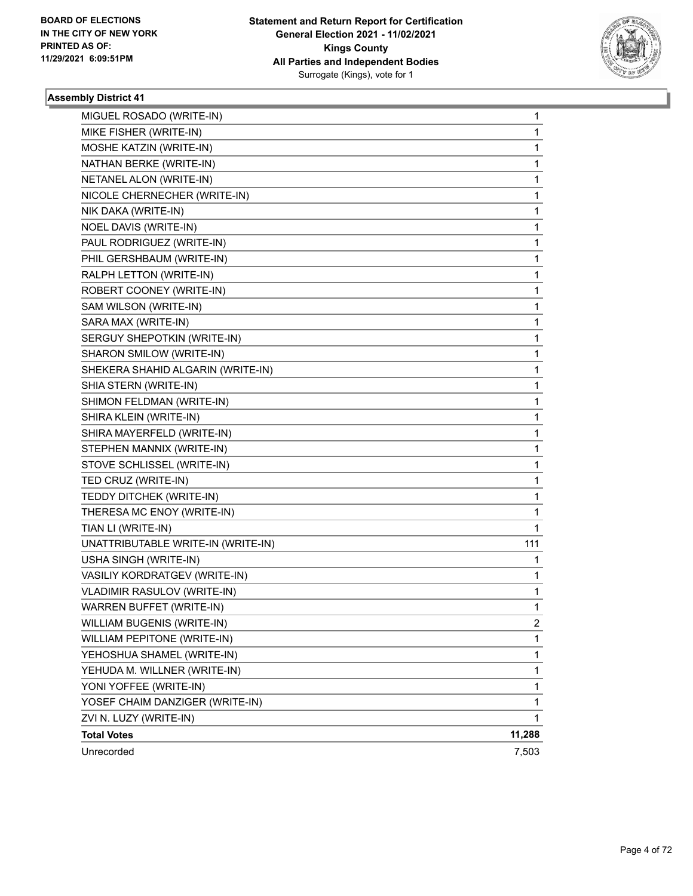**Statement and Return Report for Certification**
**General Election 2021 - 11/02/2021**
**Kings County**
**All Parties and Independent Bodies**
Surrogate (Kings), vote for 1

BOARD OF ELECTIONS
IN THE CITY OF NEW YORK
PRINTED AS OF:
11/29/2021 6:09:51PM

## Assembly District 41

| | |
|---|---|
| MIGUEL ROSADO (WRITE-IN) | 1 |
| MIKE FISHER (WRITE-IN) | 1 |
| MOSHE KATZIN (WRITE-IN) | 1 |
| NATHAN BERKE (WRITE-IN) | 1 |
| NETANEL ALON (WRITE-IN) | 1 |
| NICOLE CHERNECHER (WRITE-IN) | 1 |
| NIK DAKA (WRITE-IN) | 1 |
| NOEL DAVIS (WRITE-IN) | 1 |
| PAUL RODRIGUEZ (WRITE-IN) | 1 |
| PHIL GERSHBAUM (WRITE-IN) | 1 |
| RALPH LETTON (WRITE-IN) | 1 |
| ROBERT COONEY (WRITE-IN) | 1 |
| SAM WILSON (WRITE-IN) | 1 |
| SARA MAX (WRITE-IN) | 1 |
| SERGUY SHEPOTKIN (WRITE-IN) | 1 |
| SHARON SMILOW (WRITE-IN) | 1 |
| SHEKERA SHAHID ALGARIN (WRITE-IN) | 1 |
| SHIA STERN (WRITE-IN) | 1 |
| SHIMON FELDMAN (WRITE-IN) | 1 |
| SHIRA KLEIN (WRITE-IN) | 1 |
| SHIRA MAYERFELD (WRITE-IN) | 1 |
| STEPHEN MANNIX (WRITE-IN) | 1 |
| STOVE SCHLISSEL (WRITE-IN) | 1 |
| TED CRUZ (WRITE-IN) | 1 |
| TEDDY DITCHEK (WRITE-IN) | 1 |
| THERESA MC ENOY (WRITE-IN) | 1 |
| TIAN LI (WRITE-IN) | 1 |
| UNATTRIBUTABLE WRITE-IN (WRITE-IN) | 111 |
| USHA SINGH (WRITE-IN) | 1 |
| VASILIY KORDRATGEV (WRITE-IN) | 1 |
| VLADIMIR RASULOV (WRITE-IN) | 1 |
| WARREN BUFFET (WRITE-IN) | 1 |
| WILLIAM BUGENIS (WRITE-IN) | 2 |
| WILLIAM PEPITONE (WRITE-IN) | 1 |
| YEHOSHUA SHAMEL (WRITE-IN) | 1 |
| YEHUDA M. WILLNER (WRITE-IN) | 1 |
| YONI YOFFEE (WRITE-IN) | 1 |
| YOSEF CHAIM DANZIGER (WRITE-IN) | 1 |
| ZVI N. LUZY (WRITE-IN) | 1 |
| **Total Votes** | **11,288** |
| Unrecorded | 7,503 |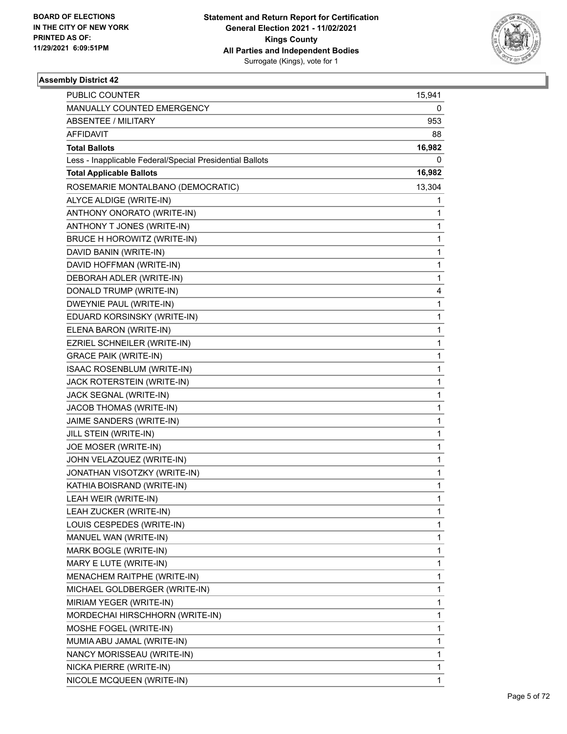**Statement and Return Report for Certification**
**General Election 2021 - 11/02/2021**
**Kings County**
**All Parties and Independent Bodies**
Surrogate (Kings), vote for 1

BOARD OF ELECTIONS
IN THE CITY OF NEW YORK
PRINTED AS OF:
11/29/2021 6:09:51PM

### Assembly District 42

| | |
|---|---|
| PUBLIC COUNTER | 15,941 |
| MANUALLY COUNTED EMERGENCY | 0 |
| ABSENTEE / MILITARY | 953 |
| AFFIDAVIT | 88 |
| **Total Ballots** | **16,982** |
| Less - Inapplicable Federal/Special Presidential Ballots | 0 |
| **Total Applicable Ballots** | **16,982** |
| ROSEMARIE MONTALBANO (DEMOCRATIC) | 13,304 |
| ALYCE ALDIGE (WRITE-IN) | 1 |
| ANTHONY ONORATO (WRITE-IN) | 1 |
| ANTHONY T JONES (WRITE-IN) | 1 |
| BRUCE H HOROWITZ (WRITE-IN) | 1 |
| DAVID BANIN (WRITE-IN) | 1 |
| DAVID HOFFMAN (WRITE-IN) | 1 |
| DEBORAH ADLER (WRITE-IN) | 1 |
| DONALD TRUMP (WRITE-IN) | 4 |
| DWEYNIE PAUL (WRITE-IN) | 1 |
| EDUARD KORSINSKY (WRITE-IN) | 1 |
| ELENA BARON (WRITE-IN) | 1 |
| EZRIEL SCHNEILER (WRITE-IN) | 1 |
| GRACE PAIK (WRITE-IN) | 1 |
| ISAAC ROSENBLUM (WRITE-IN) | 1 |
| JACK ROTERSTEIN (WRITE-IN) | 1 |
| JACK SEGNAL (WRITE-IN) | 1 |
| JACOB THOMAS (WRITE-IN) | 1 |
| JAIME SANDERS (WRITE-IN) | 1 |
| JILL STEIN (WRITE-IN) | 1 |
| JOE MOSER (WRITE-IN) | 1 |
| JOHN VELAZQUEZ (WRITE-IN) | 1 |
| JONATHAN VISOTZKY (WRITE-IN) | 1 |
| KATHIA BOISRAND (WRITE-IN) | 1 |
| LEAH WEIR (WRITE-IN) | 1 |
| LEAH ZUCKER (WRITE-IN) | 1 |
| LOUIS CESPEDES (WRITE-IN) | 1 |
| MANUEL WAN (WRITE-IN) | 1 |
| MARK BOGLE (WRITE-IN) | 1 |
| MARY E LUTE (WRITE-IN) | 1 |
| MENACHEM RAITPHE (WRITE-IN) | 1 |
| MICHAEL GOLDBERGER (WRITE-IN) | 1 |
| MIRIAM YEGER (WRITE-IN) | 1 |
| MORDECHAI HIRSCHHORN (WRITE-IN) | 1 |
| MOSHE FOGEL (WRITE-IN) | 1 |
| MUMIA ABU JAMAL (WRITE-IN) | 1 |
| NANCY MORISSEAU (WRITE-IN) | 1 |
| NICKA PIERRE (WRITE-IN) | 1 |
| NICOLE MCQUEEN (WRITE-IN) | 1 |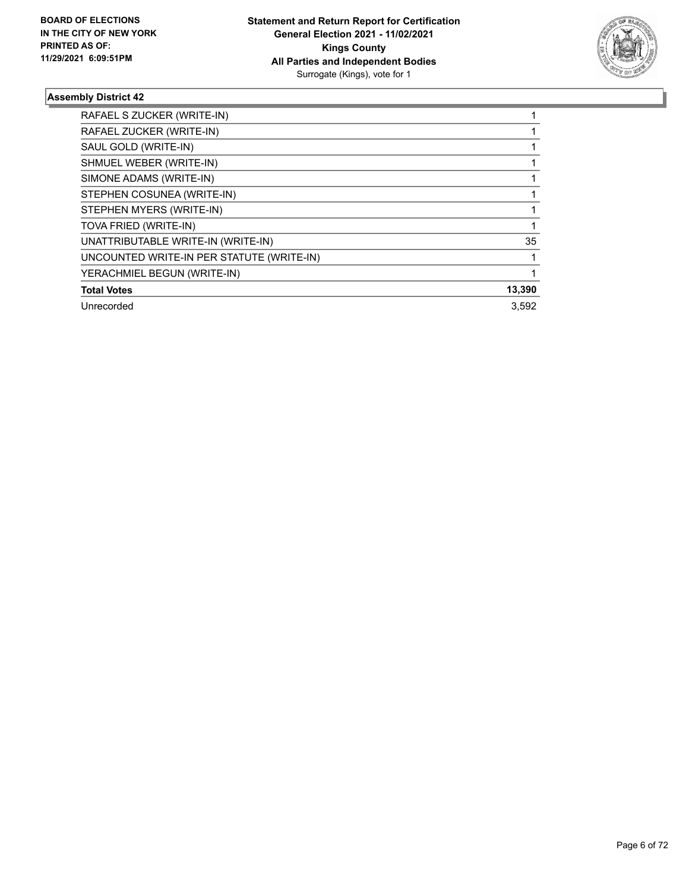BOARD OF ELECTIONS
IN THE CITY OF NEW YORK
PRINTED AS OF:
11/29/2021 6:09:51PM

**Statement and Return Report for Certification**
**General Election 2021 - 11/02/2021**
**Kings County**
**All Parties and Independent Bodies**
Surrogate (Kings), vote for 1

### Assembly District 42

| | |
|---|---|
| RAFAEL S ZUCKER (WRITE-IN) | 1 |
| RAFAEL ZUCKER (WRITE-IN) | 1 |
| SAUL GOLD (WRITE-IN) | 1 |
| SHMUEL WEBER (WRITE-IN) | 1 |
| SIMONE ADAMS (WRITE-IN) | 1 |
| STEPHEN COSUNEA (WRITE-IN) | 1 |
| STEPHEN MYERS (WRITE-IN) | 1 |
| TOVA FRIED (WRITE-IN) | 1 |
| UNATTRIBUTABLE WRITE-IN (WRITE-IN) | 35 |
| UNCOUNTED WRITE-IN PER STATUTE (WRITE-IN) | 1 |
| YERACHMIEL BEGUN (WRITE-IN) | 1 |
| **Total Votes** | **13,390** |
| Unrecorded | 3,592 |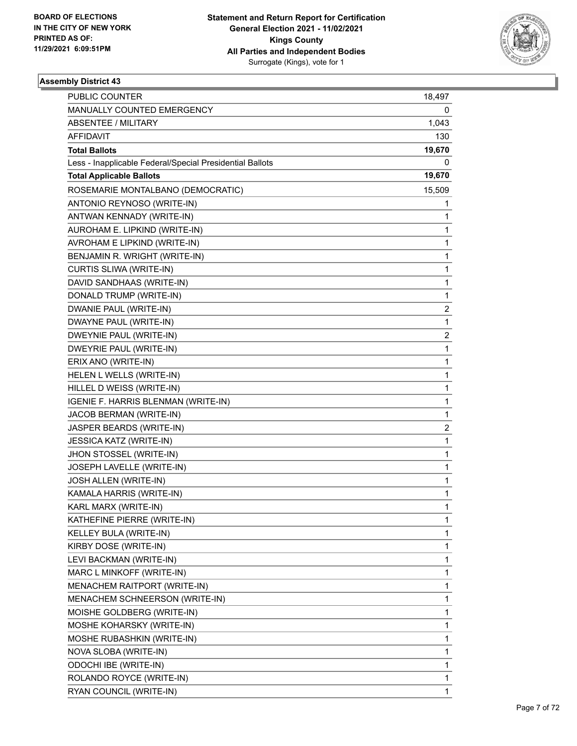BOARD OF ELECTIONS
IN THE CITY OF NEW YORK
PRINTED AS OF:
11/29/2021 6:09:51PM

**Statement and Return Report for Certification**
**General Election 2021 - 11/02/2021**
**Kings County**
**All Parties and Independent Bodies**
Surrogate (Kings), vote for 1

### Assembly District 43

| | |
|---|---|
| PUBLIC COUNTER | 18,497 |
| MANUALLY COUNTED EMERGENCY | 0 |
| ABSENTEE / MILITARY | 1,043 |
| AFFIDAVIT | 130 |
| **Total Ballots** | **19,670** |
| Less - Inapplicable Federal/Special Presidential Ballots | 0 |
| **Total Applicable Ballots** | **19,670** |
| ROSEMARIE MONTALBANO (DEMOCRATIC) | 15,509 |
| ANTONIO REYNOSO (WRITE-IN) | 1 |
| ANTWAN KENNADY (WRITE-IN) | 1 |
| AUROHAM E. LIPKIND (WRITE-IN) | 1 |
| AVROHAM E LIPKIND (WRITE-IN) | 1 |
| BENJAMIN R. WRIGHT (WRITE-IN) | 1 |
| CURTIS SLIWA (WRITE-IN) | 1 |
| DAVID SANDHAAS (WRITE-IN) | 1 |
| DONALD TRUMP (WRITE-IN) | 1 |
| DWANIE PAUL (WRITE-IN) | 2 |
| DWAYNE PAUL (WRITE-IN) | 1 |
| DWEYNIE PAUL (WRITE-IN) | 2 |
| DWEYRIE PAUL (WRITE-IN) | 1 |
| ERIX ANO (WRITE-IN) | 1 |
| HELEN L WELLS (WRITE-IN) | 1 |
| HILLEL D WEISS (WRITE-IN) | 1 |
| IGENIE F. HARRIS BLENMAN (WRITE-IN) | 1 |
| JACOB BERMAN (WRITE-IN) | 1 |
| JASPER BEARDS (WRITE-IN) | 2 |
| JESSICA KATZ (WRITE-IN) | 1 |
| JHON STOSSEL (WRITE-IN) | 1 |
| JOSEPH LAVELLE (WRITE-IN) | 1 |
| JOSH ALLEN (WRITE-IN) | 1 |
| KAMALA HARRIS (WRITE-IN) | 1 |
| KARL MARX (WRITE-IN) | 1 |
| KATHEFINE PIERRE (WRITE-IN) | 1 |
| KELLEY BULA (WRITE-IN) | 1 |
| KIRBY DOSE (WRITE-IN) | 1 |
| LEVI BACKMAN (WRITE-IN) | 1 |
| MARC L MINKOFF (WRITE-IN) | 1 |
| MENACHEM RAITPORT (WRITE-IN) | 1 |
| MENACHEM SCHNEERSON (WRITE-IN) | 1 |
| MOISHE GOLDBERG (WRITE-IN) | 1 |
| MOSHE KOHARSKY (WRITE-IN) | 1 |
| MOSHE RUBASHKIN (WRITE-IN) | 1 |
| NOVA SLOBA (WRITE-IN) | 1 |
| ODOCHI IBE (WRITE-IN) | 1 |
| ROLANDO ROYCE (WRITE-IN) | 1 |
| RYAN COUNCIL (WRITE-IN) | 1 |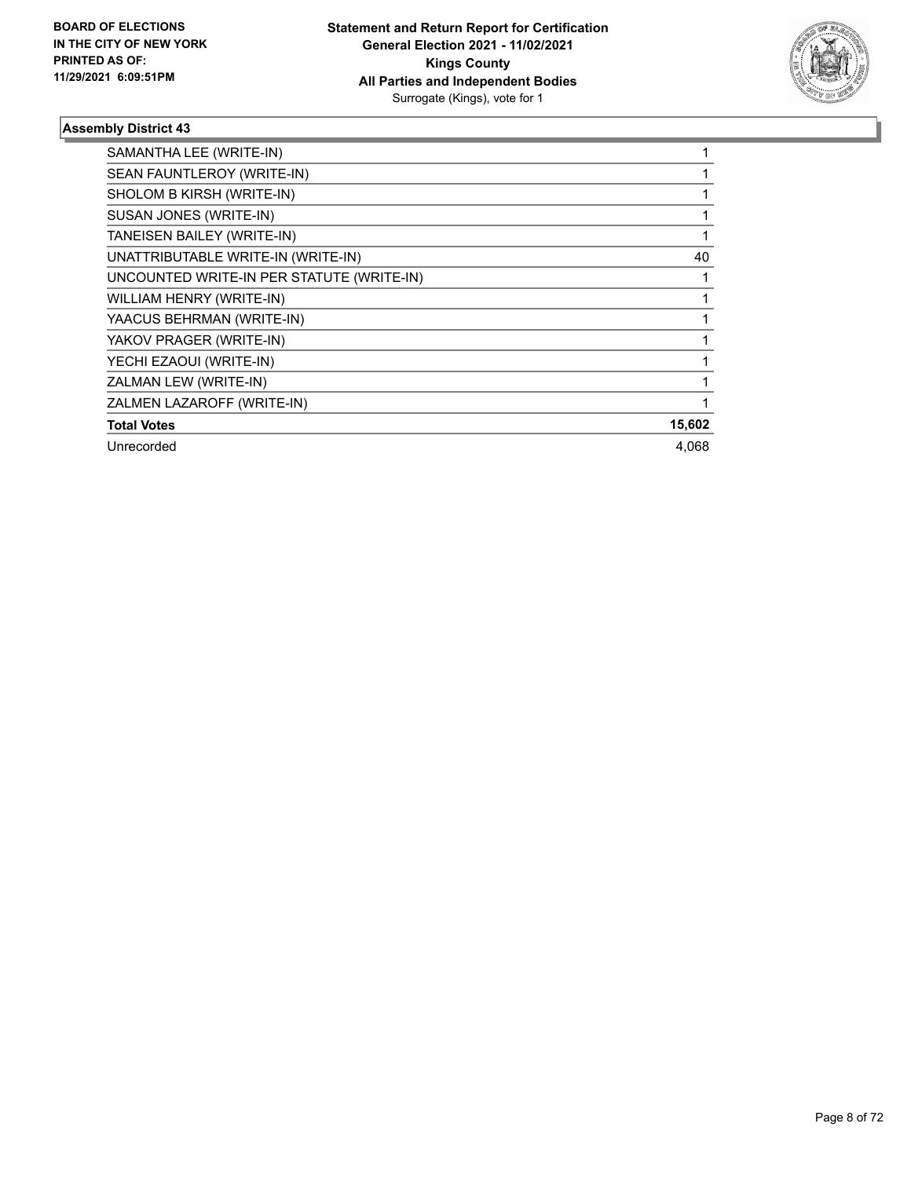## Assembly District 43

| | |
|---|---|
| SAMANTHA LEE (WRITE-IN) | 1 |
| SEAN FAUNTLEROY (WRITE-IN) | 1 |
| SHOLOM B KIRSH (WRITE-IN) | 1 |
| SUSAN JONES (WRITE-IN) | 1 |
| TANEISEN BAILEY (WRITE-IN) | 1 |
| UNATTRIBUTABLE WRITE-IN (WRITE-IN) | 40 |
| UNCOUNTED WRITE-IN PER STATUTE (WRITE-IN) | 1 |
| WILLIAM HENRY (WRITE-IN) | 1 |
| YAACUS BEHRMAN (WRITE-IN) | 1 |
| YAKOV PRAGER (WRITE-IN) | 1 |
| YECHI EZAOUI (WRITE-IN) | 1 |
| ZALMAN LEW (WRITE-IN) | 1 |
| ZALMEN LAZAROFF (WRITE-IN) | 1 |
| **Total Votes** | **15,602** |
| Unrecorded | 4,068 |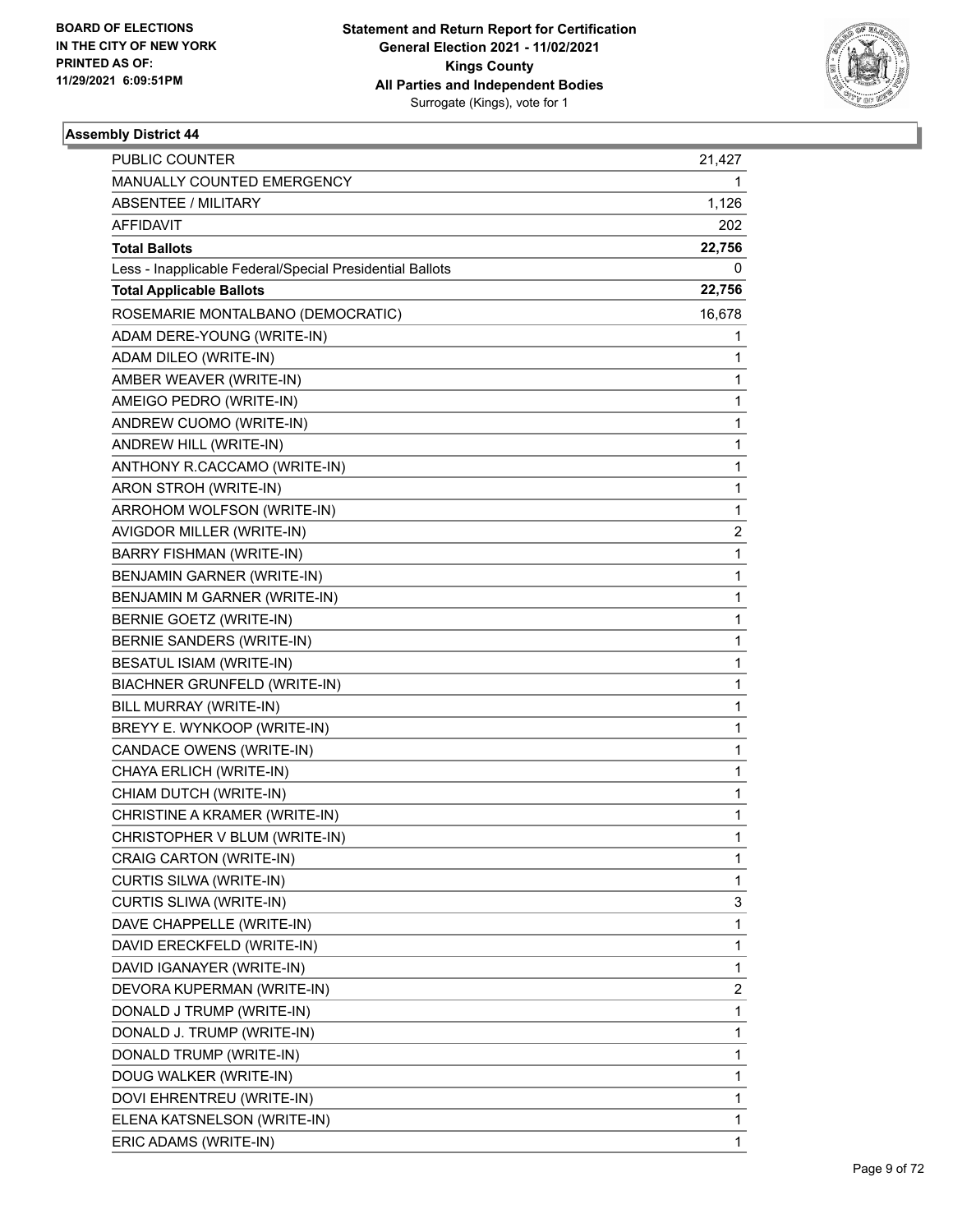**BOARD OF ELECTIONS IN THE CITY OF NEW YORK PRINTED AS OF: 11/29/2021 6:09:51PM**

**Statement and Return Report for Certification General Election 2021 - 11/02/2021 Kings County All Parties and Independent Bodies** Surrogate (Kings), vote for 1

### Assembly District 44

| | |
|---|---|
| PUBLIC COUNTER | 21,427 |
| MANUALLY COUNTED EMERGENCY | 1 |
| ABSENTEE / MILITARY | 1,126 |
| AFFIDAVIT | 202 |
| **Total Ballots** | **22,756** |
| Less - Inapplicable Federal/Special Presidential Ballots | 0 |
| **Total Applicable Ballots** | **22,756** |
| ROSEMARIE MONTALBANO (DEMOCRATIC) | 16,678 |
| ADAM DERE-YOUNG (WRITE-IN) | 1 |
| ADAM DILEO (WRITE-IN) | 1 |
| AMBER WEAVER (WRITE-IN) | 1 |
| AMEIGO PEDRO (WRITE-IN) | 1 |
| ANDREW CUOMO (WRITE-IN) | 1 |
| ANDREW HILL (WRITE-IN) | 1 |
| ANTHONY R.CACCAMO (WRITE-IN) | 1 |
| ARON STROH (WRITE-IN) | 1 |
| ARROHOM WOLFSON (WRITE-IN) | 1 |
| AVIGDOR MILLER (WRITE-IN) | 2 |
| BARRY FISHMAN (WRITE-IN) | 1 |
| BENJAMIN GARNER (WRITE-IN) | 1 |
| BENJAMIN M GARNER (WRITE-IN) | 1 |
| BERNIE GOETZ (WRITE-IN) | 1 |
| BERNIE SANDERS (WRITE-IN) | 1 |
| BESATUL ISIAM (WRITE-IN) | 1 |
| BIACHNER GRUNFELD (WRITE-IN) | 1 |
| BILL MURRAY (WRITE-IN) | 1 |
| BREYY E. WYNKOOP (WRITE-IN) | 1 |
| CANDACE OWENS (WRITE-IN) | 1 |
| CHAYA ERLICH (WRITE-IN) | 1 |
| CHIAM DUTCH (WRITE-IN) | 1 |
| CHRISTINE A KRAMER (WRITE-IN) | 1 |
| CHRISTOPHER V BLUM (WRITE-IN) | 1 |
| CRAIG CARTON (WRITE-IN) | 1 |
| CURTIS SILWA (WRITE-IN) | 1 |
| CURTIS SLIWA (WRITE-IN) | 3 |
| DAVE CHAPPELLE (WRITE-IN) | 1 |
| DAVID ERECKFELD (WRITE-IN) | 1 |
| DAVID IGANAYER (WRITE-IN) | 1 |
| DEVORA KUPERMAN (WRITE-IN) | 2 |
| DONALD J TRUMP (WRITE-IN) | 1 |
| DONALD J. TRUMP (WRITE-IN) | 1 |
| DONALD TRUMP (WRITE-IN) | 1 |
| DOUG WALKER (WRITE-IN) | 1 |
| DOVI EHRENTREU (WRITE-IN) | 1 |
| ELENA KATSNELSON (WRITE-IN) | 1 |
| ERIC ADAMS (WRITE-IN) | 1 |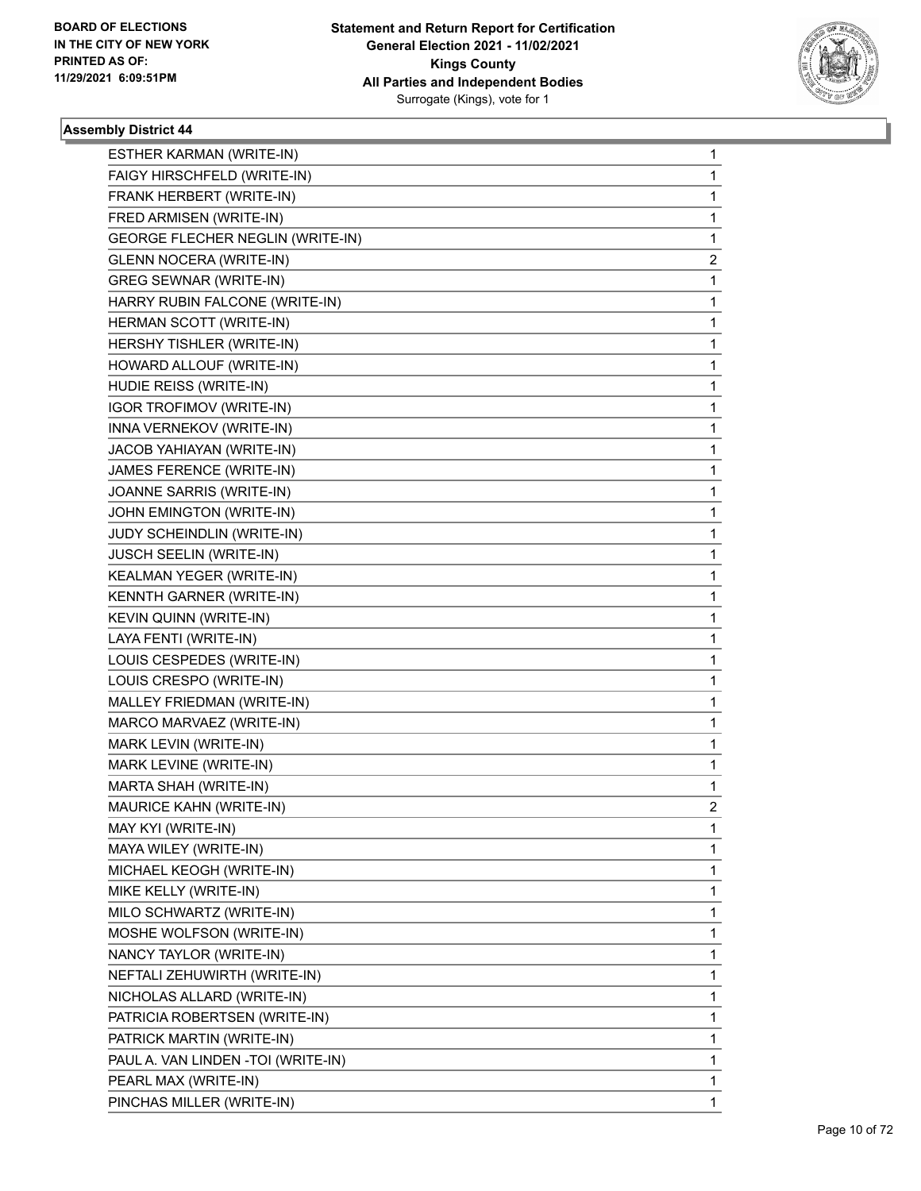BOARD OF ELECTIONS
IN THE CITY OF NEW YORK
PRINTED AS OF:
11/29/2021 6:09:51PM

**Statement and Return Report for Certification**
**General Election 2021 - 11/02/2021**
**Kings County**
**All Parties and Independent Bodies**
Surrogate (Kings), vote for 1

### Assembly District 44

| | |
|---|---|
| ESTHER KARMAN (WRITE-IN) | 1 |
| FAIGY HIRSCHFELD (WRITE-IN) | 1 |
| FRANK HERBERT (WRITE-IN) | 1 |
| FRED ARMISEN (WRITE-IN) | 1 |
| GEORGE FLECHER NEGLIN (WRITE-IN) | 1 |
| GLENN NOCERA (WRITE-IN) | 2 |
| GREG SEWNAR (WRITE-IN) | 1 |
| HARRY RUBIN FALCONE (WRITE-IN) | 1 |
| HERMAN SCOTT (WRITE-IN) | 1 |
| HERSHY TISHLER (WRITE-IN) | 1 |
| HOWARD ALLOUF (WRITE-IN) | 1 |
| HUDIE REISS (WRITE-IN) | 1 |
| IGOR TROFIMOV (WRITE-IN) | 1 |
| INNA VERNEKOV (WRITE-IN) | 1 |
| JACOB YAHIAYAN (WRITE-IN) | 1 |
| JAMES FERENCE (WRITE-IN) | 1 |
| JOANNE SARRIS (WRITE-IN) | 1 |
| JOHN EMINGTON (WRITE-IN) | 1 |
| JUDY SCHEINDLIN (WRITE-IN) | 1 |
| JUSCH SEELIN (WRITE-IN) | 1 |
| KEALMAN YEGER (WRITE-IN) | 1 |
| KENNTH GARNER (WRITE-IN) | 1 |
| KEVIN QUINN (WRITE-IN) | 1 |
| LAYA FENTI (WRITE-IN) | 1 |
| LOUIS CESPEDES (WRITE-IN) | 1 |
| LOUIS CRESPO (WRITE-IN) | 1 |
| MALLEY FRIEDMAN (WRITE-IN) | 1 |
| MARCO MARVAEZ (WRITE-IN) | 1 |
| MARK LEVIN (WRITE-IN) | 1 |
| MARK LEVINE (WRITE-IN) | 1 |
| MARTA SHAH (WRITE-IN) | 1 |
| MAURICE KAHN (WRITE-IN) | 2 |
| MAY KYI (WRITE-IN) | 1 |
| MAYA WILEY (WRITE-IN) | 1 |
| MICHAEL KEOGH (WRITE-IN) | 1 |
| MIKE KELLY (WRITE-IN) | 1 |
| MILO SCHWARTZ (WRITE-IN) | 1 |
| MOSHE WOLFSON (WRITE-IN) | 1 |
| NANCY TAYLOR (WRITE-IN) | 1 |
| NEFTALI ZEHUWIRTH (WRITE-IN) | 1 |
| NICHOLAS ALLARD (WRITE-IN) | 1 |
| PATRICIA ROBERTSEN (WRITE-IN) | 1 |
| PATRICK MARTIN (WRITE-IN) | 1 |
| PAUL A. VAN LINDEN -TOI (WRITE-IN) | 1 |
| PEARL MAX (WRITE-IN) | 1 |
| PINCHAS MILLER (WRITE-IN) | 1 |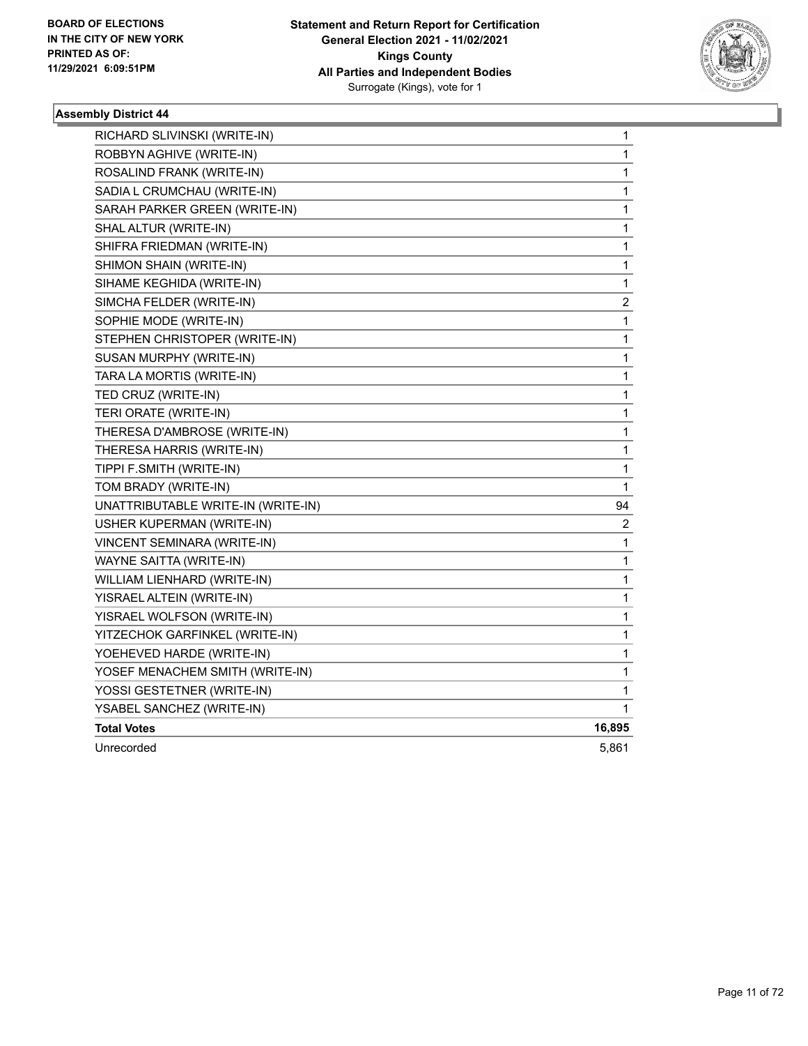**BOARD OF ELECTIONS IN THE CITY OF NEW YORK PRINTED AS OF: 11/29/2021 6:09:51PM**

**Statement and Return Report for Certification General Election 2021 - 11/02/2021 Kings County All Parties and Independent Bodies**
Surrogate (Kings), vote for 1

## Assembly District 44

| | |
|---|---|
| RICHARD SLIVINSKI (WRITE-IN) | 1 |
| ROBBYN AGHIVE (WRITE-IN) | 1 |
| ROSALIND FRANK (WRITE-IN) | 1 |
| SADIA L CRUMCHAU (WRITE-IN) | 1 |
| SARAH PARKER GREEN (WRITE-IN) | 1 |
| SHAL ALTUR (WRITE-IN) | 1 |
| SHIFRA FRIEDMAN (WRITE-IN) | 1 |
| SHIMON SHAIN (WRITE-IN) | 1 |
| SIHAME KEGHIDA (WRITE-IN) | 1 |
| SIMCHA FELDER (WRITE-IN) | 2 |
| SOPHIE MODE (WRITE-IN) | 1 |
| STEPHEN CHRISTOPER (WRITE-IN) | 1 |
| SUSAN MURPHY (WRITE-IN) | 1 |
| TARA LA MORTIS (WRITE-IN) | 1 |
| TED CRUZ (WRITE-IN) | 1 |
| TERI ORATE (WRITE-IN) | 1 |
| THERESA D'AMBROSE (WRITE-IN) | 1 |
| THERESA HARRIS (WRITE-IN) | 1 |
| TIPPI F.SMITH (WRITE-IN) | 1 |
| TOM BRADY (WRITE-IN) | 1 |
| UNATTRIBUTABLE WRITE-IN (WRITE-IN) | 94 |
| USHER KUPERMAN (WRITE-IN) | 2 |
| VINCENT SEMINARA (WRITE-IN) | 1 |
| WAYNE SAITTA (WRITE-IN) | 1 |
| WILLIAM LIENHARD (WRITE-IN) | 1 |
| YISRAEL ALTEIN (WRITE-IN) | 1 |
| YISRAEL WOLFSON (WRITE-IN) | 1 |
| YITZECHOK GARFINKEL (WRITE-IN) | 1 |
| YOEHEVED HARDE (WRITE-IN) | 1 |
| YOSEF MENACHEM SMITH (WRITE-IN) | 1 |
| YOSSI GESTETNER (WRITE-IN) | 1 |
| YSABEL SANCHEZ (WRITE-IN) | 1 |
| **Total Votes** | **16,895** |
| Unrecorded | 5,861 |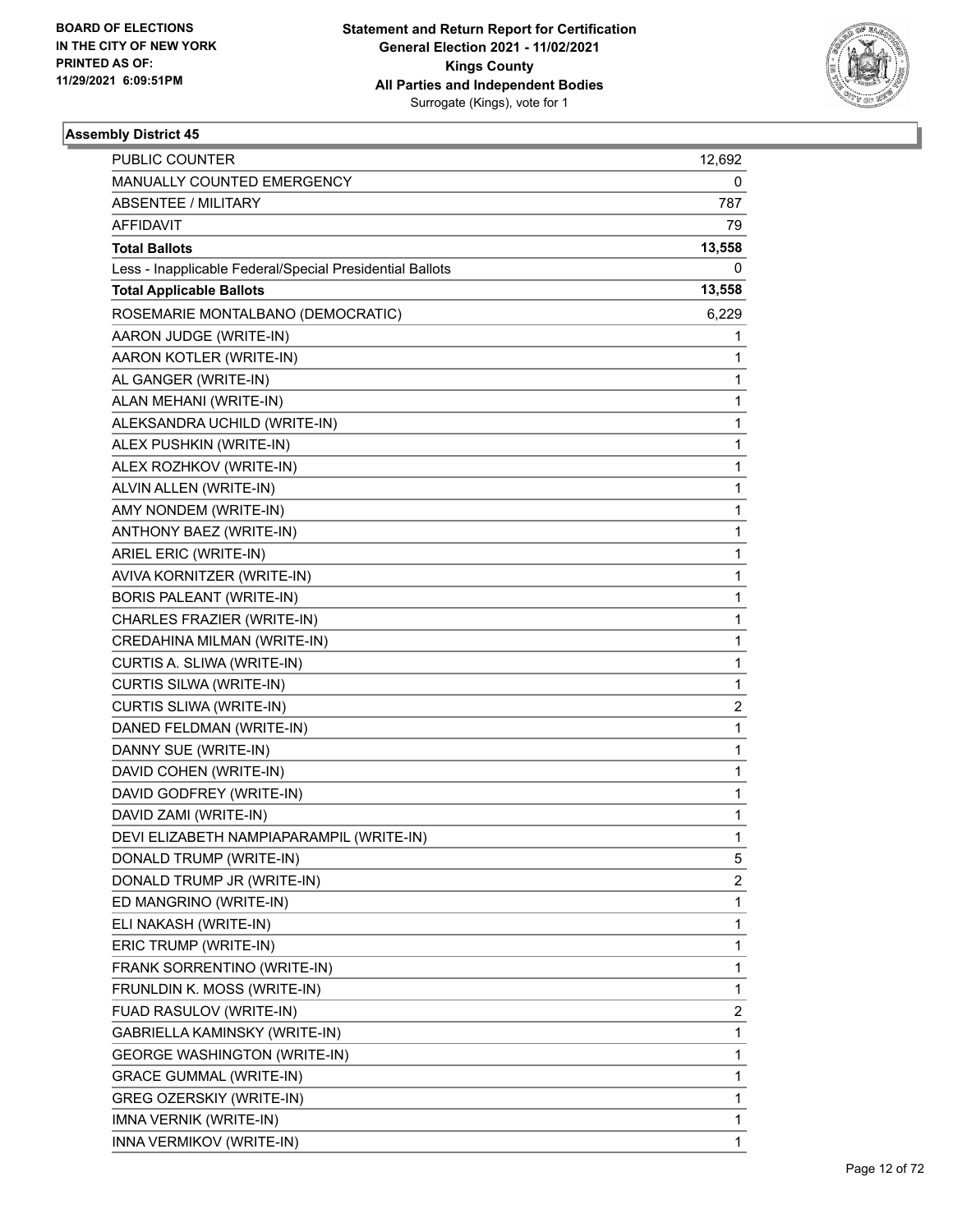**Statement and Return Report for Certification**
**General Election 2021 - 11/02/2021**
**Kings County**
**All Parties and Independent Bodies**
Surrogate (Kings), vote for 1

BOARD OF ELECTIONS
IN THE CITY OF NEW YORK
PRINTED AS OF:
11/29/2021 6:09:51PM

**Assembly District 45**

| | |
|---|---|
| PUBLIC COUNTER | 12,692 |
| MANUALLY COUNTED EMERGENCY | 0 |
| ABSENTEE / MILITARY | 787 |
| AFFIDAVIT | 79 |
| **Total Ballots** | **13,558** |
| Less - Inapplicable Federal/Special Presidential Ballots | 0 |
| **Total Applicable Ballots** | **13,558** |
| ROSEMARIE MONTALBANO (DEMOCRATIC) | 6,229 |
| AARON JUDGE (WRITE-IN) | 1 |
| AARON KOTLER (WRITE-IN) | 1 |
| AL GANGER (WRITE-IN) | 1 |
| ALAN MEHANI (WRITE-IN) | 1 |
| ALEKSANDRA UCHILD (WRITE-IN) | 1 |
| ALEX PUSHKIN (WRITE-IN) | 1 |
| ALEX ROZHKOV (WRITE-IN) | 1 |
| ALVIN ALLEN (WRITE-IN) | 1 |
| AMY NONDEM (WRITE-IN) | 1 |
| ANTHONY BAEZ (WRITE-IN) | 1 |
| ARIEL ERIC (WRITE-IN) | 1 |
| AVIVA KORNITZER (WRITE-IN) | 1 |
| BORIS PALEANT (WRITE-IN) | 1 |
| CHARLES FRAZIER (WRITE-IN) | 1 |
| CREDAHINA MILMAN (WRITE-IN) | 1 |
| CURTIS A. SLIWA (WRITE-IN) | 1 |
| CURTIS SILWA (WRITE-IN) | 1 |
| CURTIS SLIWA (WRITE-IN) | 2 |
| DANED FELDMAN (WRITE-IN) | 1 |
| DANNY SUE (WRITE-IN) | 1 |
| DAVID COHEN (WRITE-IN) | 1 |
| DAVID GODFREY (WRITE-IN) | 1 |
| DAVID ZAMI (WRITE-IN) | 1 |
| DEVI ELIZABETH NAMPIAPARAMPIL (WRITE-IN) | 1 |
| DONALD TRUMP (WRITE-IN) | 5 |
| DONALD TRUMP JR (WRITE-IN) | 2 |
| ED MANGRINO (WRITE-IN) | 1 |
| ELI NAKASH (WRITE-IN) | 1 |
| ERIC TRUMP (WRITE-IN) | 1 |
| FRANK SORRENTINO (WRITE-IN) | 1 |
| FRUNLDIN K. MOSS (WRITE-IN) | 1 |
| FUAD RASULOV (WRITE-IN) | 2 |
| GABRIELLA KAMINSKY (WRITE-IN) | 1 |
| GEORGE WASHINGTON (WRITE-IN) | 1 |
| GRACE GUMMAL (WRITE-IN) | 1 |
| GREG OZERSKIY (WRITE-IN) | 1 |
| IMNA VERNIK (WRITE-IN) | 1 |
| INNA VERMIKOV (WRITE-IN) | 1 |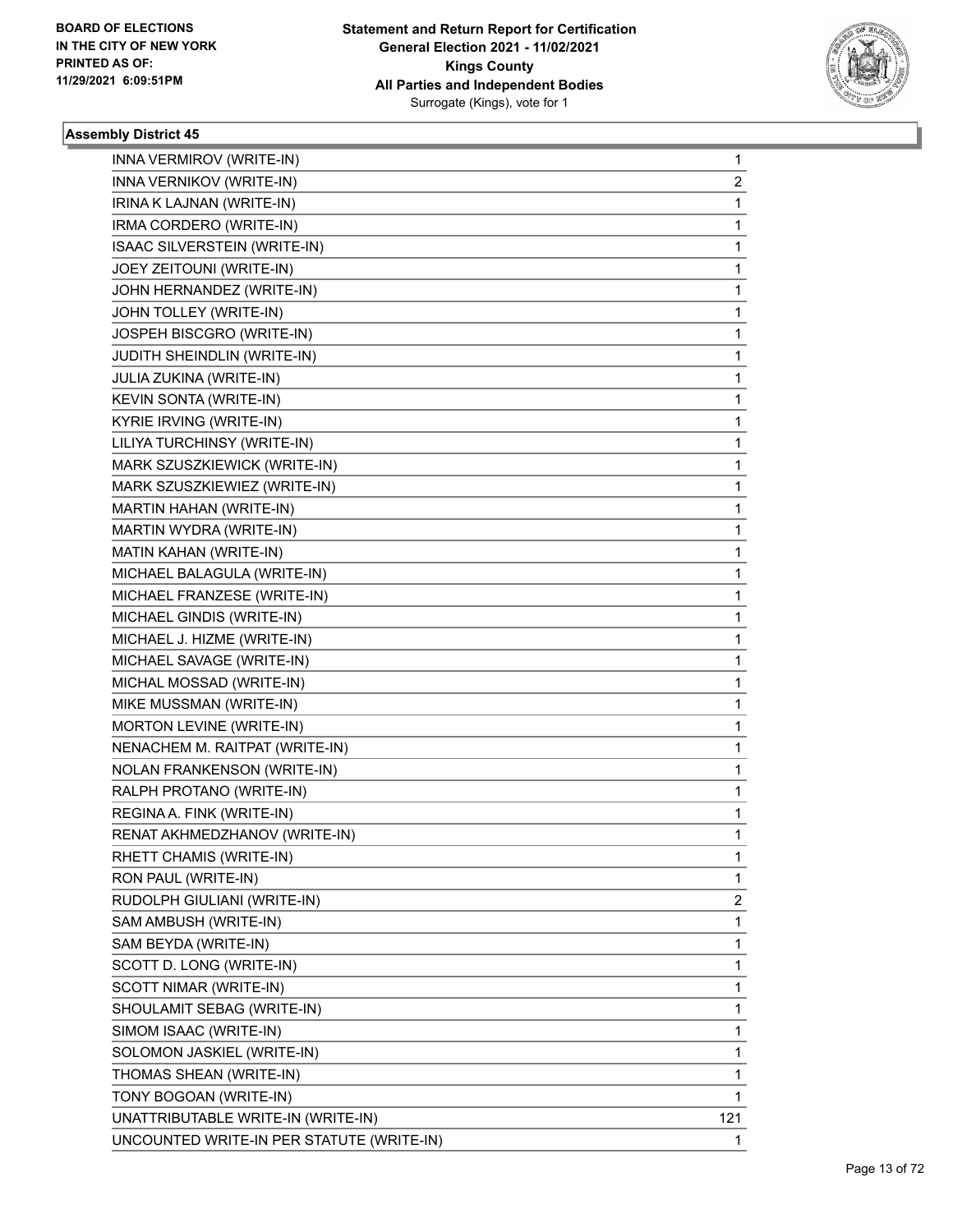**BOARD OF ELECTIONS IN THE CITY OF NEW YORK PRINTED AS OF: 11/29/2021 6:09:51PM**

**Statement and Return Report for Certification General Election 2021 - 11/02/2021 Kings County All Parties and Independent Bodies** Surrogate (Kings), vote for 1

### Assembly District 45

| | |
|---|---|
| INNA VERMIROV (WRITE-IN) | 1 |
| INNA VERNIKOV (WRITE-IN) | 2 |
| IRINA K LAJNAN (WRITE-IN) | 1 |
| IRMA CORDERO (WRITE-IN) | 1 |
| ISAAC SILVERSTEIN (WRITE-IN) | 1 |
| JOEY ZEITOUNI (WRITE-IN) | 1 |
| JOHN HERNANDEZ (WRITE-IN) | 1 |
| JOHN TOLLEY (WRITE-IN) | 1 |
| JOSPEH BISCGRO (WRITE-IN) | 1 |
| JUDITH SHEINDLIN (WRITE-IN) | 1 |
| JULIA ZUKINA (WRITE-IN) | 1 |
| KEVIN SONTA (WRITE-IN) | 1 |
| KYRIE IRVING (WRITE-IN) | 1 |
| LILIYA TURCHINSY (WRITE-IN) | 1 |
| MARK SZUSZKIEWICK (WRITE-IN) | 1 |
| MARK SZUSZKIEWIEZ (WRITE-IN) | 1 |
| MARTIN HAHAN (WRITE-IN) | 1 |
| MARTIN WYDRA (WRITE-IN) | 1 |
| MATIN KAHAN (WRITE-IN) | 1 |
| MICHAEL BALAGULA (WRITE-IN) | 1 |
| MICHAEL FRANZESE (WRITE-IN) | 1 |
| MICHAEL GINDIS (WRITE-IN) | 1 |
| MICHAEL J. HIZME (WRITE-IN) | 1 |
| MICHAEL SAVAGE (WRITE-IN) | 1 |
| MICHAL MOSSAD (WRITE-IN) | 1 |
| MIKE MUSSMAN (WRITE-IN) | 1 |
| MORTON LEVINE (WRITE-IN) | 1 |
| NENACHEM M. RAITPAT (WRITE-IN) | 1 |
| NOLAN FRANKENSON (WRITE-IN) | 1 |
| RALPH PROTANO (WRITE-IN) | 1 |
| REGINA A. FINK (WRITE-IN) | 1 |
| RENAT AKHMEDZHANOV (WRITE-IN) | 1 |
| RHETT CHAMIS (WRITE-IN) | 1 |
| RON PAUL (WRITE-IN) | 1 |
| RUDOLPH GIULIANI (WRITE-IN) | 2 |
| SAM AMBUSH (WRITE-IN) | 1 |
| SAM BEYDA (WRITE-IN) | 1 |
| SCOTT D. LONG (WRITE-IN) | 1 |
| SCOTT NIMAR (WRITE-IN) | 1 |
| SHOULAMIT SEBAG (WRITE-IN) | 1 |
| SIMOM ISAAC (WRITE-IN) | 1 |
| SOLOMON JASKIEL (WRITE-IN) | 1 |
| THOMAS SHEAN (WRITE-IN) | 1 |
| TONY BOGOAN (WRITE-IN) | 1 |
| UNATTRIBUTABLE WRITE-IN (WRITE-IN) | 121 |
| UNCOUNTED WRITE-IN PER STATUTE (WRITE-IN) | 1 |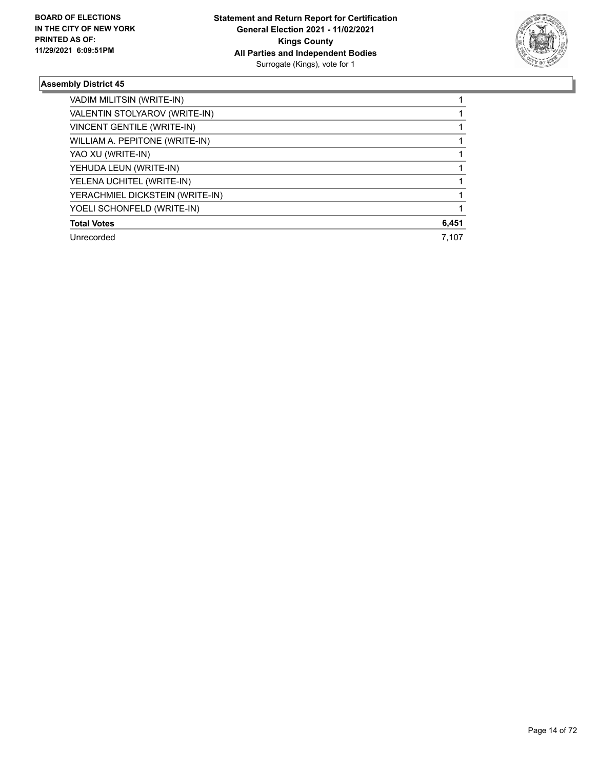**BOARD OF ELECTIONS IN THE CITY OF NEW YORK PRINTED AS OF: 11/29/2021 6:09:51PM**

**Statement and Return Report for Certification General Election 2021 - 11/02/2021 Kings County All Parties and Independent Bodies**
Surrogate (Kings), vote for 1

### Assembly District 45

| | |
|---|---|
| VADIM MILITSIN (WRITE-IN) | 1 |
| VALENTIN STOLYAROV (WRITE-IN) | 1 |
| VINCENT GENTILE (WRITE-IN) | 1 |
| WILLIAM A. PEPITONE (WRITE-IN) | 1 |
| YAO XU (WRITE-IN) | 1 |
| YEHUDA LEUN (WRITE-IN) | 1 |
| YELENA UCHITEL (WRITE-IN) | 1 |
| YERACHMIEL DICKSTEIN (WRITE-IN) | 1 |
| YOELI SCHONFELD (WRITE-IN) | 1 |
| **Total Votes** | **6,451** |
| Unrecorded | 7,107 |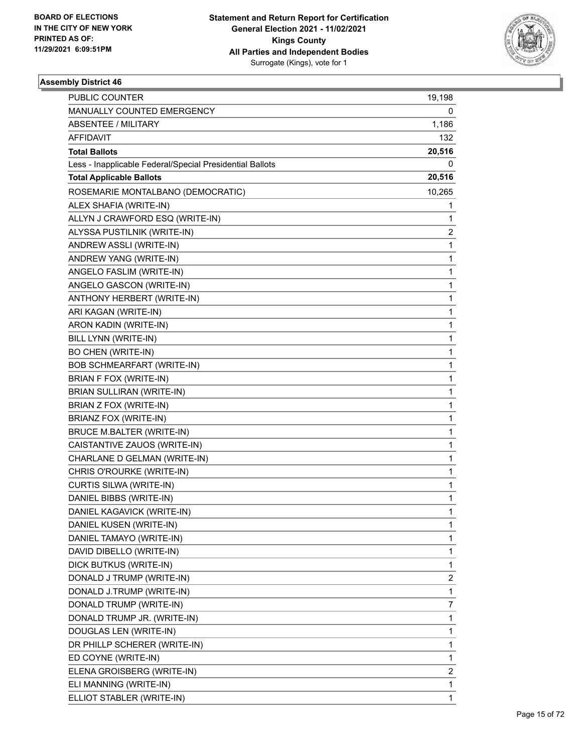BOARD OF ELECTIONS
IN THE CITY OF NEW YORK
PRINTED AS OF:
11/29/2021 6:09:51PM

**Statement and Return Report for Certification**
**General Election 2021 - 11/02/2021**
**Kings County**
**All Parties and Independent Bodies**
Surrogate (Kings), vote for 1

### Assembly District 46

| | |
|---|---|
| PUBLIC COUNTER | 19,198 |
| MANUALLY COUNTED EMERGENCY | 0 |
| ABSENTEE / MILITARY | 1,186 |
| AFFIDAVIT | 132 |
| **Total Ballots** | **20,516** |
| Less - Inapplicable Federal/Special Presidential Ballots | 0 |
| **Total Applicable Ballots** | **20,516** |
| ROSEMARIE MONTALBANO (DEMOCRATIC) | 10,265 |
| ALEX SHAFIA (WRITE-IN) | 1 |
| ALLYN J CRAWFORD ESQ (WRITE-IN) | 1 |
| ALYSSA PUSTILNIK (WRITE-IN) | 2 |
| ANDREW ASSLI (WRITE-IN) | 1 |
| ANDREW YANG (WRITE-IN) | 1 |
| ANGELO FASLIM (WRITE-IN) | 1 |
| ANGELO GASCON (WRITE-IN) | 1 |
| ANTHONY HERBERT (WRITE-IN) | 1 |
| ARI KAGAN (WRITE-IN) | 1 |
| ARON KADIN (WRITE-IN) | 1 |
| BILL LYNN (WRITE-IN) | 1 |
| BO CHEN (WRITE-IN) | 1 |
| BOB SCHMEARFART (WRITE-IN) | 1 |
| BRIAN F FOX (WRITE-IN) | 1 |
| BRIAN SULLIRAN (WRITE-IN) | 1 |
| BRIAN Z FOX (WRITE-IN) | 1 |
| BRIANZ FOX (WRITE-IN) | 1 |
| BRUCE M.BALTER (WRITE-IN) | 1 |
| CAISTANTIVE ZAUOS (WRITE-IN) | 1 |
| CHARLANE D GELMAN (WRITE-IN) | 1 |
| CHRIS O'ROURKE (WRITE-IN) | 1 |
| CURTIS SILWA (WRITE-IN) | 1 |
| DANIEL BIBBS (WRITE-IN) | 1 |
| DANIEL KAGAVICK (WRITE-IN) | 1 |
| DANIEL KUSEN (WRITE-IN) | 1 |
| DANIEL TAMAYO (WRITE-IN) | 1 |
| DAVID DIBELLO (WRITE-IN) | 1 |
| DICK BUTKUS (WRITE-IN) | 1 |
| DONALD J TRUMP (WRITE-IN) | 2 |
| DONALD J.TRUMP (WRITE-IN) | 1 |
| DONALD TRUMP (WRITE-IN) | 7 |
| DONALD TRUMP JR. (WRITE-IN) | 1 |
| DOUGLAS LEN (WRITE-IN) | 1 |
| DR PHILLP SCHERER (WRITE-IN) | 1 |
| ED COYNE (WRITE-IN) | 1 |
| ELENA GROISBERG (WRITE-IN) | 2 |
| ELI MANNING (WRITE-IN) | 1 |
| ELLIOT STABLER (WRITE-IN) | 1 |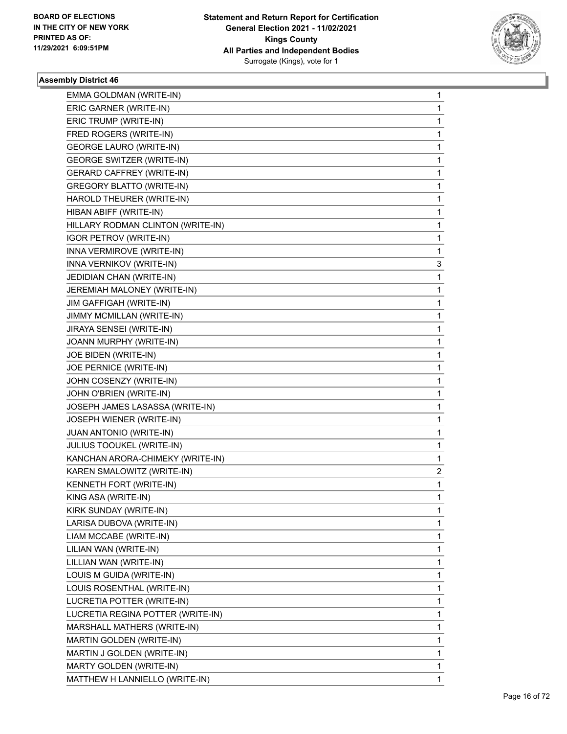**Statement and Return Report for Certification**
**General Election 2021 - 11/02/2021**
**Kings County**
**All Parties and Independent Bodies**
Surrogate (Kings), vote for 1

BOARD OF ELECTIONS IN THE CITY OF NEW YORK PRINTED AS OF: 11/29/2021 6:09:51PM

### Assembly District 46

| | |
|---|---|
| EMMA GOLDMAN (WRITE-IN) | 1 |
| ERIC GARNER (WRITE-IN) | 1 |
| ERIC TRUMP (WRITE-IN) | 1 |
| FRED ROGERS (WRITE-IN) | 1 |
| GEORGE LAURO (WRITE-IN) | 1 |
| GEORGE SWITZER (WRITE-IN) | 1 |
| GERARD CAFFREY (WRITE-IN) | 1 |
| GREGORY BLATTO (WRITE-IN) | 1 |
| HAROLD THEURER (WRITE-IN) | 1 |
| HIBAN ABIFF (WRITE-IN) | 1 |
| HILLARY RODMAN CLINTON (WRITE-IN) | 1 |
| IGOR PETROV (WRITE-IN) | 1 |
| INNA VERMIROVE (WRITE-IN) | 1 |
| INNA VERNIKOV (WRITE-IN) | 3 |
| JEDIDIAN CHAN (WRITE-IN) | 1 |
| JEREMIAH MALONEY (WRITE-IN) | 1 |
| JIM GAFFIGAH (WRITE-IN) | 1 |
| JIMMY MCMILLAN (WRITE-IN) | 1 |
| JIRAYA SENSEI (WRITE-IN) | 1 |
| JOANN MURPHY (WRITE-IN) | 1 |
| JOE BIDEN (WRITE-IN) | 1 |
| JOE PERNICE (WRITE-IN) | 1 |
| JOHN COSENZY (WRITE-IN) | 1 |
| JOHN O'BRIEN (WRITE-IN) | 1 |
| JOSEPH JAMES LASASSA (WRITE-IN) | 1 |
| JOSEPH WIENER (WRITE-IN) | 1 |
| JUAN ANTONIO (WRITE-IN) | 1 |
| JULIUS TOOUKEL (WRITE-IN) | 1 |
| KANCHAN ARORA-CHIMEKY (WRITE-IN) | 1 |
| KAREN SMALOWITZ (WRITE-IN) | 2 |
| KENNETH FORT (WRITE-IN) | 1 |
| KING ASA (WRITE-IN) | 1 |
| KIRK SUNDAY (WRITE-IN) | 1 |
| LARISA DUBOVA (WRITE-IN) | 1 |
| LIAM MCCABE (WRITE-IN) | 1 |
| LILIAN WAN (WRITE-IN) | 1 |
| LILLIAN WAN (WRITE-IN) | 1 |
| LOUIS M GUIDA (WRITE-IN) | 1 |
| LOUIS ROSENTHAL (WRITE-IN) | 1 |
| LUCRETIA POTTER (WRITE-IN) | 1 |
| LUCRETIA REGINA POTTER (WRITE-IN) | 1 |
| MARSHALL MATHERS (WRITE-IN) | 1 |
| MARTIN GOLDEN (WRITE-IN) | 1 |
| MARTIN J GOLDEN (WRITE-IN) | 1 |
| MARTY GOLDEN (WRITE-IN) | 1 |
| MATTHEW H LANNIELLO (WRITE-IN) | 1 |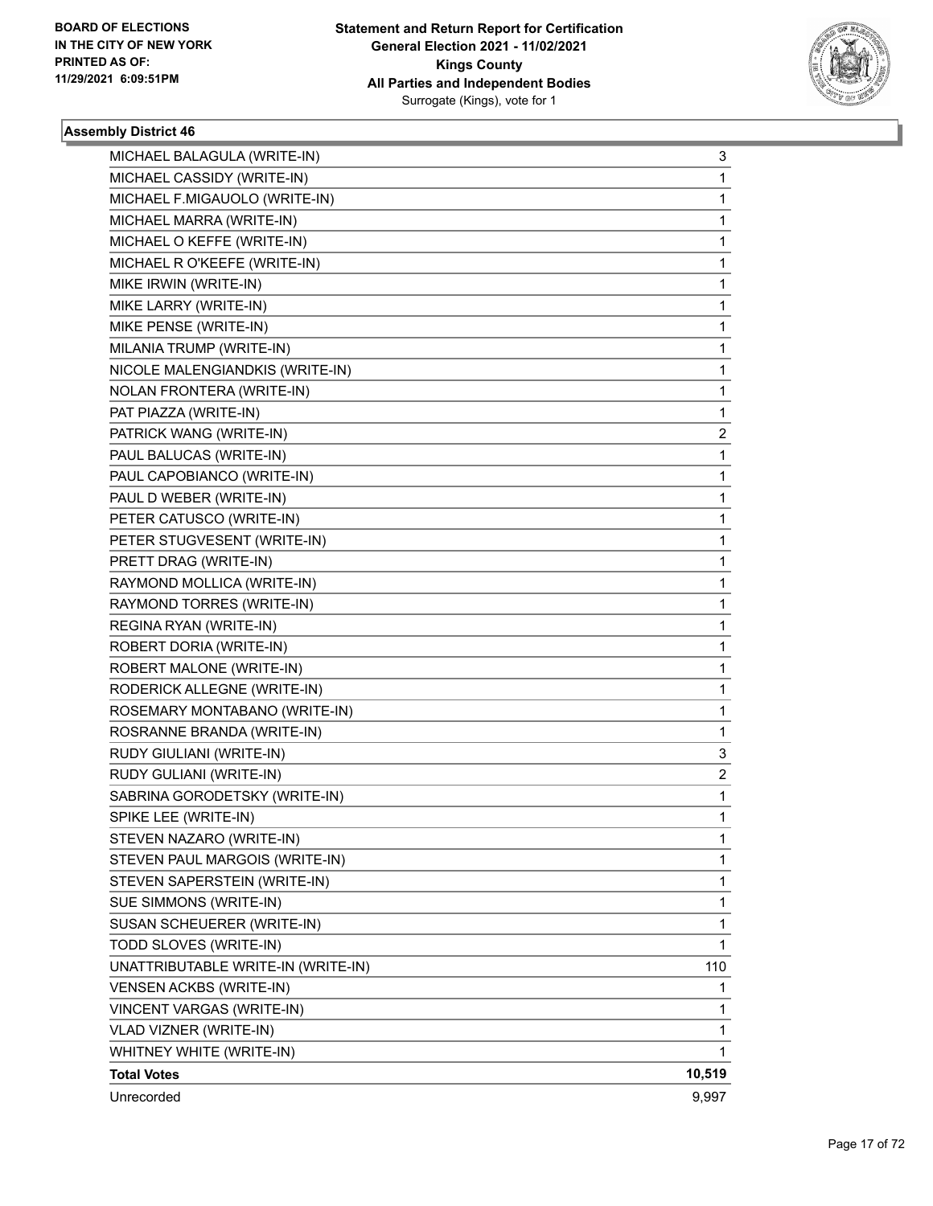## Assembly District 46

| | |
|---|---|
| MICHAEL BALAGULA (WRITE-IN) | 3 |
| MICHAEL CASSIDY (WRITE-IN) | 1 |
| MICHAEL F.MIGAUOLO (WRITE-IN) | 1 |
| MICHAEL MARRA (WRITE-IN) | 1 |
| MICHAEL O KEFFE (WRITE-IN) | 1 |
| MICHAEL R O'KEEFE (WRITE-IN) | 1 |
| MIKE IRWIN (WRITE-IN) | 1 |
| MIKE LARRY (WRITE-IN) | 1 |
| MIKE PENSE (WRITE-IN) | 1 |
| MILANIA TRUMP (WRITE-IN) | 1 |
| NICOLE MALENGIANDKIS (WRITE-IN) | 1 |
| NOLAN FRONTERA (WRITE-IN) | 1 |
| PAT PIAZZA (WRITE-IN) | 1 |
| PATRICK WANG (WRITE-IN) | 2 |
| PAUL BALUCAS (WRITE-IN) | 1 |
| PAUL CAPOBIANCO (WRITE-IN) | 1 |
| PAUL D WEBER (WRITE-IN) | 1 |
| PETER CATUSCO (WRITE-IN) | 1 |
| PETER STUGVESENT (WRITE-IN) | 1 |
| PRETT DRAG (WRITE-IN) | 1 |
| RAYMOND MOLLICA (WRITE-IN) | 1 |
| RAYMOND TORRES (WRITE-IN) | 1 |
| REGINA RYAN (WRITE-IN) | 1 |
| ROBERT DORIA (WRITE-IN) | 1 |
| ROBERT MALONE (WRITE-IN) | 1 |
| RODERICK ALLEGNE (WRITE-IN) | 1 |
| ROSEMARY MONTABANO (WRITE-IN) | 1 |
| ROSRANNE BRANDA (WRITE-IN) | 1 |
| RUDY GIULIANI (WRITE-IN) | 3 |
| RUDY GULIANI (WRITE-IN) | 2 |
| SABRINA GORODETSKY (WRITE-IN) | 1 |
| SPIKE LEE (WRITE-IN) | 1 |
| STEVEN NAZARO (WRITE-IN) | 1 |
| STEVEN PAUL MARGOIS (WRITE-IN) | 1 |
| STEVEN SAPERSTEIN (WRITE-IN) | 1 |
| SUE SIMMONS (WRITE-IN) | 1 |
| SUSAN SCHEUERER (WRITE-IN) | 1 |
| TODD SLOVES (WRITE-IN) | 1 |
| UNATTRIBUTABLE WRITE-IN (WRITE-IN) | 110 |
| VENSEN ACKBS (WRITE-IN) | 1 |
| VINCENT VARGAS (WRITE-IN) | 1 |
| VLAD VIZNER (WRITE-IN) | 1 |
| WHITNEY WHITE (WRITE-IN) | 1 |
| **Total Votes** | **10,519** |
| Unrecorded | 9,997 |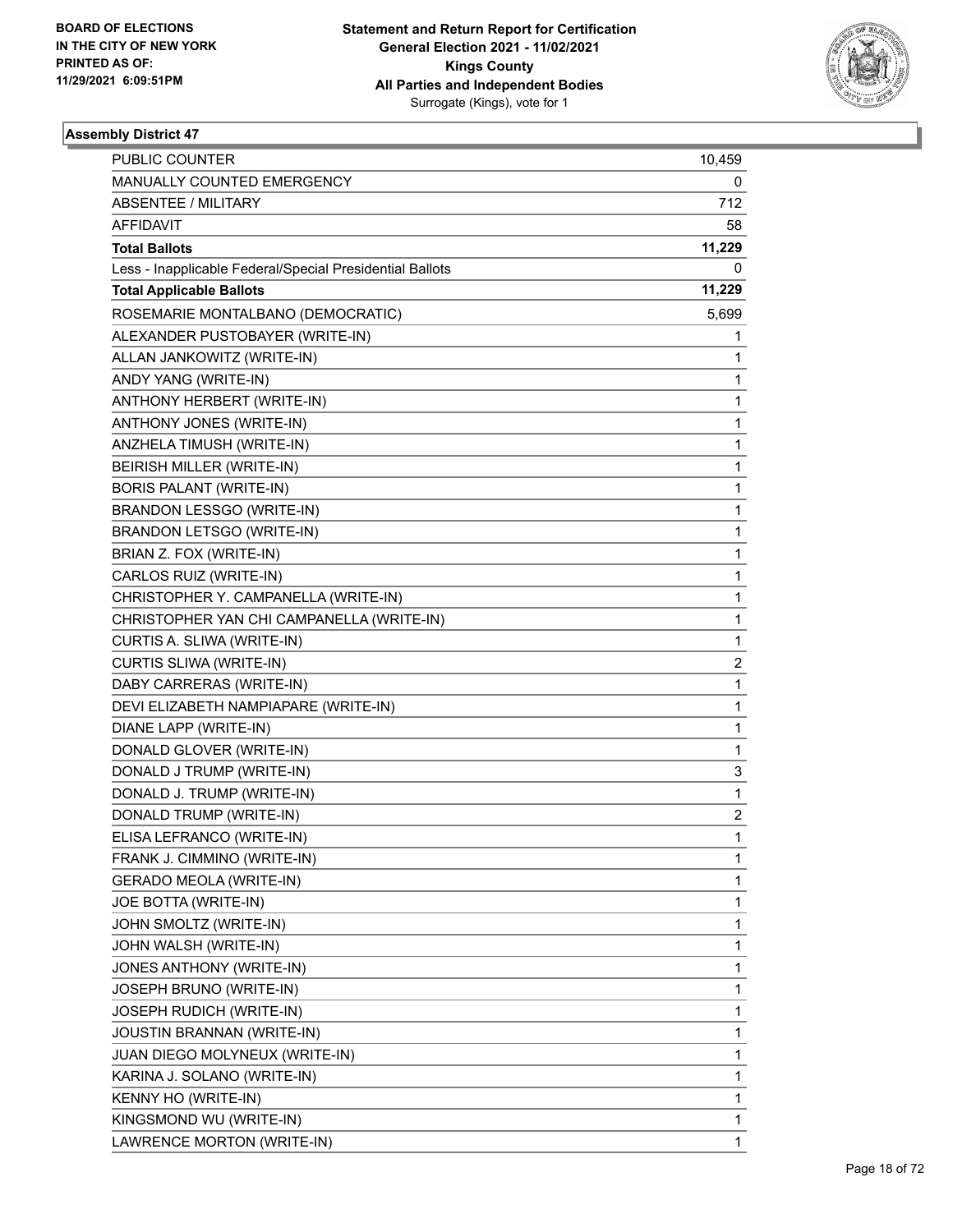**BOARD OF ELECTIONS IN THE CITY OF NEW YORK PRINTED AS OF: 11/29/2021 6:09:51PM**

**Statement and Return Report for Certification**
**General Election 2021 - 11/02/2021**
**Kings County**
**All Parties and Independent Bodies**
Surrogate (Kings), vote for 1

### Assembly District 47

| | |
|---|---|
| PUBLIC COUNTER | 10,459 |
| MANUALLY COUNTED EMERGENCY | 0 |
| ABSENTEE / MILITARY | 712 |
| AFFIDAVIT | 58 |
| **Total Ballots** | **11,229** |
| Less - Inapplicable Federal/Special Presidential Ballots | 0 |
| **Total Applicable Ballots** | **11,229** |
| ROSEMARIE MONTALBANO (DEMOCRATIC) | 5,699 |
| ALEXANDER PUSTOBAYER (WRITE-IN) | 1 |
| ALLAN JANKOWITZ (WRITE-IN) | 1 |
| ANDY YANG (WRITE-IN) | 1 |
| ANTHONY HERBERT (WRITE-IN) | 1 |
| ANTHONY JONES (WRITE-IN) | 1 |
| ANZHELA TIMUSH (WRITE-IN) | 1 |
| BEIRISH MILLER (WRITE-IN) | 1 |
| BORIS PALANT (WRITE-IN) | 1 |
| BRANDON LESSGO (WRITE-IN) | 1 |
| BRANDON LETSGO (WRITE-IN) | 1 |
| BRIAN Z. FOX (WRITE-IN) | 1 |
| CARLOS RUIZ (WRITE-IN) | 1 |
| CHRISTOPHER Y. CAMPANELLA (WRITE-IN) | 1 |
| CHRISTOPHER YAN CHI CAMPANELLA (WRITE-IN) | 1 |
| CURTIS A. SLIWA (WRITE-IN) | 1 |
| CURTIS SLIWA (WRITE-IN) | 2 |
| DABY CARRERAS (WRITE-IN) | 1 |
| DEVI ELIZABETH NAMPIAPARE (WRITE-IN) | 1 |
| DIANE LAPP (WRITE-IN) | 1 |
| DONALD GLOVER (WRITE-IN) | 1 |
| DONALD J TRUMP (WRITE-IN) | 3 |
| DONALD J. TRUMP (WRITE-IN) | 1 |
| DONALD TRUMP (WRITE-IN) | 2 |
| ELISA LEFRANCO (WRITE-IN) | 1 |
| FRANK J. CIMMINO (WRITE-IN) | 1 |
| GERADO MEOLA (WRITE-IN) | 1 |
| JOE BOTTA (WRITE-IN) | 1 |
| JOHN SMOLTZ (WRITE-IN) | 1 |
| JOHN WALSH (WRITE-IN) | 1 |
| JONES ANTHONY (WRITE-IN) | 1 |
| JOSEPH BRUNO (WRITE-IN) | 1 |
| JOSEPH RUDICH (WRITE-IN) | 1 |
| JOUSTIN BRANNAN (WRITE-IN) | 1 |
| JUAN DIEGO MOLYNEUX (WRITE-IN) | 1 |
| KARINA J. SOLANO (WRITE-IN) | 1 |
| KENNY HO (WRITE-IN) | 1 |
| KINGSMOND WU (WRITE-IN) | 1 |
| LAWRENCE MORTON (WRITE-IN) | 1 |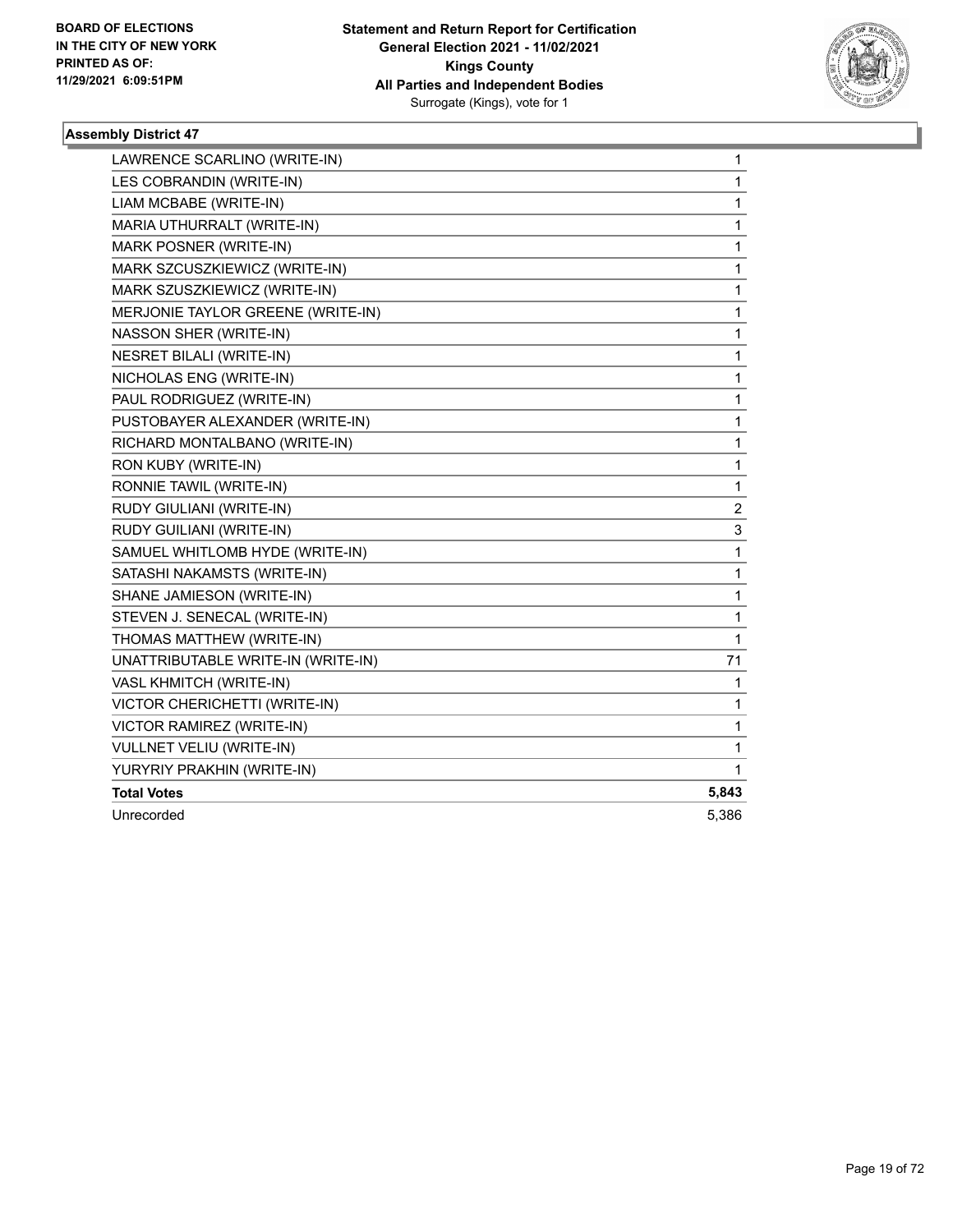**BOARD OF ELECTIONS IN THE CITY OF NEW YORK PRINTED AS OF: 11/29/2021 6:09:51PM**

**Statement and Return Report for Certification General Election 2021 - 11/02/2021 Kings County All Parties and Independent Bodies**
Surrogate (Kings), vote for 1

### Assembly District 47

| | |
|---|---|
| LAWRENCE SCARLINO (WRITE-IN) | 1 |
| LES COBRANDIN (WRITE-IN) | 1 |
| LIAM MCBABE (WRITE-IN) | 1 |
| MARIA UTHURRALT (WRITE-IN) | 1 |
| MARK POSNER (WRITE-IN) | 1 |
| MARK SZCUSZKIEWICZ (WRITE-IN) | 1 |
| MARK SZUSZKIEWICZ (WRITE-IN) | 1 |
| MERJONIE TAYLOR GREENE (WRITE-IN) | 1 |
| NASSON SHER (WRITE-IN) | 1 |
| NESRET BILALI (WRITE-IN) | 1 |
| NICHOLAS ENG (WRITE-IN) | 1 |
| PAUL RODRIGUEZ (WRITE-IN) | 1 |
| PUSTOBAYER ALEXANDER (WRITE-IN) | 1 |
| RICHARD MONTALBANO (WRITE-IN) | 1 |
| RON KUBY (WRITE-IN) | 1 |
| RONNIE TAWIL (WRITE-IN) | 1 |
| RUDY GIULIANI (WRITE-IN) | 2 |
| RUDY GUILIANI (WRITE-IN) | 3 |
| SAMUEL WHITLOMB HYDE (WRITE-IN) | 1 |
| SATASHI NAKAMSTS (WRITE-IN) | 1 |
| SHANE JAMIESON (WRITE-IN) | 1 |
| STEVEN J. SENECAL (WRITE-IN) | 1 |
| THOMAS MATTHEW (WRITE-IN) | 1 |
| UNATTRIBUTABLE WRITE-IN (WRITE-IN) | 71 |
| VASL KHMITCH (WRITE-IN) | 1 |
| VICTOR CHERICHETTI (WRITE-IN) | 1 |
| VICTOR RAMIREZ (WRITE-IN) | 1 |
| VULLNET VELIU (WRITE-IN) | 1 |
| YURYRIY PRAKHIN (WRITE-IN) | 1 |
| **Total Votes** | **5,843** |
| Unrecorded | 5,386 |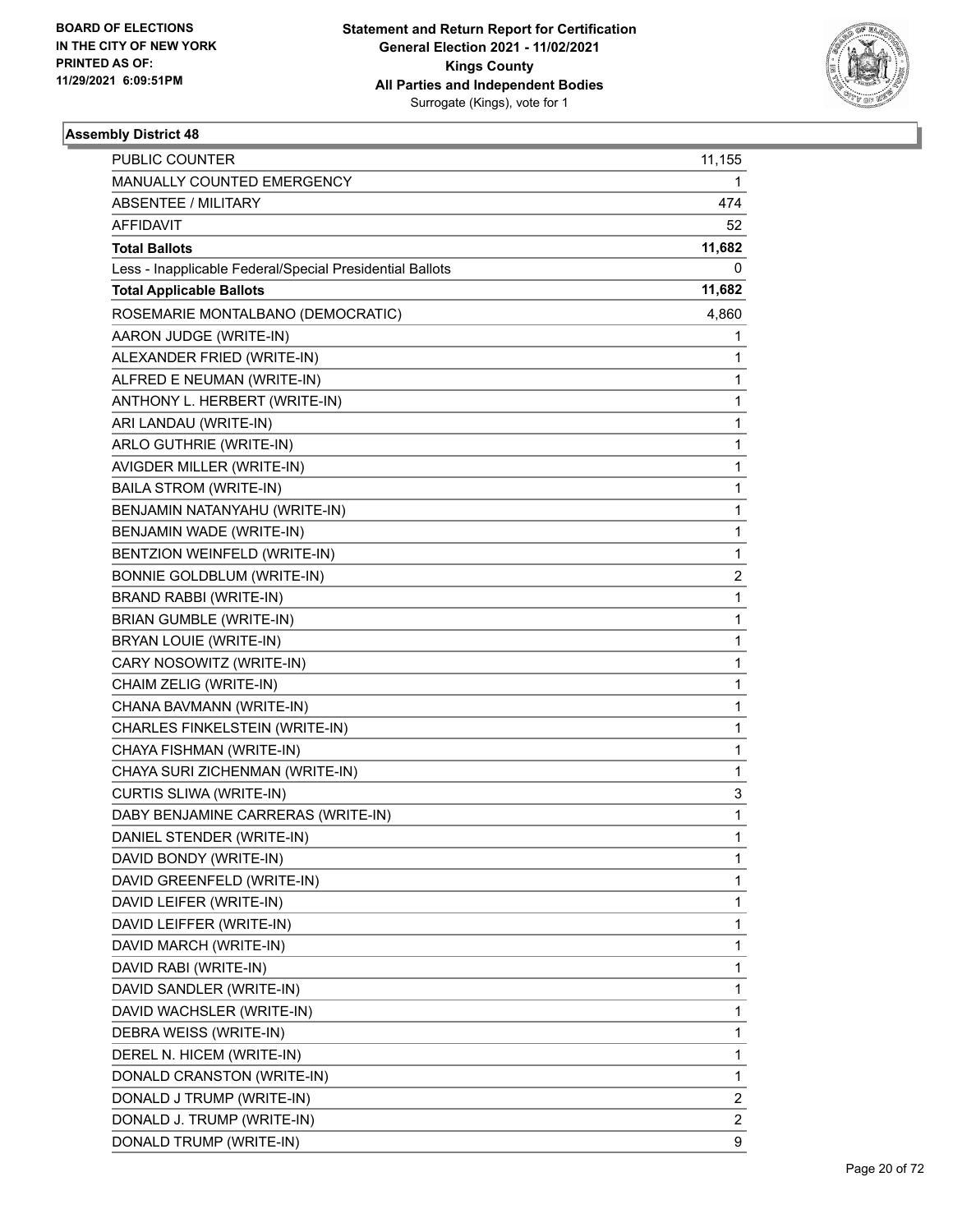## Assembly District 48

| | |
|---|---|
| PUBLIC COUNTER | 11,155 |
| MANUALLY COUNTED EMERGENCY | 1 |
| ABSENTEE / MILITARY | 474 |
| AFFIDAVIT | 52 |
| **Total Ballots** | **11,682** |
| Less - Inapplicable Federal/Special Presidential Ballots | 0 |
| **Total Applicable Ballots** | **11,682** |
| ROSEMARIE MONTALBANO (DEMOCRATIC) | 4,860 |
| AARON JUDGE (WRITE-IN) | 1 |
| ALEXANDER FRIED (WRITE-IN) | 1 |
| ALFRED E NEUMAN (WRITE-IN) | 1 |
| ANTHONY L. HERBERT (WRITE-IN) | 1 |
| ARI LANDAU (WRITE-IN) | 1 |
| ARLO GUTHRIE (WRITE-IN) | 1 |
| AVIGDER MILLER (WRITE-IN) | 1 |
| BAILA STROM (WRITE-IN) | 1 |
| BENJAMIN NATANYAHU (WRITE-IN) | 1 |
| BENJAMIN WADE (WRITE-IN) | 1 |
| BENTZION WEINFELD (WRITE-IN) | 1 |
| BONNIE GOLDBLUM (WRITE-IN) | 2 |
| BRAND RABBI (WRITE-IN) | 1 |
| BRIAN GUMBLE (WRITE-IN) | 1 |
| BRYAN LOUIE (WRITE-IN) | 1 |
| CARY NOSOWITZ (WRITE-IN) | 1 |
| CHAIM ZELIG (WRITE-IN) | 1 |
| CHANA BAVMANN (WRITE-IN) | 1 |
| CHARLES FINKELSTEIN (WRITE-IN) | 1 |
| CHAYA FISHMAN (WRITE-IN) | 1 |
| CHAYA SURI ZICHENMAN (WRITE-IN) | 1 |
| CURTIS SLIWA (WRITE-IN) | 3 |
| DABY BENJAMINE CARRERAS (WRITE-IN) | 1 |
| DANIEL STENDER (WRITE-IN) | 1 |
| DAVID BONDY (WRITE-IN) | 1 |
| DAVID GREENFELD (WRITE-IN) | 1 |
| DAVID LEIFER (WRITE-IN) | 1 |
| DAVID LEIFFER (WRITE-IN) | 1 |
| DAVID MARCH (WRITE-IN) | 1 |
| DAVID RABI (WRITE-IN) | 1 |
| DAVID SANDLER (WRITE-IN) | 1 |
| DAVID WACHSLER (WRITE-IN) | 1 |
| DEBRA WEISS (WRITE-IN) | 1 |
| DEREL N. HICEM (WRITE-IN) | 1 |
| DONALD CRANSTON (WRITE-IN) | 1 |
| DONALD J TRUMP (WRITE-IN) | 2 |
| DONALD J. TRUMP (WRITE-IN) | 2 |
| DONALD TRUMP (WRITE-IN) | 9 |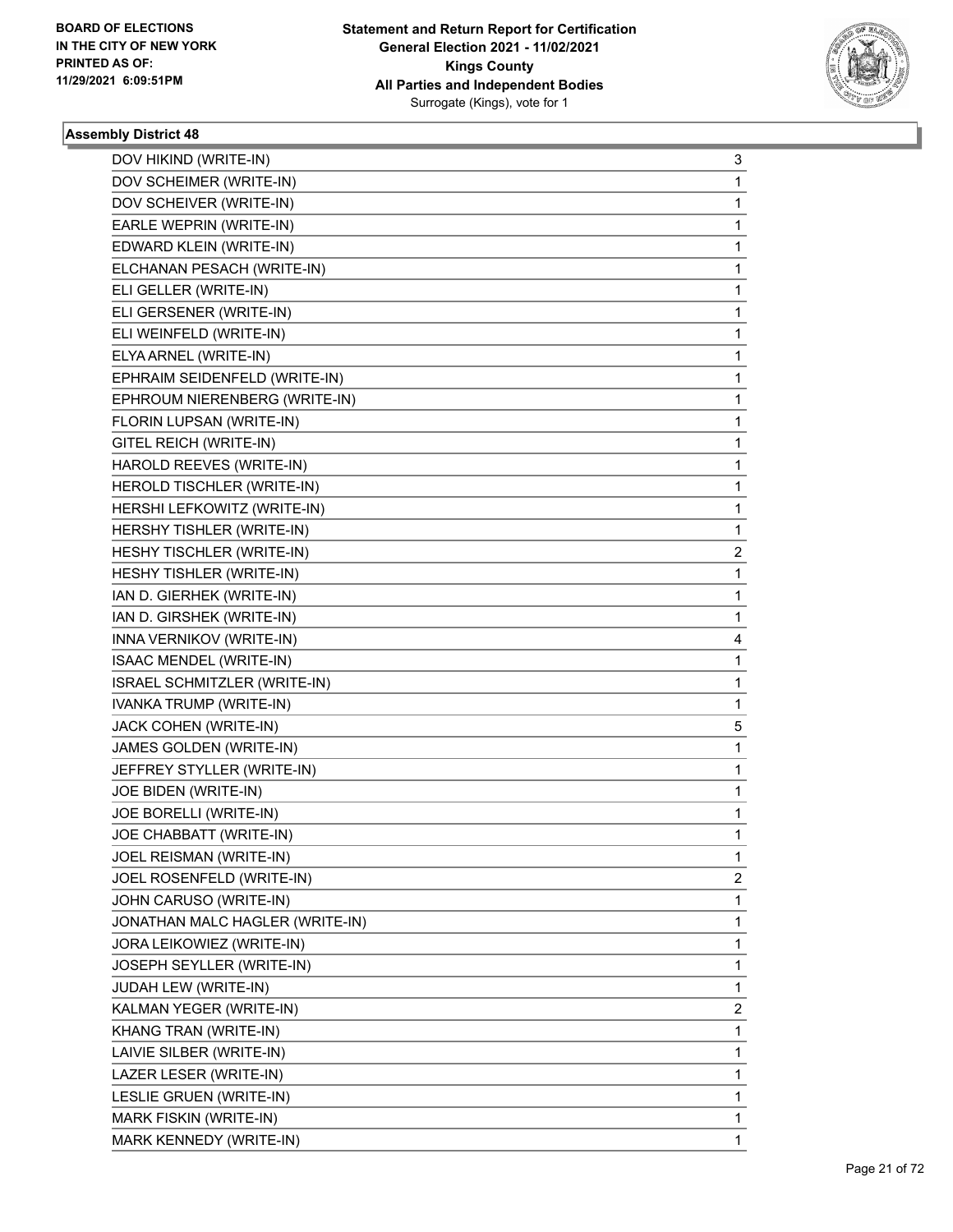**Assembly District 48**

| | |
|---|---|
| DOV HIKIND (WRITE-IN) | 3 |
| DOV SCHEIMER (WRITE-IN) | 1 |
| DOV SCHEIVER (WRITE-IN) | 1 |
| EARLE WEPRIN (WRITE-IN) | 1 |
| EDWARD KLEIN (WRITE-IN) | 1 |
| ELCHANAN PESACH (WRITE-IN) | 1 |
| ELI GELLER (WRITE-IN) | 1 |
| ELI GERSENER (WRITE-IN) | 1 |
| ELI WEINFELD (WRITE-IN) | 1 |
| ELYA ARNEL (WRITE-IN) | 1 |
| EPHRAIM SEIDENFELD (WRITE-IN) | 1 |
| EPHROUM NIERENBERG (WRITE-IN) | 1 |
| FLORIN LUPSAN (WRITE-IN) | 1 |
| GITEL REICH (WRITE-IN) | 1 |
| HAROLD REEVES (WRITE-IN) | 1 |
| HEROLD TISCHLER (WRITE-IN) | 1 |
| HERSHI LEFKOWITZ (WRITE-IN) | 1 |
| HERSHY TISHLER (WRITE-IN) | 1 |
| HESHY TISCHLER (WRITE-IN) | 2 |
| HESHY TISHLER (WRITE-IN) | 1 |
| IAN D. GIERHEK (WRITE-IN) | 1 |
| IAN D. GIRSHEK (WRITE-IN) | 1 |
| INNA VERNIKOV (WRITE-IN) | 4 |
| ISAAC MENDEL (WRITE-IN) | 1 |
| ISRAEL SCHMITZLER (WRITE-IN) | 1 |
| IVANKA TRUMP (WRITE-IN) | 1 |
| JACK COHEN (WRITE-IN) | 5 |
| JAMES GOLDEN (WRITE-IN) | 1 |
| JEFFREY STYLLER (WRITE-IN) | 1 |
| JOE BIDEN (WRITE-IN) | 1 |
| JOE BORELLI (WRITE-IN) | 1 |
| JOE CHABBATT (WRITE-IN) | 1 |
| JOEL REISMAN (WRITE-IN) | 1 |
| JOEL ROSENFELD (WRITE-IN) | 2 |
| JOHN CARUSO (WRITE-IN) | 1 |
| JONATHAN MALC HAGLER (WRITE-IN) | 1 |
| JORA LEIKOWIEZ (WRITE-IN) | 1 |
| JOSEPH SEYLLER (WRITE-IN) | 1 |
| JUDAH LEW (WRITE-IN) | 1 |
| KALMAN YEGER (WRITE-IN) | 2 |
| KHANG TRAN (WRITE-IN) | 1 |
| LAIVIE SILBER (WRITE-IN) | 1 |
| LAZER LESER (WRITE-IN) | 1 |
| LESLIE GRUEN (WRITE-IN) | 1 |
| MARK FISKIN (WRITE-IN) | 1 |
| MARK KENNEDY (WRITE-IN) | 1 |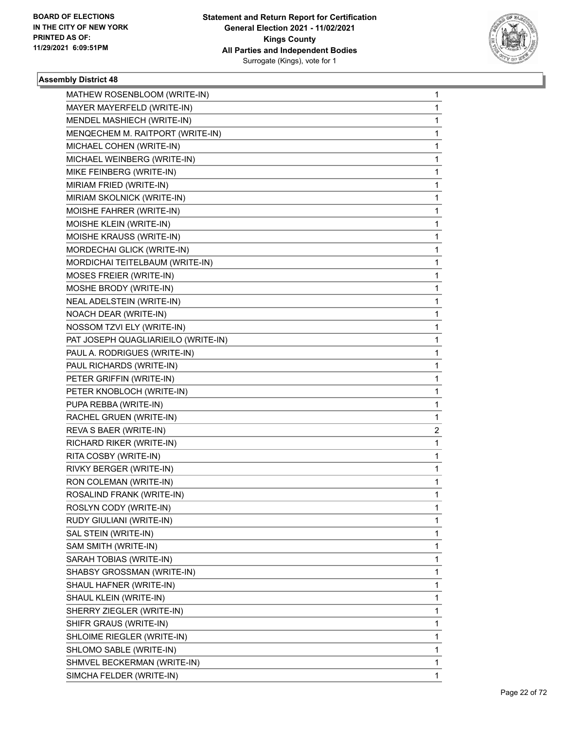**Statement and Return Report for Certification**
**General Election 2021 - 11/02/2021**
**Kings County**
**All Parties and Independent Bodies**
Surrogate (Kings), vote for 1

BOARD OF ELECTIONS IN THE CITY OF NEW YORK PRINTED AS OF: 11/29/2021 6:09:51PM

## Assembly District 48

| | |
|---|---|
| MATHEW ROSENBLOOM (WRITE-IN) | 1 |
| MAYER MAYERFELD (WRITE-IN) | 1 |
| MENDEL MASHIECH (WRITE-IN) | 1 |
| MENQECHEM M. RAITPORT (WRITE-IN) | 1 |
| MICHAEL COHEN (WRITE-IN) | 1 |
| MICHAEL WEINBERG (WRITE-IN) | 1 |
| MIKE FEINBERG (WRITE-IN) | 1 |
| MIRIAM FRIED (WRITE-IN) | 1 |
| MIRIAM SKOLNICK (WRITE-IN) | 1 |
| MOISHE FAHRER (WRITE-IN) | 1 |
| MOISHE KLEIN (WRITE-IN) | 1 |
| MOISHE KRAUSS (WRITE-IN) | 1 |
| MORDECHAI GLICK (WRITE-IN) | 1 |
| MORDICHAI TEITELBAUM (WRITE-IN) | 1 |
| MOSES FREIER (WRITE-IN) | 1 |
| MOSHE BRODY (WRITE-IN) | 1 |
| NEAL ADELSTEIN (WRITE-IN) | 1 |
| NOACH DEAR (WRITE-IN) | 1 |
| NOSSOM TZVI ELY (WRITE-IN) | 1 |
| PAT JOSEPH QUAGLIARIEILO (WRITE-IN) | 1 |
| PAUL A. RODRIGUES (WRITE-IN) | 1 |
| PAUL RICHARDS (WRITE-IN) | 1 |
| PETER GRIFFIN (WRITE-IN) | 1 |
| PETER KNOBLOCH (WRITE-IN) | 1 |
| PUPA REBBA (WRITE-IN) | 1 |
| RACHEL GRUEN (WRITE-IN) | 1 |
| REVA S BAER (WRITE-IN) | 2 |
| RICHARD RIKER (WRITE-IN) | 1 |
| RITA COSBY (WRITE-IN) | 1 |
| RIVKY BERGER (WRITE-IN) | 1 |
| RON COLEMAN (WRITE-IN) | 1 |
| ROSALIND FRANK (WRITE-IN) | 1 |
| ROSLYN CODY (WRITE-IN) | 1 |
| RUDY GIULIANI (WRITE-IN) | 1 |
| SAL STEIN (WRITE-IN) | 1 |
| SAM SMITH (WRITE-IN) | 1 |
| SARAH TOBIAS (WRITE-IN) | 1 |
| SHABSY GROSSMAN (WRITE-IN) | 1 |
| SHAUL HAFNER (WRITE-IN) | 1 |
| SHAUL KLEIN (WRITE-IN) | 1 |
| SHERRY ZIEGLER (WRITE-IN) | 1 |
| SHIFR GRAUS (WRITE-IN) | 1 |
| SHLOIME RIEGLER (WRITE-IN) | 1 |
| SHLOMO SABLE (WRITE-IN) | 1 |
| SHMVEL BECKERMAN (WRITE-IN) | 1 |
| SIMCHA FELDER (WRITE-IN) | 1 |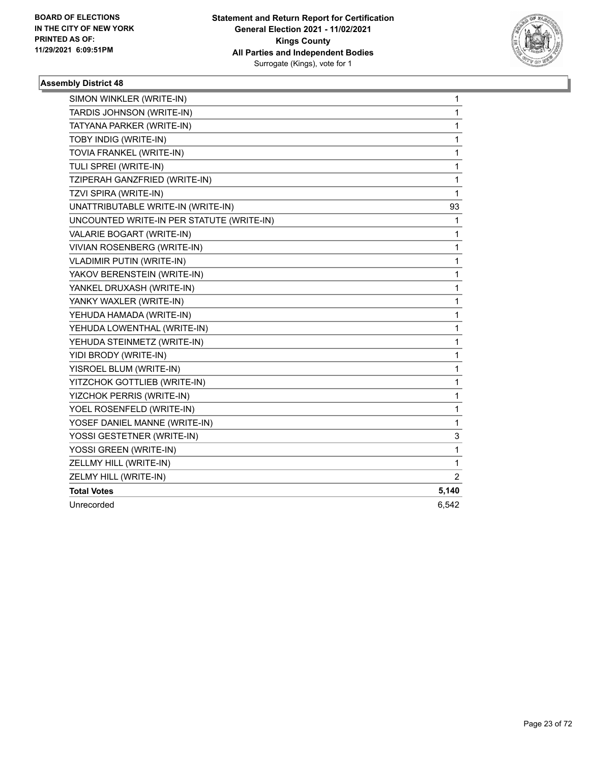**BOARD OF ELECTIONS IN THE CITY OF NEW YORK PRINTED AS OF: 11/29/2021 6:09:51PM**

**Statement and Return Report for Certification**
**General Election 2021 - 11/02/2021**
**Kings County**
**All Parties and Independent Bodies**
Surrogate (Kings), vote for 1

### Assembly District 48

| | |
|---|---|
| SIMON WINKLER (WRITE-IN) | 1 |
| TARDIS JOHNSON (WRITE-IN) | 1 |
| TATYANA PARKER (WRITE-IN) | 1 |
| TOBY INDIG (WRITE-IN) | 1 |
| TOVIA FRANKEL (WRITE-IN) | 1 |
| TULI SPREI (WRITE-IN) | 1 |
| TZIPERAH GANZFRIED (WRITE-IN) | 1 |
| TZVI SPIRA (WRITE-IN) | 1 |
| UNATTRIBUTABLE WRITE-IN (WRITE-IN) | 93 |
| UNCOUNTED WRITE-IN PER STATUTE (WRITE-IN) | 1 |
| VALARIE BOGART (WRITE-IN) | 1 |
| VIVIAN ROSENBERG (WRITE-IN) | 1 |
| VLADIMIR PUTIN (WRITE-IN) | 1 |
| YAKOV BERENSTEIN (WRITE-IN) | 1 |
| YANKEL DRUXASH (WRITE-IN) | 1 |
| YANKY WAXLER (WRITE-IN) | 1 |
| YEHUDA HAMADA (WRITE-IN) | 1 |
| YEHUDA LOWENTHAL (WRITE-IN) | 1 |
| YEHUDA STEINMETZ (WRITE-IN) | 1 |
| YIDI BRODY (WRITE-IN) | 1 |
| YISROEL BLUM (WRITE-IN) | 1 |
| YITZCHOK GOTTLIEB (WRITE-IN) | 1 |
| YIZCHOK PERRIS (WRITE-IN) | 1 |
| YOEL ROSENFELD (WRITE-IN) | 1 |
| YOSEF DANIEL MANNE (WRITE-IN) | 1 |
| YOSSI GESTETNER (WRITE-IN) | 3 |
| YOSSI GREEN (WRITE-IN) | 1 |
| ZELLMY HILL (WRITE-IN) | 1 |
| ZELMY HILL (WRITE-IN) | 2 |
| **Total Votes** | **5,140** |
| Unrecorded | 6,542 |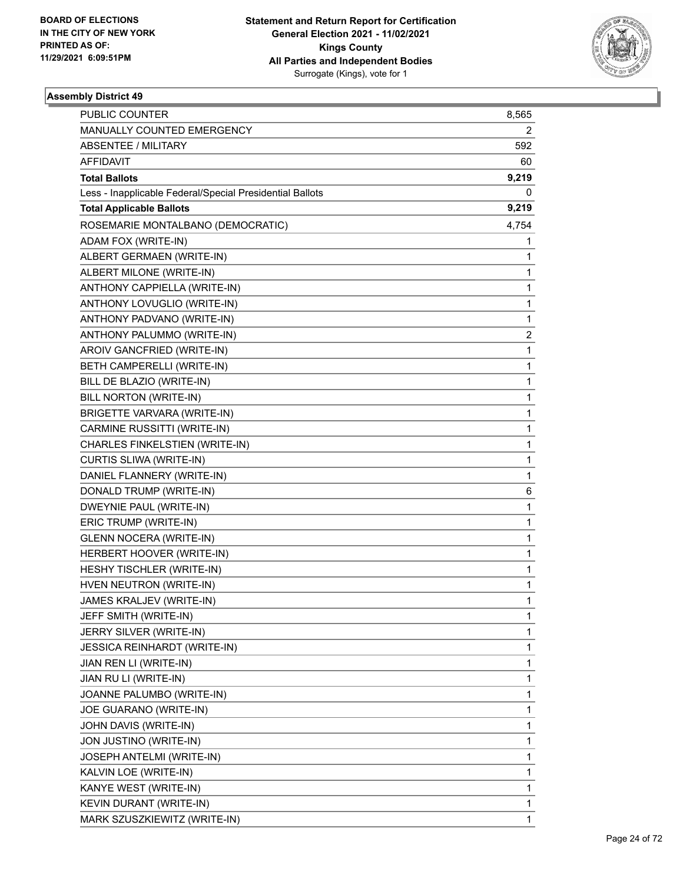**BOARD OF ELECTIONS IN THE CITY OF NEW YORK PRINTED AS OF: 11/29/2021 6:09:51PM**

**Statement and Return Report for Certification General Election 2021 - 11/02/2021 Kings County All Parties and Independent Bodies**
Surrogate (Kings), vote for 1

### Assembly District 49

| | |
|---|---|
| PUBLIC COUNTER | 8,565 |
| MANUALLY COUNTED EMERGENCY | 2 |
| ABSENTEE / MILITARY | 592 |
| AFFIDAVIT | 60 |
| **Total Ballots** | **9,219** |
| Less - Inapplicable Federal/Special Presidential Ballots | 0 |
| **Total Applicable Ballots** | **9,219** |
| ROSEMARIE MONTALBANO (DEMOCRATIC) | 4,754 |
| ADAM FOX (WRITE-IN) | 1 |
| ALBERT GERMAEN (WRITE-IN) | 1 |
| ALBERT MILONE (WRITE-IN) | 1 |
| ANTHONY CAPPIELLA (WRITE-IN) | 1 |
| ANTHONY LOVUGLIO (WRITE-IN) | 1 |
| ANTHONY PADVANO (WRITE-IN) | 1 |
| ANTHONY PALUMMO (WRITE-IN) | 2 |
| AROIV GANCFRIED (WRITE-IN) | 1 |
| BETH CAMPERELLI (WRITE-IN) | 1 |
| BILL DE BLAZIO (WRITE-IN) | 1 |
| BILL NORTON (WRITE-IN) | 1 |
| BRIGETTE VARVARA (WRITE-IN) | 1 |
| CARMINE RUSSITTI (WRITE-IN) | 1 |
| CHARLES FINKELSTIEN (WRITE-IN) | 1 |
| CURTIS SLIWA (WRITE-IN) | 1 |
| DANIEL FLANNERY (WRITE-IN) | 1 |
| DONALD TRUMP (WRITE-IN) | 6 |
| DWEYNIE PAUL (WRITE-IN) | 1 |
| ERIC TRUMP (WRITE-IN) | 1 |
| GLENN NOCERA (WRITE-IN) | 1 |
| HERBERT HOOVER (WRITE-IN) | 1 |
| HESHY TISCHLER (WRITE-IN) | 1 |
| HVEN NEUTRON (WRITE-IN) | 1 |
| JAMES KRALJEV (WRITE-IN) | 1 |
| JEFF SMITH (WRITE-IN) | 1 |
| JERRY SILVER (WRITE-IN) | 1 |
| JESSICA REINHARDT (WRITE-IN) | 1 |
| JIAN REN LI (WRITE-IN) | 1 |
| JIAN RU LI (WRITE-IN) | 1 |
| JOANNE PALUMBO (WRITE-IN) | 1 |
| JOE GUARANO (WRITE-IN) | 1 |
| JOHN DAVIS (WRITE-IN) | 1 |
| JON JUSTINO (WRITE-IN) | 1 |
| JOSEPH ANTELMI (WRITE-IN) | 1 |
| KALVIN LOE (WRITE-IN) | 1 |
| KANYE WEST (WRITE-IN) | 1 |
| KEVIN DURANT (WRITE-IN) | 1 |
| MARK SZUSZKIEWITZ (WRITE-IN) | 1 |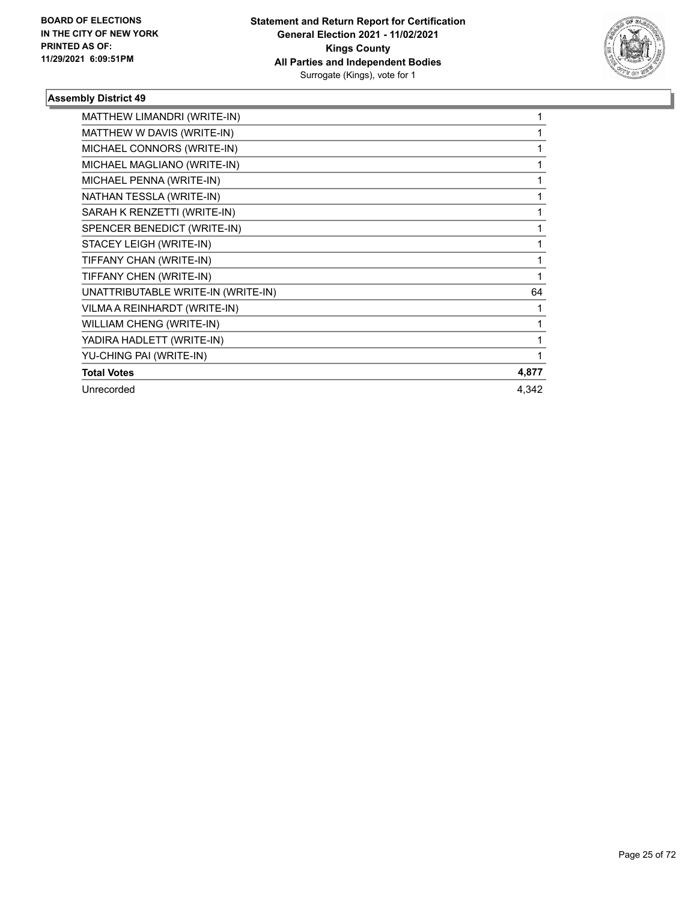**BOARD OF ELECTIONS IN THE CITY OF NEW YORK PRINTED AS OF: 11/29/2021 6:09:51PM**

**Statement and Return Report for Certification General Election 2021 - 11/02/2021 Kings County All Parties and Independent Bodies**
Surrogate (Kings), vote for 1

### Assembly District 49

| | |
|---|---|
| MATTHEW LIMANDRI (WRITE-IN) | 1 |
| MATTHEW W DAVIS (WRITE-IN) | 1 |
| MICHAEL CONNORS (WRITE-IN) | 1 |
| MICHAEL MAGLIANO (WRITE-IN) | 1 |
| MICHAEL PENNA (WRITE-IN) | 1 |
| NATHAN TESSLA (WRITE-IN) | 1 |
| SARAH K RENZETTI (WRITE-IN) | 1 |
| SPENCER BENEDICT (WRITE-IN) | 1 |
| STACEY LEIGH (WRITE-IN) | 1 |
| TIFFANY CHAN (WRITE-IN) | 1 |
| TIFFANY CHEN (WRITE-IN) | 1 |
| UNATTRIBUTABLE WRITE-IN (WRITE-IN) | 64 |
| VILMA A REINHARDT (WRITE-IN) | 1 |
| WILLIAM CHENG (WRITE-IN) | 1 |
| YADIRA HADLETT (WRITE-IN) | 1 |
| YU-CHING PAI (WRITE-IN) | 1 |
| **Total Votes** | **4,877** |
| Unrecorded | 4,342 |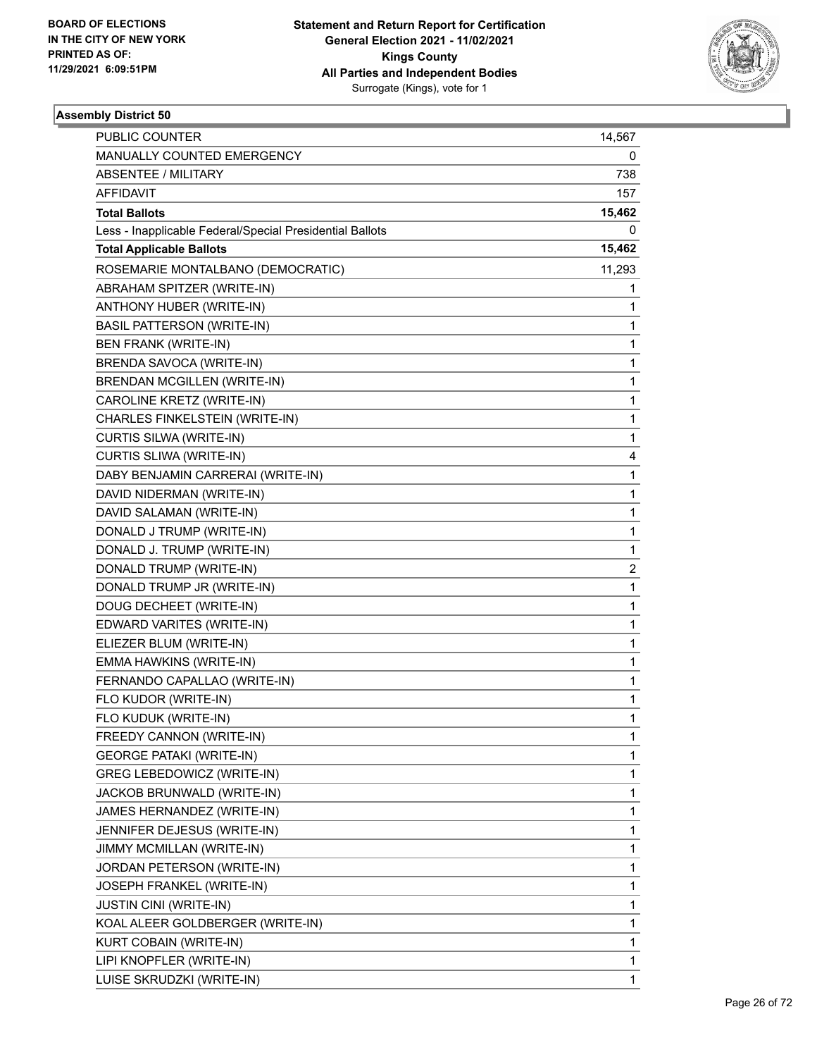**Statement and Return Report for Certification**
**General Election 2021 - 11/02/2021**
**Kings County**
**All Parties and Independent Bodies**
Surrogate (Kings), vote for 1

BOARD OF ELECTIONS
IN THE CITY OF NEW YORK
PRINTED AS OF:
11/29/2021 6:09:51PM

### Assembly District 50

| | |
|---|---|
| PUBLIC COUNTER | 14,567 |
| MANUALLY COUNTED EMERGENCY | 0 |
| ABSENTEE / MILITARY | 738 |
| AFFIDAVIT | 157 |
| **Total Ballots** | **15,462** |
| Less - Inapplicable Federal/Special Presidential Ballots | 0 |
| **Total Applicable Ballots** | **15,462** |
| ROSEMARIE MONTALBANO (DEMOCRATIC) | 11,293 |
| ABRAHAM SPITZER (WRITE-IN) | 1 |
| ANTHONY HUBER (WRITE-IN) | 1 |
| BASIL PATTERSON (WRITE-IN) | 1 |
| BEN FRANK (WRITE-IN) | 1 |
| BRENDA SAVOCA (WRITE-IN) | 1 |
| BRENDAN MCGILLEN (WRITE-IN) | 1 |
| CAROLINE KRETZ (WRITE-IN) | 1 |
| CHARLES FINKELSTEIN (WRITE-IN) | 1 |
| CURTIS SILWA (WRITE-IN) | 1 |
| CURTIS SLIWA (WRITE-IN) | 4 |
| DABY BENJAMIN CARRERAI (WRITE-IN) | 1 |
| DAVID NIDERMAN (WRITE-IN) | 1 |
| DAVID SALAMAN (WRITE-IN) | 1 |
| DONALD J TRUMP (WRITE-IN) | 1 |
| DONALD J. TRUMP (WRITE-IN) | 1 |
| DONALD TRUMP (WRITE-IN) | 2 |
| DONALD TRUMP JR (WRITE-IN) | 1 |
| DOUG DECHEET (WRITE-IN) | 1 |
| EDWARD VARITES (WRITE-IN) | 1 |
| ELIEZER BLUM (WRITE-IN) | 1 |
| EMMA HAWKINS (WRITE-IN) | 1 |
| FERNANDO CAPALLAO (WRITE-IN) | 1 |
| FLO KUDOR (WRITE-IN) | 1 |
| FLO KUDUK (WRITE-IN) | 1 |
| FREEDY CANNON (WRITE-IN) | 1 |
| GEORGE PATAKI (WRITE-IN) | 1 |
| GREG LEBEDOWICZ (WRITE-IN) | 1 |
| JACKOB BRUNWALD (WRITE-IN) | 1 |
| JAMES HERNANDEZ (WRITE-IN) | 1 |
| JENNIFER DEJESUS (WRITE-IN) | 1 |
| JIMMY MCMILLAN (WRITE-IN) | 1 |
| JORDAN PETERSON (WRITE-IN) | 1 |
| JOSEPH FRANKEL (WRITE-IN) | 1 |
| JUSTIN CINI (WRITE-IN) | 1 |
| KOAL ALEER GOLDBERGER (WRITE-IN) | 1 |
| KURT COBAIN (WRITE-IN) | 1 |
| LIPI KNOPFLER (WRITE-IN) | 1 |
| LUISE SKRUDZKI (WRITE-IN) | 1 |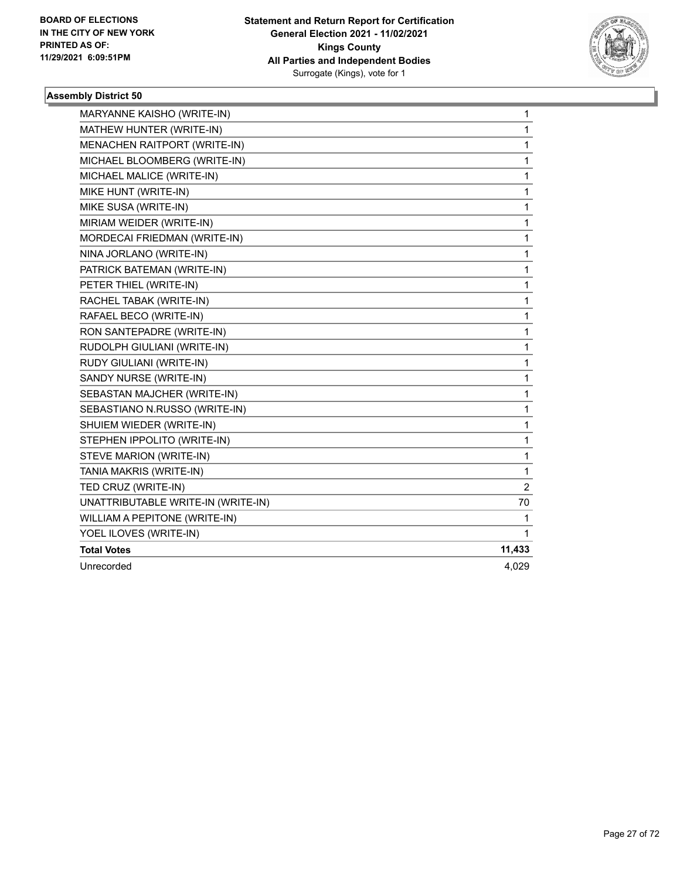**Statement and Return Report for Certification**
**General Election 2021 - 11/02/2021**
**Kings County**
**All Parties and Independent Bodies**
Surrogate (Kings), vote for 1

BOARD OF ELECTIONS
IN THE CITY OF NEW YORK
PRINTED AS OF:
11/29/2021 6:09:51PM

### Assembly District 50

| | |
|---|---|
| MARYANNE KAISHO (WRITE-IN) | 1 |
| MATHEW HUNTER (WRITE-IN) | 1 |
| MENACHEN RAITPORT (WRITE-IN) | 1 |
| MICHAEL BLOOMBERG (WRITE-IN) | 1 |
| MICHAEL MALICE (WRITE-IN) | 1 |
| MIKE HUNT (WRITE-IN) | 1 |
| MIKE SUSA (WRITE-IN) | 1 |
| MIRIAM WEIDER (WRITE-IN) | 1 |
| MORDECAI FRIEDMAN (WRITE-IN) | 1 |
| NINA JORLANO (WRITE-IN) | 1 |
| PATRICK BATEMAN (WRITE-IN) | 1 |
| PETER THIEL (WRITE-IN) | 1 |
| RACHEL TABAK (WRITE-IN) | 1 |
| RAFAEL BECO (WRITE-IN) | 1 |
| RON SANTEPADRE (WRITE-IN) | 1 |
| RUDOLPH GIULIANI (WRITE-IN) | 1 |
| RUDY GIULIANI (WRITE-IN) | 1 |
| SANDY NURSE (WRITE-IN) | 1 |
| SEBASTAN MAJCHER (WRITE-IN) | 1 |
| SEBASTIANO N.RUSSO (WRITE-IN) | 1 |
| SHUIEM WIEDER (WRITE-IN) | 1 |
| STEPHEN IPPOLITO (WRITE-IN) | 1 |
| STEVE MARION (WRITE-IN) | 1 |
| TANIA MAKRIS (WRITE-IN) | 1 |
| TED CRUZ (WRITE-IN) | 2 |
| UNATTRIBUTABLE WRITE-IN (WRITE-IN) | 70 |
| WILLIAM A PEPITONE (WRITE-IN) | 1 |
| YOEL ILOVES (WRITE-IN) | 1 |
| **Total Votes** | **11,433** |
| Unrecorded | 4,029 |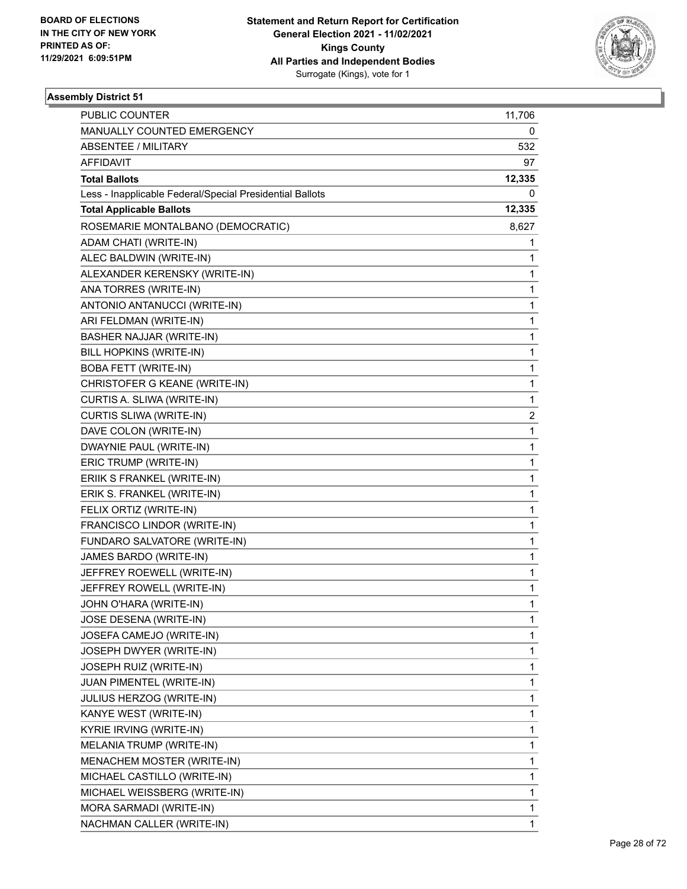**BOARD OF ELECTIONS IN THE CITY OF NEW YORK PRINTED AS OF: 11/29/2021 6:09:51PM**

**Statement and Return Report for Certification General Election 2021 - 11/02/2021 Kings County All Parties and Independent Bodies**
Surrogate (Kings), vote for 1

## Assembly District 51

| | |
|---|---|
| PUBLIC COUNTER | 11,706 |
| MANUALLY COUNTED EMERGENCY | 0 |
| ABSENTEE / MILITARY | 532 |
| AFFIDAVIT | 97 |
| **Total Ballots** | **12,335** |
| Less - Inapplicable Federal/Special Presidential Ballots | 0 |
| **Total Applicable Ballots** | **12,335** |
| ROSEMARIE MONTALBANO (DEMOCRATIC) | 8,627 |
| ADAM CHATI (WRITE-IN) | 1 |
| ALEC BALDWIN (WRITE-IN) | 1 |
| ALEXANDER KERENSKY (WRITE-IN) | 1 |
| ANA TORRES (WRITE-IN) | 1 |
| ANTONIO ANTANUCCI (WRITE-IN) | 1 |
| ARI FELDMAN (WRITE-IN) | 1 |
| BASHER NAJJAR (WRITE-IN) | 1 |
| BILL HOPKINS (WRITE-IN) | 1 |
| BOBA FETT (WRITE-IN) | 1 |
| CHRISTOFER G KEANE (WRITE-IN) | 1 |
| CURTIS A. SLIWA (WRITE-IN) | 1 |
| CURTIS SLIWA (WRITE-IN) | 2 |
| DAVE COLON (WRITE-IN) | 1 |
| DWAYNIE PAUL (WRITE-IN) | 1 |
| ERIC TRUMP (WRITE-IN) | 1 |
| ERIIK S FRANKEL (WRITE-IN) | 1 |
| ERIK S. FRANKEL (WRITE-IN) | 1 |
| FELIX ORTIZ (WRITE-IN) | 1 |
| FRANCISCO LINDOR (WRITE-IN) | 1 |
| FUNDARO SALVATORE (WRITE-IN) | 1 |
| JAMES BARDO (WRITE-IN) | 1 |
| JEFFREY ROEWELL (WRITE-IN) | 1 |
| JEFFREY ROWELL (WRITE-IN) | 1 |
| JOHN O'HARA (WRITE-IN) | 1 |
| JOSE DESENA (WRITE-IN) | 1 |
| JOSEFA CAMEJO (WRITE-IN) | 1 |
| JOSEPH DWYER (WRITE-IN) | 1 |
| JOSEPH RUIZ (WRITE-IN) | 1 |
| JUAN PIMENTEL (WRITE-IN) | 1 |
| JULIUS HERZOG (WRITE-IN) | 1 |
| KANYE WEST (WRITE-IN) | 1 |
| KYRIE IRVING (WRITE-IN) | 1 |
| MELANIA TRUMP (WRITE-IN) | 1 |
| MENACHEM MOSTER (WRITE-IN) | 1 |
| MICHAEL CASTILLO (WRITE-IN) | 1 |
| MICHAEL WEISSBERG (WRITE-IN) | 1 |
| MORA SARMADI (WRITE-IN) | 1 |
| NACHMAN CALLER (WRITE-IN) | 1 |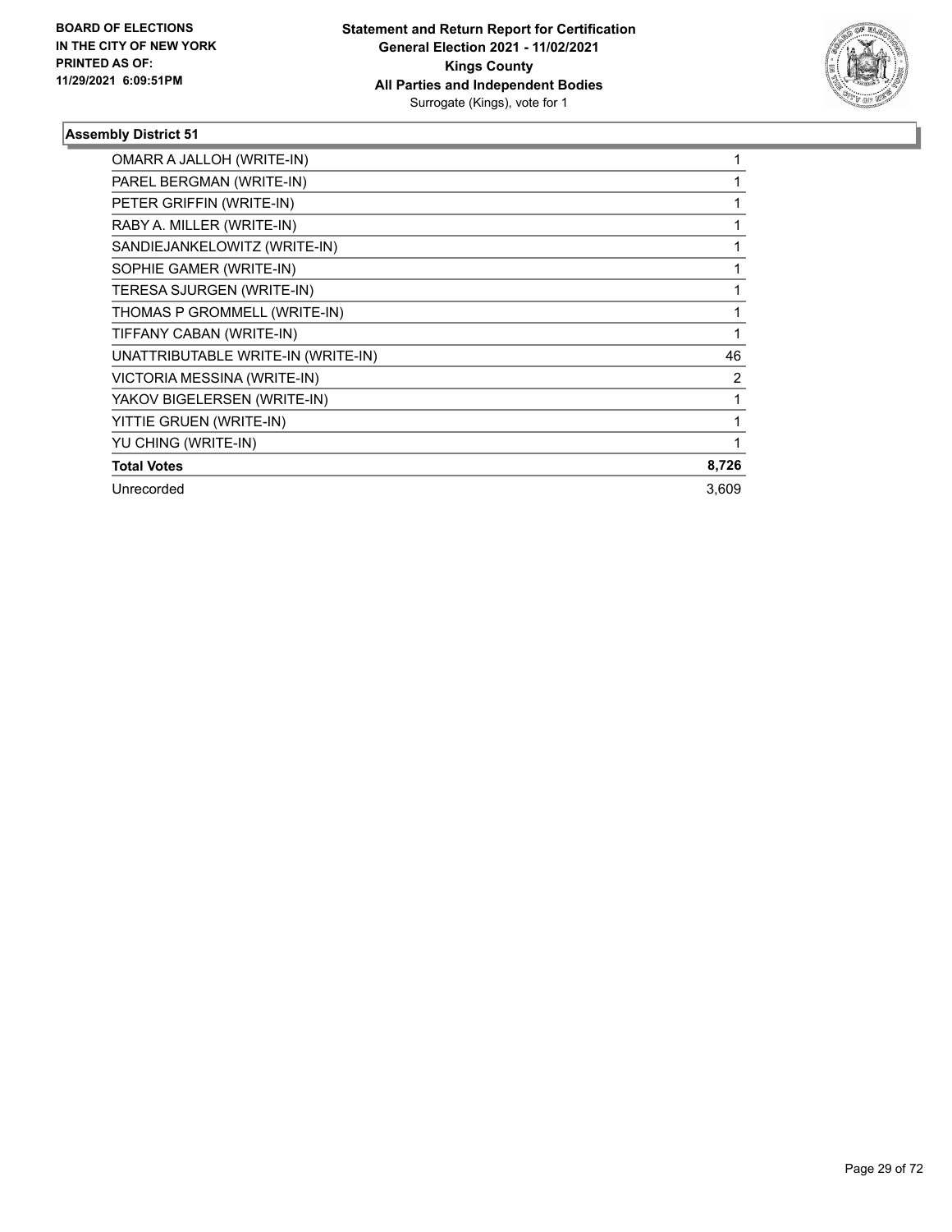**BOARD OF ELECTIONS IN THE CITY OF NEW YORK PRINTED AS OF: 11/29/2021 6:09:51PM**

**Statement and Return Report for Certification General Election 2021 - 11/02/2021 Kings County All Parties and Independent Bodies**
Surrogate (Kings), vote for 1

### Assembly District 51

| Candidate | Votes |
|---|---|
| OMARR A JALLOH (WRITE-IN) | 1 |
| PAREL BERGMAN (WRITE-IN) | 1 |
| PETER GRIFFIN (WRITE-IN) | 1 |
| RABY A. MILLER (WRITE-IN) | 1 |
| SANDIEJANKELOWITZ (WRITE-IN) | 1 |
| SOPHIE GAMER (WRITE-IN) | 1 |
| TERESA SJURGEN (WRITE-IN) | 1 |
| THOMAS P GROMMELL (WRITE-IN) | 1 |
| TIFFANY CABAN (WRITE-IN) | 1 |
| UNATTRIBUTABLE WRITE-IN (WRITE-IN) | 46 |
| VICTORIA MESSINA (WRITE-IN) | 2 |
| YAKOV BIGELERSEN (WRITE-IN) | 1 |
| YITTIE GRUEN (WRITE-IN) | 1 |
| YU CHING (WRITE-IN) | 1 |
| **Total Votes** | **8,726** |
| Unrecorded | 3,609 |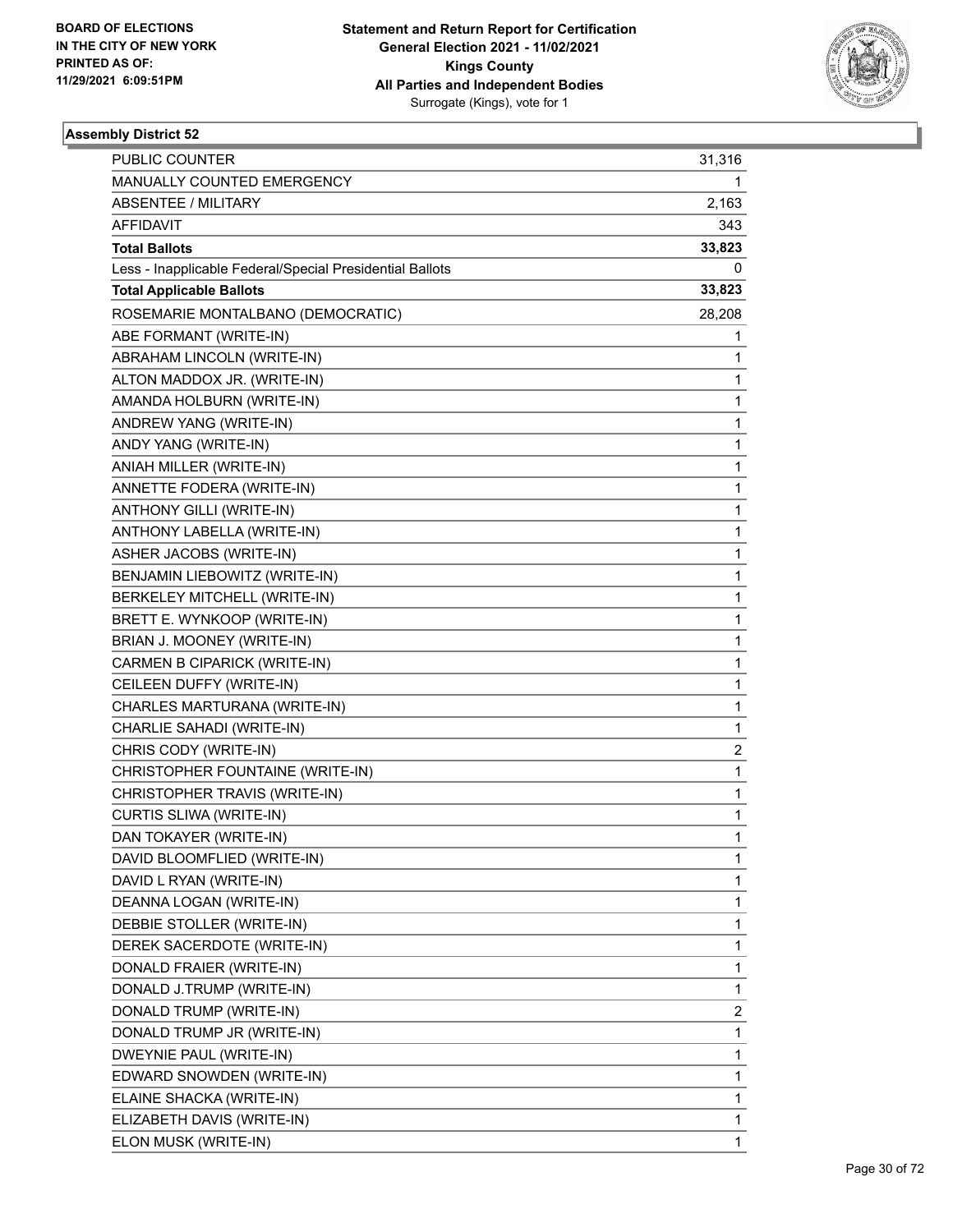## Assembly District 52

| | |
|---|---|
| PUBLIC COUNTER | 31,316 |
| MANUALLY COUNTED EMERGENCY | 1 |
| ABSENTEE / MILITARY | 2,163 |
| AFFIDAVIT | 343 |
| **Total Ballots** | **33,823** |
| Less - Inapplicable Federal/Special Presidential Ballots | 0 |
| **Total Applicable Ballots** | **33,823** |
| ROSEMARIE MONTALBANO (DEMOCRATIC) | 28,208 |
| ABE FORMANT (WRITE-IN) | 1 |
| ABRAHAM LINCOLN (WRITE-IN) | 1 |
| ALTON MADDOX JR. (WRITE-IN) | 1 |
| AMANDA HOLBURN (WRITE-IN) | 1 |
| ANDREW YANG (WRITE-IN) | 1 |
| ANDY YANG (WRITE-IN) | 1 |
| ANIAH MILLER (WRITE-IN) | 1 |
| ANNETTE FODERA (WRITE-IN) | 1 |
| ANTHONY GILLI (WRITE-IN) | 1 |
| ANTHONY LABELLA (WRITE-IN) | 1 |
| ASHER JACOBS (WRITE-IN) | 1 |
| BENJAMIN LIEBOWITZ (WRITE-IN) | 1 |
| BERKELEY MITCHELL (WRITE-IN) | 1 |
| BRETT E. WYNKOOP (WRITE-IN) | 1 |
| BRIAN J. MOONEY (WRITE-IN) | 1 |
| CARMEN B CIPARICK (WRITE-IN) | 1 |
| CEILEEN DUFFY (WRITE-IN) | 1 |
| CHARLES MARTURANA (WRITE-IN) | 1 |
| CHARLIE SAHADI (WRITE-IN) | 1 |
| CHRIS CODY (WRITE-IN) | 2 |
| CHRISTOPHER FOUNTAINE (WRITE-IN) | 1 |
| CHRISTOPHER TRAVIS (WRITE-IN) | 1 |
| CURTIS SLIWA (WRITE-IN) | 1 |
| DAN TOKAYER (WRITE-IN) | 1 |
| DAVID BLOOMFLIED (WRITE-IN) | 1 |
| DAVID L RYAN (WRITE-IN) | 1 |
| DEANNA LOGAN (WRITE-IN) | 1 |
| DEBBIE STOLLER (WRITE-IN) | 1 |
| DEREK SACERDOTE (WRITE-IN) | 1 |
| DONALD FRAIER (WRITE-IN) | 1 |
| DONALD J.TRUMP (WRITE-IN) | 1 |
| DONALD TRUMP (WRITE-IN) | 2 |
| DONALD TRUMP JR (WRITE-IN) | 1 |
| DWEYNIE PAUL (WRITE-IN) | 1 |
| EDWARD SNOWDEN (WRITE-IN) | 1 |
| ELAINE SHACKA (WRITE-IN) | 1 |
| ELIZABETH DAVIS (WRITE-IN) | 1 |
| ELON MUSK (WRITE-IN) | 1 |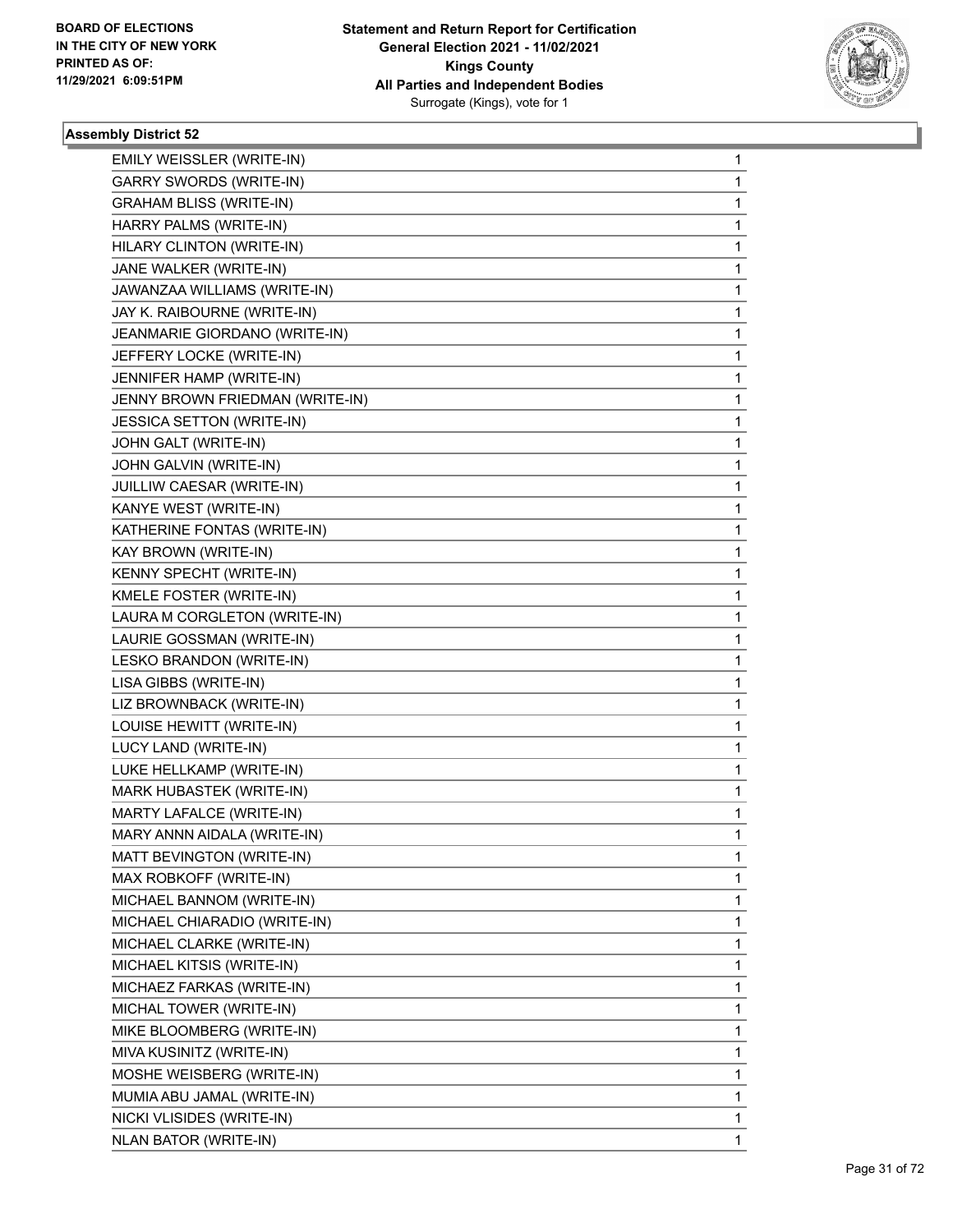**BOARD OF ELECTIONS IN THE CITY OF NEW YORK PRINTED AS OF: 11/29/2021 6:09:51PM**

**Statement and Return Report for Certification General Election 2021 - 11/02/2021 Kings County All Parties and Independent Bodies**
Surrogate (Kings), vote for 1

### Assembly District 52

| | |
|---|---|
| EMILY WEISSLER (WRITE-IN) | 1 |
| GARRY SWORDS (WRITE-IN) | 1 |
| GRAHAM BLISS (WRITE-IN) | 1 |
| HARRY PALMS (WRITE-IN) | 1 |
| HILARY CLINTON (WRITE-IN) | 1 |
| JANE WALKER (WRITE-IN) | 1 |
| JAWANZAA WILLIAMS (WRITE-IN) | 1 |
| JAY K. RAIBOURNE (WRITE-IN) | 1 |
| JEANMARIE GIORDANO (WRITE-IN) | 1 |
| JEFFERY LOCKE (WRITE-IN) | 1 |
| JENNIFER HAMP (WRITE-IN) | 1 |
| JENNY BROWN FRIEDMAN (WRITE-IN) | 1 |
| JESSICA SETTON (WRITE-IN) | 1 |
| JOHN GALT (WRITE-IN) | 1 |
| JOHN GALVIN (WRITE-IN) | 1 |
| JUILLIW CAESAR (WRITE-IN) | 1 |
| KANYE WEST (WRITE-IN) | 1 |
| KATHERINE FONTAS (WRITE-IN) | 1 |
| KAY BROWN (WRITE-IN) | 1 |
| KENNY SPECHT (WRITE-IN) | 1 |
| KMELE FOSTER (WRITE-IN) | 1 |
| LAURA M CORGLETON (WRITE-IN) | 1 |
| LAURIE GOSSMAN (WRITE-IN) | 1 |
| LESKO BRANDON (WRITE-IN) | 1 |
| LISA GIBBS (WRITE-IN) | 1 |
| LIZ BROWNBACK (WRITE-IN) | 1 |
| LOUISE HEWITT (WRITE-IN) | 1 |
| LUCY LAND (WRITE-IN) | 1 |
| LUKE HELLKAMP (WRITE-IN) | 1 |
| MARK HUBASTEK (WRITE-IN) | 1 |
| MARTY LAFALCE (WRITE-IN) | 1 |
| MARY ANNN AIDALA (WRITE-IN) | 1 |
| MATT BEVINGTON (WRITE-IN) | 1 |
| MAX ROBKOFF (WRITE-IN) | 1 |
| MICHAEL BANNOM (WRITE-IN) | 1 |
| MICHAEL CHIARADIO (WRITE-IN) | 1 |
| MICHAEL CLARKE (WRITE-IN) | 1 |
| MICHAEL KITSIS (WRITE-IN) | 1 |
| MICHAEZ FARKAS (WRITE-IN) | 1 |
| MICHAL TOWER (WRITE-IN) | 1 |
| MIKE BLOOMBERG (WRITE-IN) | 1 |
| MIVA KUSINITZ (WRITE-IN) | 1 |
| MOSHE WEISBERG (WRITE-IN) | 1 |
| MUMIA ABU JAMAL (WRITE-IN) | 1 |
| NICKI VLISIDES (WRITE-IN) | 1 |
| NLAN BATOR (WRITE-IN) | 1 |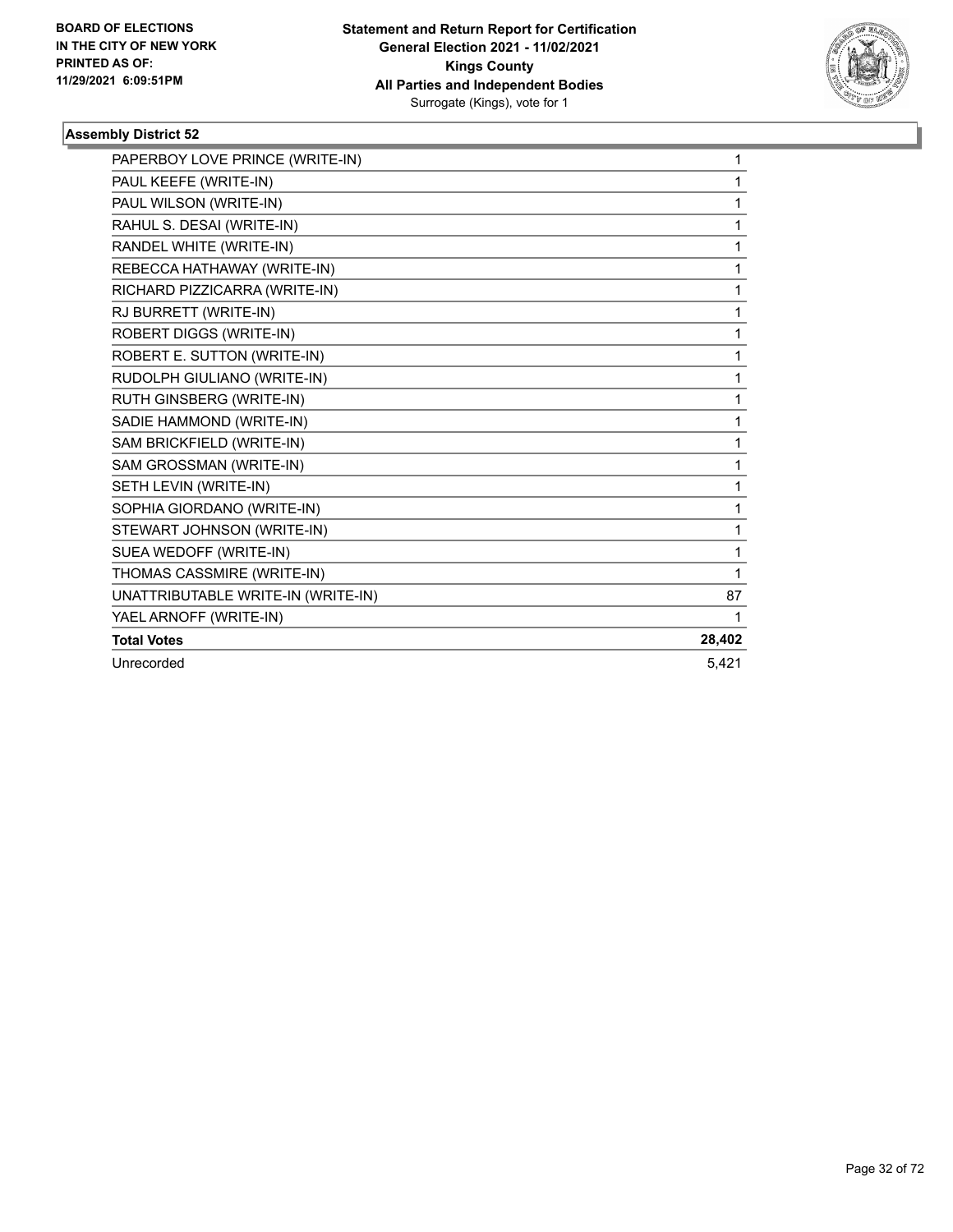**BOARD OF ELECTIONS IN THE CITY OF NEW YORK**
**PRINTED AS OF: 11/29/2021 6:09:51PM**

**Statement and Return Report for Certification**
**General Election 2021 - 11/02/2021**
**Kings County**
**All Parties and Independent Bodies**
Surrogate (Kings), vote for 1

### Assembly District 52

| | |
|---|---|
| PAPERBOY LOVE PRINCE (WRITE-IN) | 1 |
| PAUL KEEFE (WRITE-IN) | 1 |
| PAUL WILSON (WRITE-IN) | 1 |
| RAHUL S. DESAI (WRITE-IN) | 1 |
| RANDEL WHITE (WRITE-IN) | 1 |
| REBECCA HATHAWAY (WRITE-IN) | 1 |
| RICHARD PIZZICARRA (WRITE-IN) | 1 |
| RJ BURRETT (WRITE-IN) | 1 |
| ROBERT DIGGS (WRITE-IN) | 1 |
| ROBERT E. SUTTON (WRITE-IN) | 1 |
| RUDOLPH GIULIANO (WRITE-IN) | 1 |
| RUTH GINSBERG (WRITE-IN) | 1 |
| SADIE HAMMOND (WRITE-IN) | 1 |
| SAM BRICKFIELD (WRITE-IN) | 1 |
| SAM GROSSMAN (WRITE-IN) | 1 |
| SETH LEVIN (WRITE-IN) | 1 |
| SOPHIA GIORDANO (WRITE-IN) | 1 |
| STEWART JOHNSON (WRITE-IN) | 1 |
| SUEA WEDOFF (WRITE-IN) | 1 |
| THOMAS CASSMIRE (WRITE-IN) | 1 |
| UNATTRIBUTABLE WRITE-IN (WRITE-IN) | 87 |
| YAEL ARNOFF (WRITE-IN) | 1 |
| **Total Votes** | **28,402** |
| Unrecorded | 5,421 |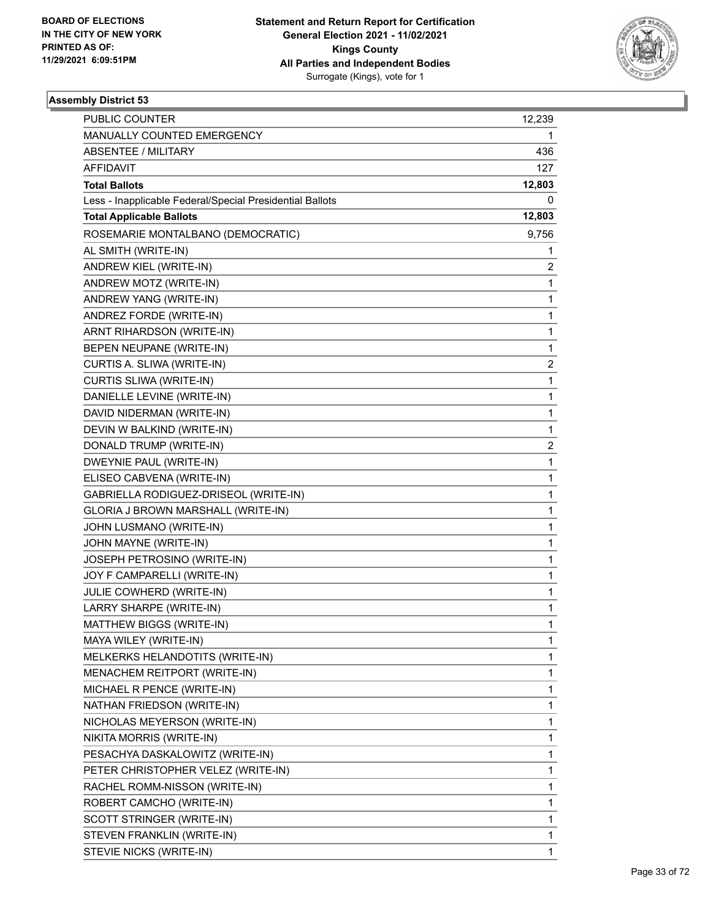BOARD OF ELECTIONS
IN THE CITY OF NEW YORK
PRINTED AS OF:
11/29/2021 6:09:51PM

**Statement and Return Report for Certification**
**General Election 2021 - 11/02/2021**
**Kings County**
**All Parties and Independent Bodies**
Surrogate (Kings), vote for 1

### Assembly District 53

| | |
|---|---|
| PUBLIC COUNTER | 12,239 |
| MANUALLY COUNTED EMERGENCY | 1 |
| ABSENTEE / MILITARY | 436 |
| AFFIDAVIT | 127 |
| **Total Ballots** | **12,803** |
| Less - Inapplicable Federal/Special Presidential Ballots | 0 |
| **Total Applicable Ballots** | **12,803** |
| ROSEMARIE MONTALBANO (DEMOCRATIC) | 9,756 |
| AL SMITH (WRITE-IN) | 1 |
| ANDREW KIEL (WRITE-IN) | 2 |
| ANDREW MOTZ (WRITE-IN) | 1 |
| ANDREW YANG (WRITE-IN) | 1 |
| ANDREZ FORDE (WRITE-IN) | 1 |
| ARNT RIHARDSON (WRITE-IN) | 1 |
| BEPEN NEUPANE (WRITE-IN) | 1 |
| CURTIS A. SLIWA (WRITE-IN) | 2 |
| CURTIS SLIWA (WRITE-IN) | 1 |
| DANIELLE LEVINE (WRITE-IN) | 1 |
| DAVID NIDERMAN (WRITE-IN) | 1 |
| DEVIN W BALKIND (WRITE-IN) | 1 |
| DONALD TRUMP (WRITE-IN) | 2 |
| DWEYNIE PAUL (WRITE-IN) | 1 |
| ELISEO CABVENA (WRITE-IN) | 1 |
| GABRIELLA RODIGUEZ-DRISEOL (WRITE-IN) | 1 |
| GLORIA J BROWN MARSHALL (WRITE-IN) | 1 |
| JOHN LUSMANO (WRITE-IN) | 1 |
| JOHN MAYNE (WRITE-IN) | 1 |
| JOSEPH PETROSINO (WRITE-IN) | 1 |
| JOY F CAMPARELLI (WRITE-IN) | 1 |
| JULIE COWHERD (WRITE-IN) | 1 |
| LARRY SHARPE (WRITE-IN) | 1 |
| MATTHEW BIGGS (WRITE-IN) | 1 |
| MAYA WILEY (WRITE-IN) | 1 |
| MELKERKS HELANDOTITS (WRITE-IN) | 1 |
| MENACHEM REITPORT (WRITE-IN) | 1 |
| MICHAEL R PENCE (WRITE-IN) | 1 |
| NATHAN FRIEDSON (WRITE-IN) | 1 |
| NICHOLAS MEYERSON (WRITE-IN) | 1 |
| NIKITA MORRIS (WRITE-IN) | 1 |
| PESACHYA DASKALOWITZ (WRITE-IN) | 1 |
| PETER CHRISTOPHER VELEZ (WRITE-IN) | 1 |
| RACHEL ROMM-NISSON (WRITE-IN) | 1 |
| ROBERT CAMCHO (WRITE-IN) | 1 |
| SCOTT STRINGER (WRITE-IN) | 1 |
| STEVEN FRANKLIN (WRITE-IN) | 1 |
| STEVIE NICKS (WRITE-IN) | 1 |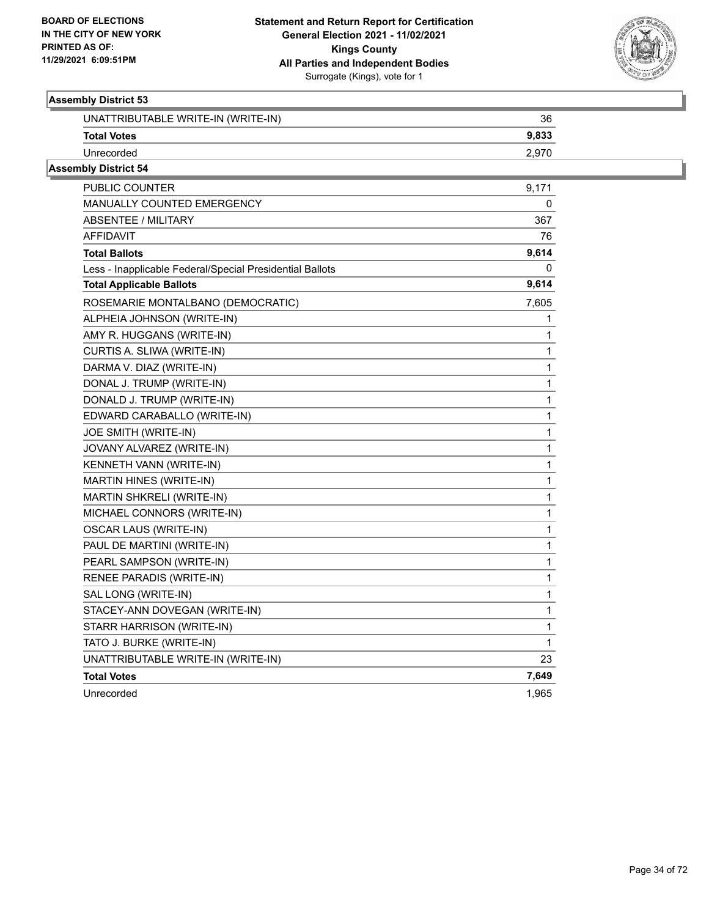## Assembly District 53

| | |
|---|---|
| UNATTRIBUTABLE WRITE-IN (WRITE-IN) | 36 |
| **Total Votes** | **9,833** |
| Unrecorded | 2,970 |

## Assembly District 54

| | |
|---|---|
| PUBLIC COUNTER | 9,171 |
| MANUALLY COUNTED EMERGENCY | 0 |
| ABSENTEE / MILITARY | 367 |
| AFFIDAVIT | 76 |
| **Total Ballots** | **9,614** |
| Less - Inapplicable Federal/Special Presidential Ballots | 0 |
| **Total Applicable Ballots** | **9,614** |
| ROSEMARIE MONTALBANO (DEMOCRATIC) | 7,605 |
| ALPHEIA JOHNSON (WRITE-IN) | 1 |
| AMY R. HUGGANS (WRITE-IN) | 1 |
| CURTIS A. SLIWA (WRITE-IN) | 1 |
| DARMA V. DIAZ (WRITE-IN) | 1 |
| DONAL J. TRUMP (WRITE-IN) | 1 |
| DONALD J. TRUMP (WRITE-IN) | 1 |
| EDWARD CARABALLO (WRITE-IN) | 1 |
| JOE SMITH (WRITE-IN) | 1 |
| JOVANY ALVAREZ (WRITE-IN) | 1 |
| KENNETH VANN (WRITE-IN) | 1 |
| MARTIN HINES (WRITE-IN) | 1 |
| MARTIN SHKRELI (WRITE-IN) | 1 |
| MICHAEL CONNORS (WRITE-IN) | 1 |
| OSCAR LAUS (WRITE-IN) | 1 |
| PAUL DE MARTINI (WRITE-IN) | 1 |
| PEARL SAMPSON (WRITE-IN) | 1 |
| RENEE PARADIS (WRITE-IN) | 1 |
| SAL LONG (WRITE-IN) | 1 |
| STACEY-ANN DOVEGAN (WRITE-IN) | 1 |
| STARR HARRISON (WRITE-IN) | 1 |
| TATO J. BURKE (WRITE-IN) | 1 |
| UNATTRIBUTABLE WRITE-IN (WRITE-IN) | 23 |
| **Total Votes** | **7,649** |
| Unrecorded | 1,965 |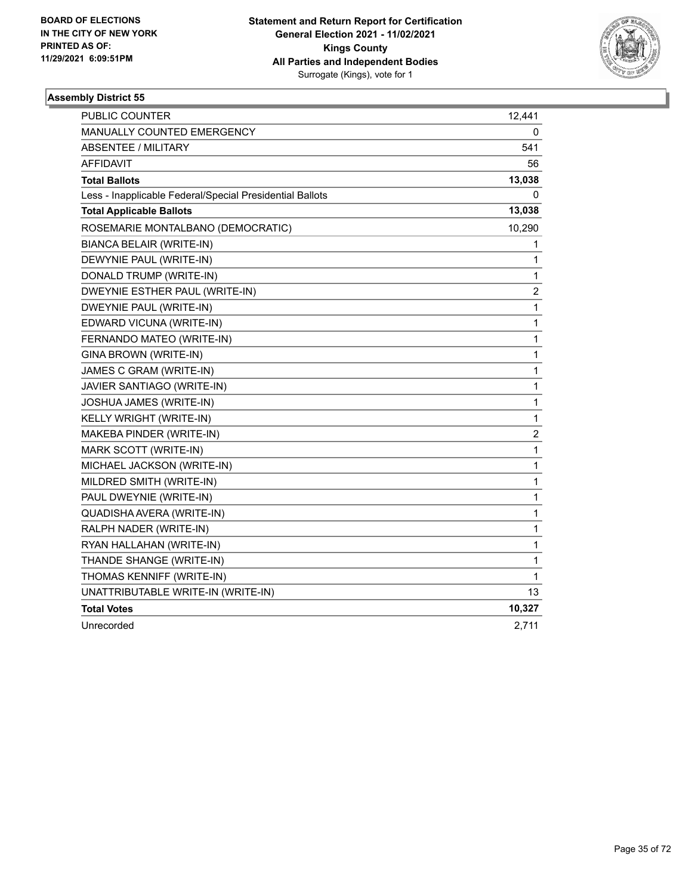**BOARD OF ELECTIONS IN THE CITY OF NEW YORK PRINTED AS OF: 11/29/2021 6:09:51PM**

**Statement and Return Report for Certification General Election 2021 - 11/02/2021 Kings County All Parties and Independent Bodies**
Surrogate (Kings), vote for 1

### Assembly District 55

| | |
|---|---|
| PUBLIC COUNTER | 12,441 |
| MANUALLY COUNTED EMERGENCY | 0 |
| ABSENTEE / MILITARY | 541 |
| AFFIDAVIT | 56 |
| **Total Ballots** | **13,038** |
| Less - Inapplicable Federal/Special Presidential Ballots | 0 |
| **Total Applicable Ballots** | **13,038** |
| ROSEMARIE MONTALBANO (DEMOCRATIC) | 10,290 |
| BIANCA BELAIR (WRITE-IN) | 1 |
| DEWYNIE PAUL (WRITE-IN) | 1 |
| DONALD TRUMP (WRITE-IN) | 1 |
| DWEYNIE ESTHER PAUL (WRITE-IN) | 2 |
| DWEYNIE PAUL (WRITE-IN) | 1 |
| EDWARD VICUNA (WRITE-IN) | 1 |
| FERNANDO MATEO (WRITE-IN) | 1 |
| GINA BROWN (WRITE-IN) | 1 |
| JAMES C GRAM (WRITE-IN) | 1 |
| JAVIER SANTIAGO (WRITE-IN) | 1 |
| JOSHUA JAMES (WRITE-IN) | 1 |
| KELLY WRIGHT (WRITE-IN) | 1 |
| MAKEBA PINDER (WRITE-IN) | 2 |
| MARK SCOTT (WRITE-IN) | 1 |
| MICHAEL JACKSON (WRITE-IN) | 1 |
| MILDRED SMITH (WRITE-IN) | 1 |
| PAUL DWEYNIE (WRITE-IN) | 1 |
| QUADISHA AVERA (WRITE-IN) | 1 |
| RALPH NADER (WRITE-IN) | 1 |
| RYAN HALLAHAN (WRITE-IN) | 1 |
| THANDE SHANGE (WRITE-IN) | 1 |
| THOMAS KENNIFF (WRITE-IN) | 1 |
| UNATTRIBUTABLE WRITE-IN (WRITE-IN) | 13 |
| **Total Votes** | **10,327** |
| Unrecorded | 2,711 |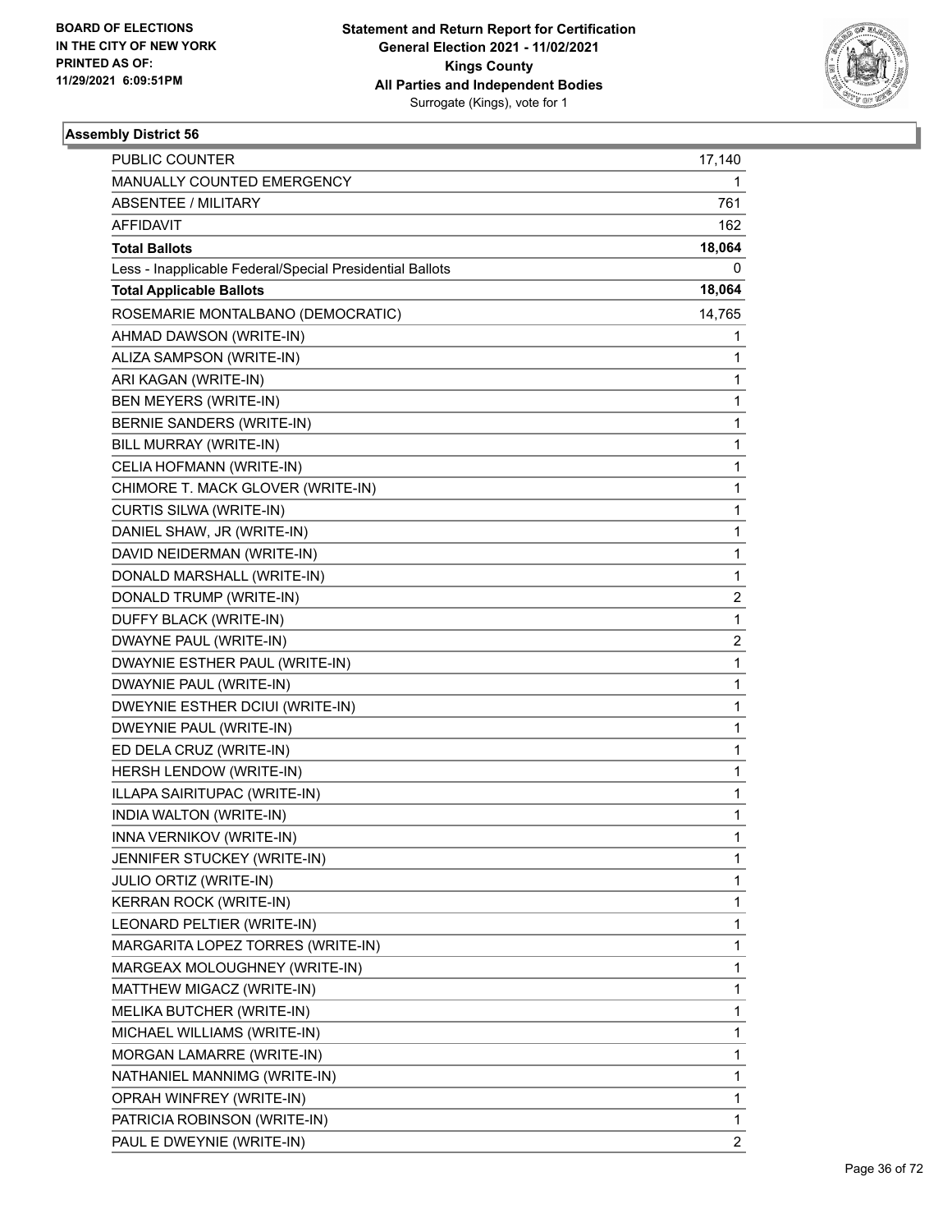**Statement and Return Report for Certification**
**General Election 2021 - 11/02/2021**
**Kings County**
**All Parties and Independent Bodies**
Surrogate (Kings), vote for 1

BOARD OF ELECTIONS
IN THE CITY OF NEW YORK
PRINTED AS OF:
11/29/2021 6:09:51PM

### Assembly District 56

| | |
|---|---|
| PUBLIC COUNTER | 17,140 |
| MANUALLY COUNTED EMERGENCY | 1 |
| ABSENTEE / MILITARY | 761 |
| AFFIDAVIT | 162 |
| **Total Ballots** | **18,064** |
| Less - Inapplicable Federal/Special Presidential Ballots | 0 |
| **Total Applicable Ballots** | **18,064** |
| ROSEMARIE MONTALBANO (DEMOCRATIC) | 14,765 |
| AHMAD DAWSON (WRITE-IN) | 1 |
| ALIZA SAMPSON (WRITE-IN) | 1 |
| ARI KAGAN (WRITE-IN) | 1 |
| BEN MEYERS (WRITE-IN) | 1 |
| BERNIE SANDERS (WRITE-IN) | 1 |
| BILL MURRAY (WRITE-IN) | 1 |
| CELIA HOFMANN (WRITE-IN) | 1 |
| CHIMORE T. MACK GLOVER (WRITE-IN) | 1 |
| CURTIS SILWA (WRITE-IN) | 1 |
| DANIEL SHAW, JR (WRITE-IN) | 1 |
| DAVID NEIDERMAN (WRITE-IN) | 1 |
| DONALD MARSHALL (WRITE-IN) | 1 |
| DONALD TRUMP (WRITE-IN) | 2 |
| DUFFY BLACK (WRITE-IN) | 1 |
| DWAYNE PAUL (WRITE-IN) | 2 |
| DWAYNIE ESTHER PAUL (WRITE-IN) | 1 |
| DWAYNIE PAUL (WRITE-IN) | 1 |
| DWEYNIE ESTHER DCIUI (WRITE-IN) | 1 |
| DWEYNIE PAUL (WRITE-IN) | 1 |
| ED DELA CRUZ (WRITE-IN) | 1 |
| HERSH LENDOW (WRITE-IN) | 1 |
| ILLAPA SAIRITUPAC (WRITE-IN) | 1 |
| INDIA WALTON (WRITE-IN) | 1 |
| INNA VERNIKOV (WRITE-IN) | 1 |
| JENNIFER STUCKEY (WRITE-IN) | 1 |
| JULIO ORTIZ (WRITE-IN) | 1 |
| KERRAN ROCK (WRITE-IN) | 1 |
| LEONARD PELTIER (WRITE-IN) | 1 |
| MARGARITA LOPEZ TORRES (WRITE-IN) | 1 |
| MARGEAX MOLOUGHNEY (WRITE-IN) | 1 |
| MATTHEW MIGACZ (WRITE-IN) | 1 |
| MELIKA BUTCHER (WRITE-IN) | 1 |
| MICHAEL WILLIAMS (WRITE-IN) | 1 |
| MORGAN LAMARRE (WRITE-IN) | 1 |
| NATHANIEL MANNIMG (WRITE-IN) | 1 |
| OPRAH WINFREY (WRITE-IN) | 1 |
| PATRICIA ROBINSON (WRITE-IN) | 1 |
| PAUL E DWEYNIE (WRITE-IN) | 2 |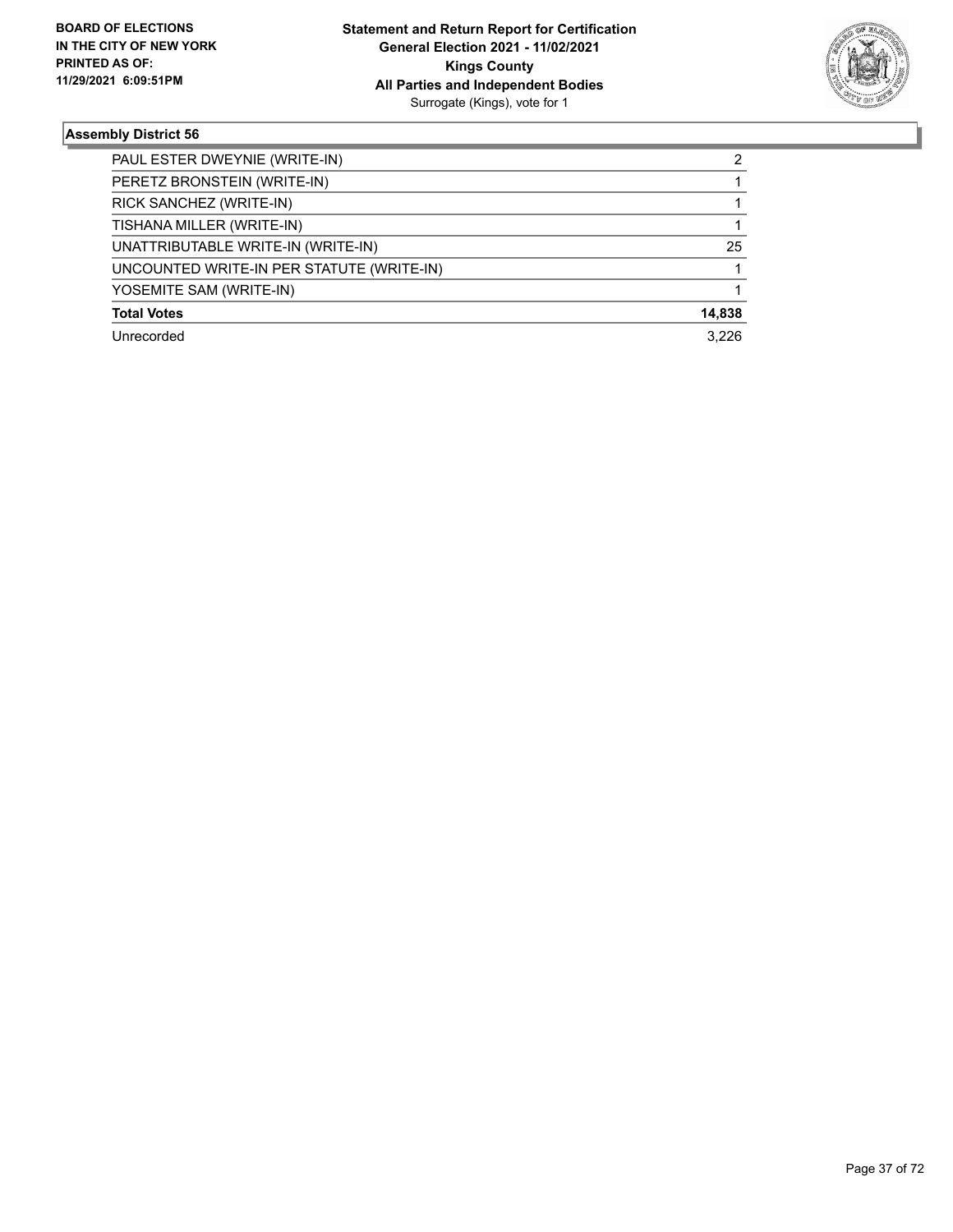**BOARD OF ELECTIONS IN THE CITY OF NEW YORK PRINTED AS OF: 11/29/2021 6:09:51PM**

**Statement and Return Report for Certification General Election 2021 - 11/02/2021 Kings County All Parties and Independent Bodies**
Surrogate (Kings), vote for 1

### Assembly District 56

| | |
|---|---|
| PAUL ESTER DWEYNIE (WRITE-IN) | 2 |
| PERETZ BRONSTEIN (WRITE-IN) | 1 |
| RICK SANCHEZ (WRITE-IN) | 1 |
| TISHANA MILLER (WRITE-IN) | 1 |
| UNATTRIBUTABLE WRITE-IN (WRITE-IN) | 25 |
| UNCOUNTED WRITE-IN PER STATUTE (WRITE-IN) | 1 |
| YOSEMITE SAM (WRITE-IN) | 1 |
| **Total Votes** | **14,838** |
| Unrecorded | 3,226 |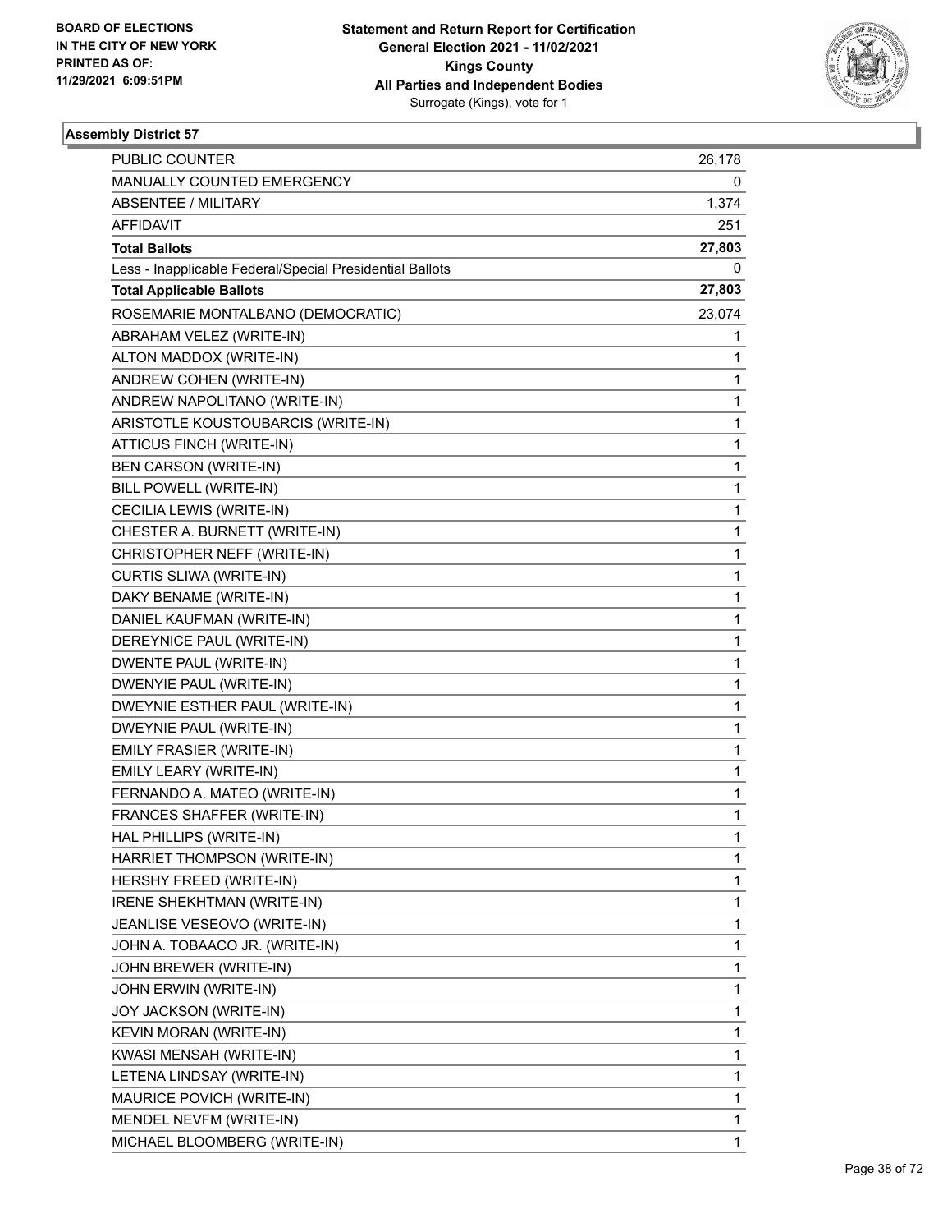BOARD OF ELECTIONS
IN THE CITY OF NEW YORK
PRINTED AS OF:
11/29/2021 6:09:51PM

**Statement and Return Report for Certification**
**General Election 2021 - 11/02/2021**
**Kings County**
**All Parties and Independent Bodies**
Surrogate (Kings), vote for 1

**Assembly District 57**

| | |
|---|---|
| PUBLIC COUNTER | 26,178 |
| MANUALLY COUNTED EMERGENCY | 0 |
| ABSENTEE / MILITARY | 1,374 |
| AFFIDAVIT | 251 |
| **Total Ballots** | **27,803** |
| Less - Inapplicable Federal/Special Presidential Ballots | 0 |
| **Total Applicable Ballots** | **27,803** |
| ROSEMARIE MONTALBANO (DEMOCRATIC) | 23,074 |
| ABRAHAM VELEZ (WRITE-IN) | 1 |
| ALTON MADDOX (WRITE-IN) | 1 |
| ANDREW COHEN (WRITE-IN) | 1 |
| ANDREW NAPOLITANO (WRITE-IN) | 1 |
| ARISTOTLE KOUSTOUBARCIS (WRITE-IN) | 1 |
| ATTICUS FINCH (WRITE-IN) | 1 |
| BEN CARSON (WRITE-IN) | 1 |
| BILL POWELL (WRITE-IN) | 1 |
| CECILIA LEWIS (WRITE-IN) | 1 |
| CHESTER A. BURNETT (WRITE-IN) | 1 |
| CHRISTOPHER NEFF (WRITE-IN) | 1 |
| CURTIS SLIWA (WRITE-IN) | 1 |
| DAKY BENAME (WRITE-IN) | 1 |
| DANIEL KAUFMAN (WRITE-IN) | 1 |
| DEREYNICE PAUL (WRITE-IN) | 1 |
| DWENTE PAUL (WRITE-IN) | 1 |
| DWENYIE PAUL (WRITE-IN) | 1 |
| DWEYNIE ESTHER PAUL (WRITE-IN) | 1 |
| DWEYNIE PAUL (WRITE-IN) | 1 |
| EMILY FRASIER (WRITE-IN) | 1 |
| EMILY LEARY (WRITE-IN) | 1 |
| FERNANDO A. MATEO (WRITE-IN) | 1 |
| FRANCES SHAFFER (WRITE-IN) | 1 |
| HAL PHILLIPS (WRITE-IN) | 1 |
| HARRIET THOMPSON (WRITE-IN) | 1 |
| HERSHY FREED (WRITE-IN) | 1 |
| IRENE SHEKHTMAN (WRITE-IN) | 1 |
| JEANLISE VESEOVO (WRITE-IN) | 1 |
| JOHN A. TOBAACO JR. (WRITE-IN) | 1 |
| JOHN BREWER (WRITE-IN) | 1 |
| JOHN ERWIN (WRITE-IN) | 1 |
| JOY JACKSON (WRITE-IN) | 1 |
| KEVIN MORAN (WRITE-IN) | 1 |
| KWASI MENSAH (WRITE-IN) | 1 |
| LETENA LINDSAY (WRITE-IN) | 1 |
| MAURICE POVICH (WRITE-IN) | 1 |
| MENDEL NEVFM (WRITE-IN) | 1 |
| MICHAEL BLOOMBERG (WRITE-IN) | 1 |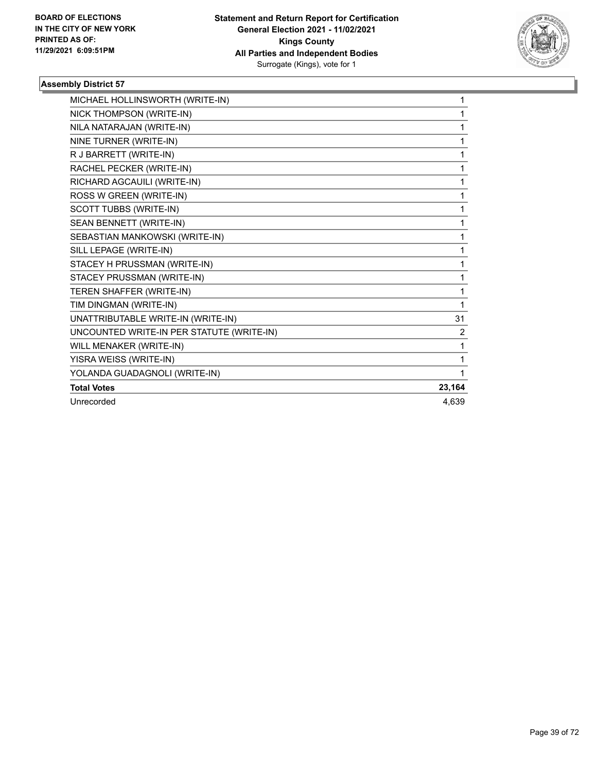**BOARD OF ELECTIONS IN THE CITY OF NEW YORK PRINTED AS OF: 11/29/2021 6:09:51PM**

**Statement and Return Report for Certification General Election 2021 - 11/02/2021 Kings County All Parties and Independent Bodies**
Surrogate (Kings), vote for 1

### Assembly District 57

| | |
|---|---|
| MICHAEL HOLLINSWORTH (WRITE-IN) | 1 |
| NICK THOMPSON (WRITE-IN) | 1 |
| NILA NATARAJAN (WRITE-IN) | 1 |
| NINE TURNER (WRITE-IN) | 1 |
| R J BARRETT (WRITE-IN) | 1 |
| RACHEL PECKER (WRITE-IN) | 1 |
| RICHARD AGCAUILI (WRITE-IN) | 1 |
| ROSS W GREEN (WRITE-IN) | 1 |
| SCOTT TUBBS (WRITE-IN) | 1 |
| SEAN BENNETT (WRITE-IN) | 1 |
| SEBASTIAN MANKOWSKI (WRITE-IN) | 1 |
| SILL LEPAGE (WRITE-IN) | 1 |
| STACEY H PRUSSMAN (WRITE-IN) | 1 |
| STACEY PRUSSMAN (WRITE-IN) | 1 |
| TEREN SHAFFER (WRITE-IN) | 1 |
| TIM DINGMAN (WRITE-IN) | 1 |
| UNATTRIBUTABLE WRITE-IN (WRITE-IN) | 31 |
| UNCOUNTED WRITE-IN PER STATUTE (WRITE-IN) | 2 |
| WILL MENAKER (WRITE-IN) | 1 |
| YISRA WEISS (WRITE-IN) | 1 |
| YOLANDA GUADAGNOLI (WRITE-IN) | 1 |
| **Total Votes** | **23,164** |
| Unrecorded | 4,639 |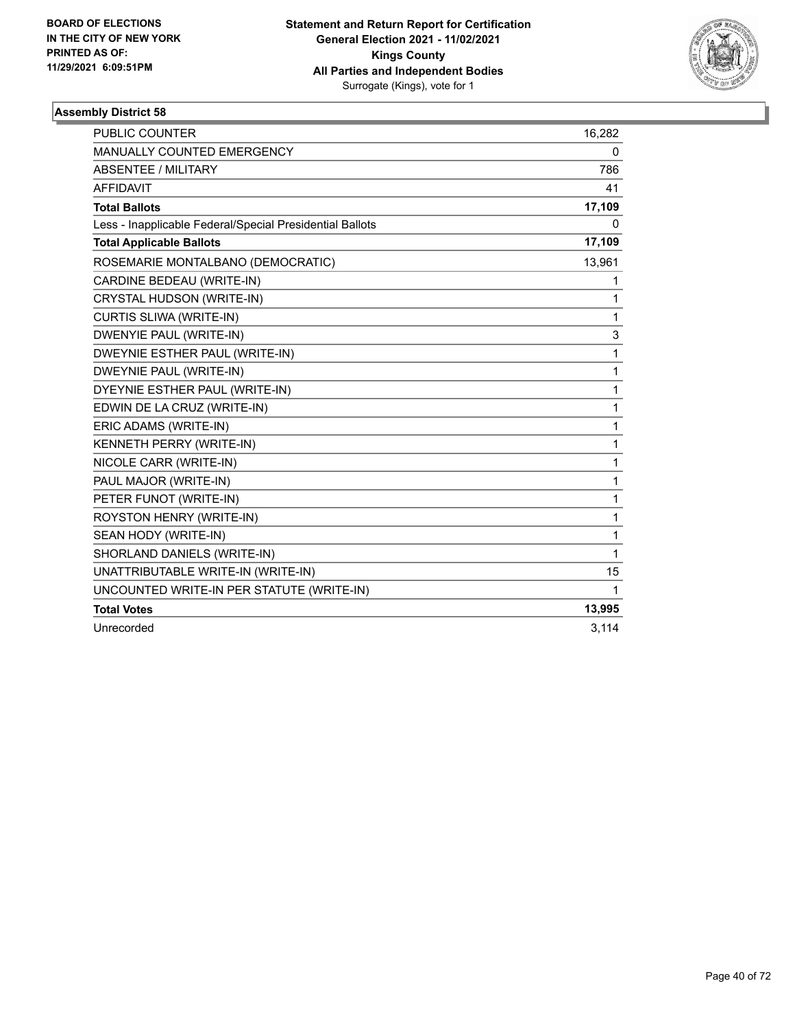BOARD OF ELECTIONS
IN THE CITY OF NEW YORK
PRINTED AS OF:
11/29/2021 6:09:51PM

**Statement and Return Report for Certification**
**General Election 2021 - 11/02/2021**
**Kings County**
**All Parties and Independent Bodies**
Surrogate (Kings), vote for 1

### Assembly District 58

| | |
|---|---|
| PUBLIC COUNTER | 16,282 |
| MANUALLY COUNTED EMERGENCY | 0 |
| ABSENTEE / MILITARY | 786 |
| AFFIDAVIT | 41 |
| **Total Ballots** | **17,109** |
| Less - Inapplicable Federal/Special Presidential Ballots | 0 |
| **Total Applicable Ballots** | **17,109** |
| ROSEMARIE MONTALBANO (DEMOCRATIC) | 13,961 |
| CARDINE BEDEAU (WRITE-IN) | 1 |
| CRYSTAL HUDSON (WRITE-IN) | 1 |
| CURTIS SLIWA (WRITE-IN) | 1 |
| DWENYIE PAUL (WRITE-IN) | 3 |
| DWEYNIE ESTHER PAUL (WRITE-IN) | 1 |
| DWEYNIE PAUL (WRITE-IN) | 1 |
| DYEYNIE ESTHER PAUL (WRITE-IN) | 1 |
| EDWIN DE LA CRUZ (WRITE-IN) | 1 |
| ERIC ADAMS (WRITE-IN) | 1 |
| KENNETH PERRY (WRITE-IN) | 1 |
| NICOLE CARR (WRITE-IN) | 1 |
| PAUL MAJOR (WRITE-IN) | 1 |
| PETER FUNOT (WRITE-IN) | 1 |
| ROYSTON HENRY (WRITE-IN) | 1 |
| SEAN HODY (WRITE-IN) | 1 |
| SHORLAND DANIELS (WRITE-IN) | 1 |
| UNATTRIBUTABLE WRITE-IN (WRITE-IN) | 15 |
| UNCOUNTED WRITE-IN PER STATUTE (WRITE-IN) | 1 |
| **Total Votes** | **13,995** |
| Unrecorded | 3,114 |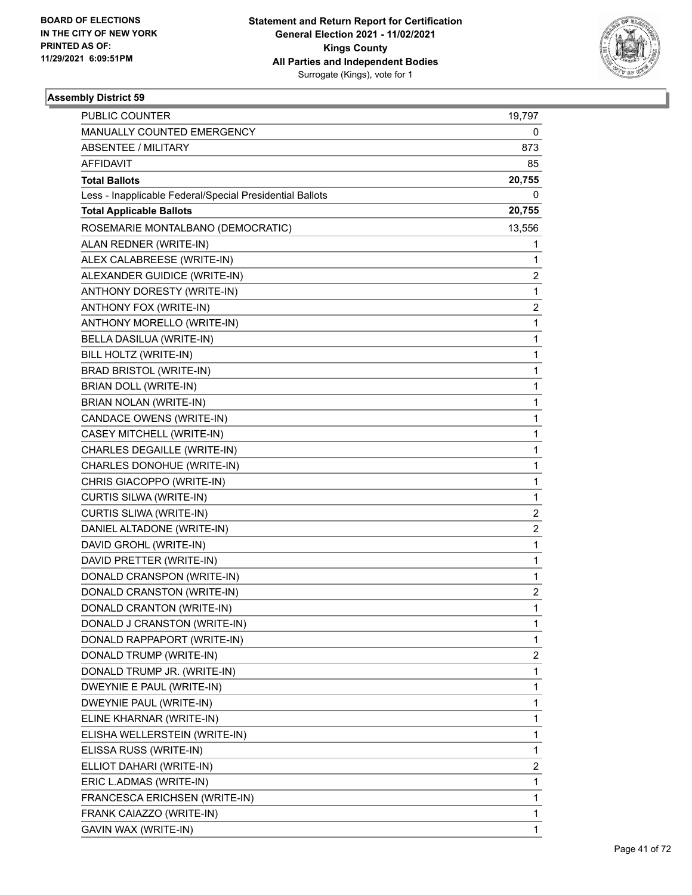BOARD OF ELECTIONS
IN THE CITY OF NEW YORK
PRINTED AS OF:
11/29/2021 6:09:51PM

**Statement and Return Report for Certification**
**General Election 2021 - 11/02/2021**
**Kings County**
**All Parties and Independent Bodies**
Surrogate (Kings), vote for 1

### Assembly District 59

| | |
|---|---|
| PUBLIC COUNTER | 19,797 |
| MANUALLY COUNTED EMERGENCY | 0 |
| ABSENTEE / MILITARY | 873 |
| AFFIDAVIT | 85 |
| **Total Ballots** | **20,755** |
| Less - Inapplicable Federal/Special Presidential Ballots | 0 |
| **Total Applicable Ballots** | **20,755** |
| ROSEMARIE MONTALBANO (DEMOCRATIC) | 13,556 |
| ALAN REDNER (WRITE-IN) | 1 |
| ALEX CALABREESE (WRITE-IN) | 1 |
| ALEXANDER GUIDICE (WRITE-IN) | 2 |
| ANTHONY DORESTY (WRITE-IN) | 1 |
| ANTHONY FOX (WRITE-IN) | 2 |
| ANTHONY MORELLO (WRITE-IN) | 1 |
| BELLA DASILUA (WRITE-IN) | 1 |
| BILL HOLTZ (WRITE-IN) | 1 |
| BRAD BRISTOL (WRITE-IN) | 1 |
| BRIAN DOLL (WRITE-IN) | 1 |
| BRIAN NOLAN (WRITE-IN) | 1 |
| CANDACE OWENS (WRITE-IN) | 1 |
| CASEY MITCHELL (WRITE-IN) | 1 |
| CHARLES DEGAILLE (WRITE-IN) | 1 |
| CHARLES DONOHUE (WRITE-IN) | 1 |
| CHRIS GIACOPPO (WRITE-IN) | 1 |
| CURTIS SILWA (WRITE-IN) | 1 |
| CURTIS SLIWA (WRITE-IN) | 2 |
| DANIEL ALTADONE (WRITE-IN) | 2 |
| DAVID GROHL (WRITE-IN) | 1 |
| DAVID PRETTER (WRITE-IN) | 1 |
| DONALD CRANSPON (WRITE-IN) | 1 |
| DONALD CRANSTON (WRITE-IN) | 2 |
| DONALD CRANTON (WRITE-IN) | 1 |
| DONALD J CRANSTON (WRITE-IN) | 1 |
| DONALD RAPPAPORT (WRITE-IN) | 1 |
| DONALD TRUMP (WRITE-IN) | 2 |
| DONALD TRUMP JR. (WRITE-IN) | 1 |
| DWEYNIE E PAUL (WRITE-IN) | 1 |
| DWEYNIE PAUL (WRITE-IN) | 1 |
| ELINE KHARNAR (WRITE-IN) | 1 |
| ELISHA WELLERSTEIN (WRITE-IN) | 1 |
| ELISSA RUSS (WRITE-IN) | 1 |
| ELLIOT DAHARI (WRITE-IN) | 2 |
| ERIC L.ADMAS (WRITE-IN) | 1 |
| FRANCESCA ERICHSEN (WRITE-IN) | 1 |
| FRANK CAIAZZO (WRITE-IN) | 1 |
| GAVIN WAX (WRITE-IN) | 1 |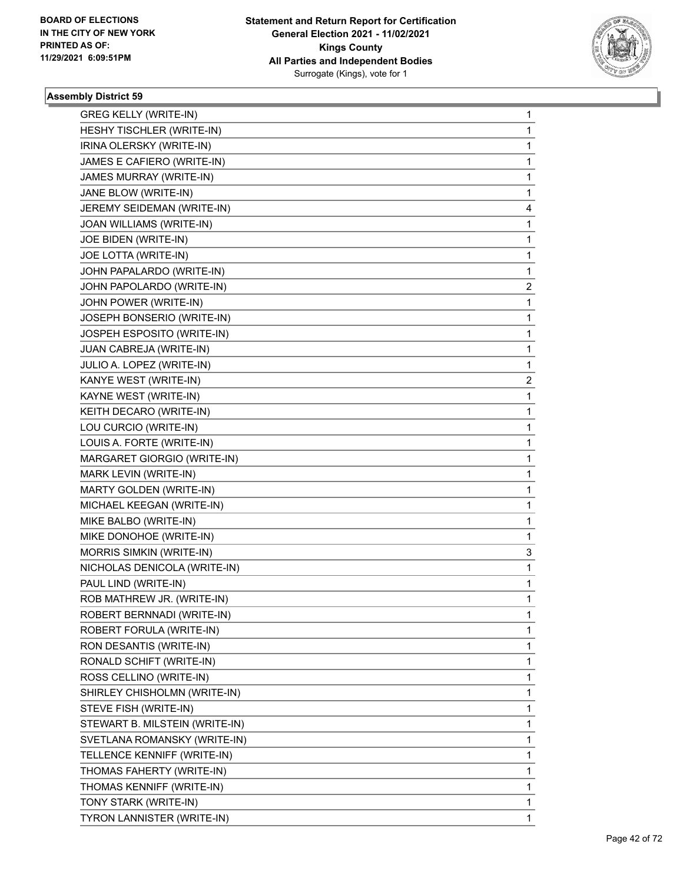BOARD OF ELECTIONS
IN THE CITY OF NEW YORK
PRINTED AS OF:
11/29/2021 6:09:51PM

**Statement and Return Report for Certification**
**General Election 2021 - 11/02/2021**
**Kings County**
**All Parties and Independent Bodies**
Surrogate (Kings), vote for 1

### Assembly District 59

| | |
|---|---|
| GREG KELLY (WRITE-IN) | 1 |
| HESHY TISCHLER (WRITE-IN) | 1 |
| IRINA OLERSKY (WRITE-IN) | 1 |
| JAMES E CAFIERO (WRITE-IN) | 1 |
| JAMES MURRAY (WRITE-IN) | 1 |
| JANE BLOW (WRITE-IN) | 1 |
| JEREMY SEIDEMAN (WRITE-IN) | 4 |
| JOAN WILLIAMS (WRITE-IN) | 1 |
| JOE BIDEN (WRITE-IN) | 1 |
| JOE LOTTA (WRITE-IN) | 1 |
| JOHN PAPALARDO (WRITE-IN) | 1 |
| JOHN PAPOLARDO (WRITE-IN) | 2 |
| JOHN POWER (WRITE-IN) | 1 |
| JOSEPH BONSERIO (WRITE-IN) | 1 |
| JOSPEH ESPOSITO (WRITE-IN) | 1 |
| JUAN CABREJA (WRITE-IN) | 1 |
| JULIO A. LOPEZ (WRITE-IN) | 1 |
| KANYE WEST (WRITE-IN) | 2 |
| KAYNE WEST (WRITE-IN) | 1 |
| KEITH DECARO (WRITE-IN) | 1 |
| LOU CURCIO (WRITE-IN) | 1 |
| LOUIS A. FORTE (WRITE-IN) | 1 |
| MARGARET GIORGIO (WRITE-IN) | 1 |
| MARK LEVIN (WRITE-IN) | 1 |
| MARTY GOLDEN (WRITE-IN) | 1 |
| MICHAEL KEEGAN (WRITE-IN) | 1 |
| MIKE BALBO (WRITE-IN) | 1 |
| MIKE DONOHOE (WRITE-IN) | 1 |
| MORRIS SIMKIN (WRITE-IN) | 3 |
| NICHOLAS DENICOLA (WRITE-IN) | 1 |
| PAUL LIND (WRITE-IN) | 1 |
| ROB MATHREW JR. (WRITE-IN) | 1 |
| ROBERT BERNNADI (WRITE-IN) | 1 |
| ROBERT FORULA (WRITE-IN) | 1 |
| RON DESANTIS (WRITE-IN) | 1 |
| RONALD SCHIFT (WRITE-IN) | 1 |
| ROSS CELLINO (WRITE-IN) | 1 |
| SHIRLEY CHISHOLMN (WRITE-IN) | 1 |
| STEVE FISH (WRITE-IN) | 1 |
| STEWART B. MILSTEIN (WRITE-IN) | 1 |
| SVETLANA ROMANSKY (WRITE-IN) | 1 |
| TELLENCE KENNIFF (WRITE-IN) | 1 |
| THOMAS FAHERTY (WRITE-IN) | 1 |
| THOMAS KENNIFF (WRITE-IN) | 1 |
| TONY STARK (WRITE-IN) | 1 |
| TYRON LANNISTER (WRITE-IN) | 1 |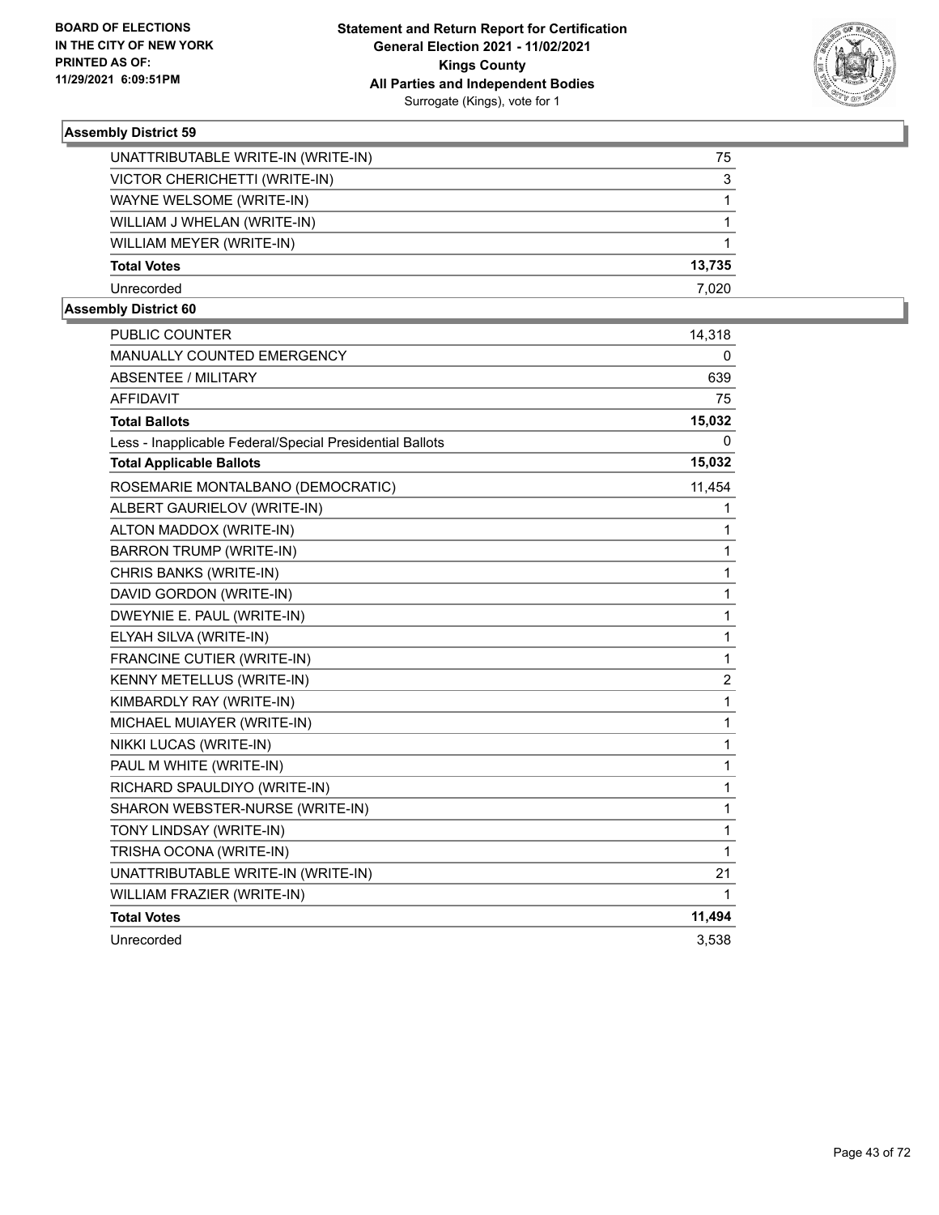### Assembly District 59

| | |
|---|---|
| UNATTRIBUTABLE WRITE-IN (WRITE-IN) | 75 |
| VICTOR CHERICHETTI (WRITE-IN) | 3 |
| WAYNE WELSOME (WRITE-IN) | 1 |
| WILLIAM J WHELAN (WRITE-IN) | 1 |
| WILLIAM MEYER (WRITE-IN) | 1 |
| **Total Votes** | **13,735** |
| Unrecorded | 7,020 |

### Assembly District 60

| | |
|---|---|
| PUBLIC COUNTER | 14,318 |
| MANUALLY COUNTED EMERGENCY | 0 |
| ABSENTEE / MILITARY | 639 |
| AFFIDAVIT | 75 |
| **Total Ballots** | **15,032** |
| Less - Inapplicable Federal/Special Presidential Ballots | 0 |
| **Total Applicable Ballots** | **15,032** |
| ROSEMARIE MONTALBANO (DEMOCRATIC) | 11,454 |
| ALBERT GAURIELOV (WRITE-IN) | 1 |
| ALTON MADDOX (WRITE-IN) | 1 |
| BARRON TRUMP (WRITE-IN) | 1 |
| CHRIS BANKS (WRITE-IN) | 1 |
| DAVID GORDON (WRITE-IN) | 1 |
| DWEYNIE E. PAUL (WRITE-IN) | 1 |
| ELYAH SILVA (WRITE-IN) | 1 |
| FRANCINE CUTIER (WRITE-IN) | 1 |
| KENNY METELLUS (WRITE-IN) | 2 |
| KIMBARDLY RAY (WRITE-IN) | 1 |
| MICHAEL MUIAYER (WRITE-IN) | 1 |
| NIKKI LUCAS (WRITE-IN) | 1 |
| PAUL M WHITE (WRITE-IN) | 1 |
| RICHARD SPAULDIYO (WRITE-IN) | 1 |
| SHARON WEBSTER-NURSE (WRITE-IN) | 1 |
| TONY LINDSAY (WRITE-IN) | 1 |
| TRISHA OCONA (WRITE-IN) | 1 |
| UNATTRIBUTABLE WRITE-IN (WRITE-IN) | 21 |
| WILLIAM FRAZIER (WRITE-IN) | 1 |
| **Total Votes** | **11,494** |
| Unrecorded | 3,538 |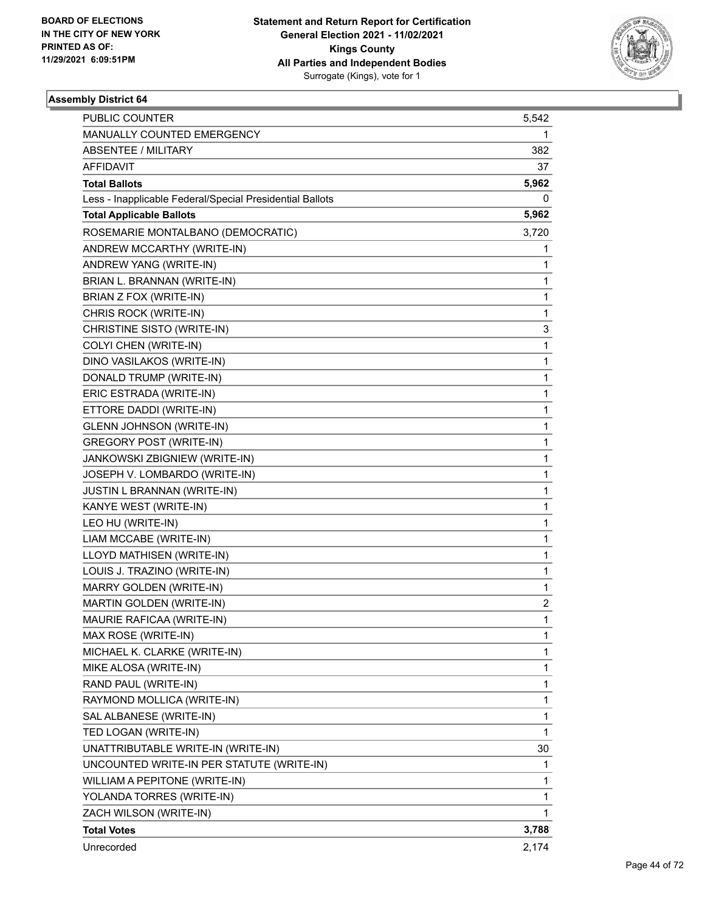**Statement and Return Report for Certification**
**General Election 2021 - 11/02/2021**
**Kings County**
**All Parties and Independent Bodies**
Surrogate (Kings), vote for 1

BOARD OF ELECTIONS
IN THE CITY OF NEW YORK
PRINTED AS OF:
11/29/2021 6:09:51PM

### Assembly District 64

| | |
|---|---|
| PUBLIC COUNTER | 5,542 |
| MANUALLY COUNTED EMERGENCY | 1 |
| ABSENTEE / MILITARY | 382 |
| AFFIDAVIT | 37 |
| **Total Ballots** | **5,962** |
| Less - Inapplicable Federal/Special Presidential Ballots | 0 |
| **Total Applicable Ballots** | **5,962** |
| ROSEMARIE MONTALBANO (DEMOCRATIC) | 3,720 |
| ANDREW MCCARTHY (WRITE-IN) | 1 |
| ANDREW YANG (WRITE-IN) | 1 |
| BRIAN L. BRANNAN (WRITE-IN) | 1 |
| BRIAN Z FOX (WRITE-IN) | 1 |
| CHRIS ROCK (WRITE-IN) | 1 |
| CHRISTINE SISTO (WRITE-IN) | 3 |
| COLYI CHEN (WRITE-IN) | 1 |
| DINO VASILAKOS (WRITE-IN) | 1 |
| DONALD TRUMP (WRITE-IN) | 1 |
| ERIC ESTRADA (WRITE-IN) | 1 |
| ETTORE DADDI (WRITE-IN) | 1 |
| GLENN JOHNSON (WRITE-IN) | 1 |
| GREGORY POST (WRITE-IN) | 1 |
| JANKOWSKI ZBIGNIEW (WRITE-IN) | 1 |
| JOSEPH V. LOMBARDO (WRITE-IN) | 1 |
| JUSTIN L BRANNAN (WRITE-IN) | 1 |
| KANYE WEST (WRITE-IN) | 1 |
| LEO HU (WRITE-IN) | 1 |
| LIAM MCCABE (WRITE-IN) | 1 |
| LLOYD MATHISEN (WRITE-IN) | 1 |
| LOUIS J. TRAZINO (WRITE-IN) | 1 |
| MARRY GOLDEN (WRITE-IN) | 1 |
| MARTIN GOLDEN (WRITE-IN) | 2 |
| MAURIE RAFICAA (WRITE-IN) | 1 |
| MAX ROSE (WRITE-IN) | 1 |
| MICHAEL K. CLARKE (WRITE-IN) | 1 |
| MIKE ALOSA (WRITE-IN) | 1 |
| RAND PAUL (WRITE-IN) | 1 |
| RAYMOND MOLLICA (WRITE-IN) | 1 |
| SAL ALBANESE (WRITE-IN) | 1 |
| TED LOGAN (WRITE-IN) | 1 |
| UNATTRIBUTABLE WRITE-IN (WRITE-IN) | 30 |
| UNCOUNTED WRITE-IN PER STATUTE (WRITE-IN) | 1 |
| WILLIAM A PEPITONE (WRITE-IN) | 1 |
| YOLANDA TORRES (WRITE-IN) | 1 |
| ZACH WILSON (WRITE-IN) | 1 |
| **Total Votes** | **3,788** |
| Unrecorded | 2,174 |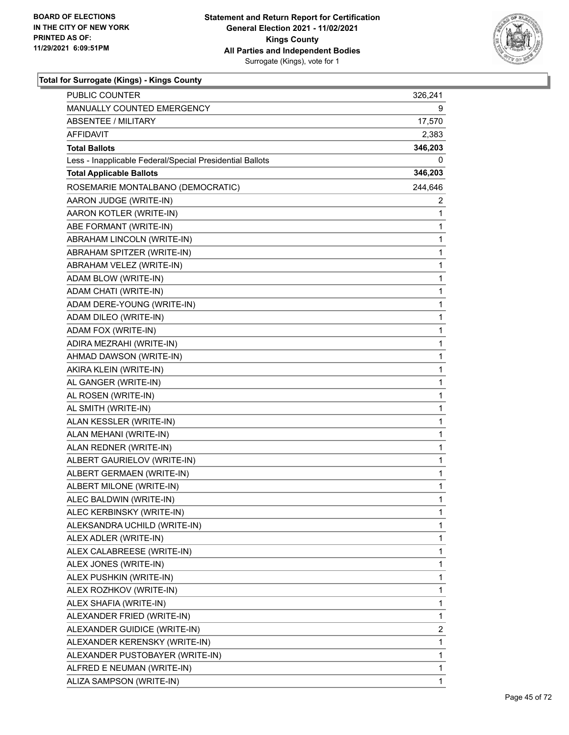BOARD OF ELECTIONS
IN THE CITY OF NEW YORK
PRINTED AS OF:
11/29/2021 6:09:51PM

**Statement and Return Report for Certification**
**General Election 2021 - 11/02/2021**
**Kings County**
**All Parties and Independent Bodies**
Surrogate (Kings), vote for 1

### Total for Surrogate (Kings) - Kings County

| | |
|---|---|
| PUBLIC COUNTER | 326,241 |
| MANUALLY COUNTED EMERGENCY | 9 |
| ABSENTEE / MILITARY | 17,570 |
| AFFIDAVIT | 2,383 |
| **Total Ballots** | **346,203** |
| Less - Inapplicable Federal/Special Presidential Ballots | 0 |
| **Total Applicable Ballots** | **346,203** |
| ROSEMARIE MONTALBANO (DEMOCRATIC) | 244,646 |
| AARON JUDGE (WRITE-IN) | 2 |
| AARON KOTLER (WRITE-IN) | 1 |
| ABE FORMANT (WRITE-IN) | 1 |
| ABRAHAM LINCOLN (WRITE-IN) | 1 |
| ABRAHAM SPITZER (WRITE-IN) | 1 |
| ABRAHAM VELEZ (WRITE-IN) | 1 |
| ADAM BLOW (WRITE-IN) | 1 |
| ADAM CHATI (WRITE-IN) | 1 |
| ADAM DERE-YOUNG (WRITE-IN) | 1 |
| ADAM DILEO (WRITE-IN) | 1 |
| ADAM FOX (WRITE-IN) | 1 |
| ADIRA MEZRAHI (WRITE-IN) | 1 |
| AHMAD DAWSON (WRITE-IN) | 1 |
| AKIRA KLEIN (WRITE-IN) | 1 |
| AL GANGER (WRITE-IN) | 1 |
| AL ROSEN (WRITE-IN) | 1 |
| AL SMITH (WRITE-IN) | 1 |
| ALAN KESSLER (WRITE-IN) | 1 |
| ALAN MEHANI (WRITE-IN) | 1 |
| ALAN REDNER (WRITE-IN) | 1 |
| ALBERT GAURIELOV (WRITE-IN) | 1 |
| ALBERT GERMAEN (WRITE-IN) | 1 |
| ALBERT MILONE (WRITE-IN) | 1 |
| ALEC BALDWIN (WRITE-IN) | 1 |
| ALEC KERBINSKY (WRITE-IN) | 1 |
| ALEKSANDRA UCHILD (WRITE-IN) | 1 |
| ALEX ADLER (WRITE-IN) | 1 |
| ALEX CALABREESE (WRITE-IN) | 1 |
| ALEX JONES (WRITE-IN) | 1 |
| ALEX PUSHKIN (WRITE-IN) | 1 |
| ALEX ROZHKOV (WRITE-IN) | 1 |
| ALEX SHAFIA (WRITE-IN) | 1 |
| ALEXANDER FRIED (WRITE-IN) | 1 |
| ALEXANDER GUIDICE (WRITE-IN) | 2 |
| ALEXANDER KERENSKY (WRITE-IN) | 1 |
| ALEXANDER PUSTOBAYER (WRITE-IN) | 1 |
| ALFRED E NEUMAN (WRITE-IN) | 1 |
| ALIZA SAMPSON (WRITE-IN) | 1 |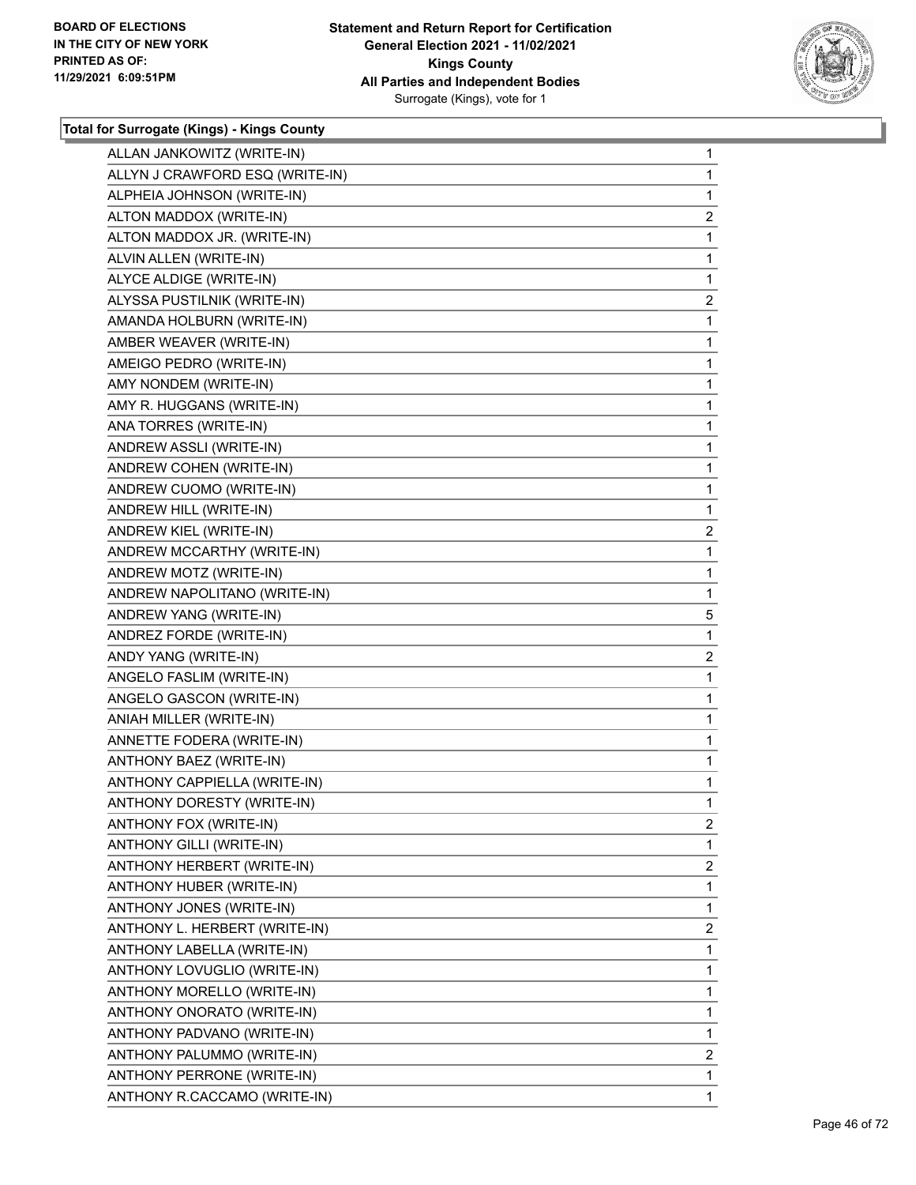**Total for Surrogate (Kings) - Kings County**

| | |
|---|---|
| ALLAN JANKOWITZ (WRITE-IN) | 1 |
| ALLYN J CRAWFORD ESQ (WRITE-IN) | 1 |
| ALPHEIA JOHNSON (WRITE-IN) | 1 |
| ALTON MADDOX (WRITE-IN) | 2 |
| ALTON MADDOX JR. (WRITE-IN) | 1 |
| ALVIN ALLEN (WRITE-IN) | 1 |
| ALYCE ALDIGE (WRITE-IN) | 1 |
| ALYSSA PUSTILNIK (WRITE-IN) | 2 |
| AMANDA HOLBURN (WRITE-IN) | 1 |
| AMBER WEAVER (WRITE-IN) | 1 |
| AMEIGO PEDRO (WRITE-IN) | 1 |
| AMY NONDEM (WRITE-IN) | 1 |
| AMY R. HUGGANS (WRITE-IN) | 1 |
| ANA TORRES (WRITE-IN) | 1 |
| ANDREW ASSLI (WRITE-IN) | 1 |
| ANDREW COHEN (WRITE-IN) | 1 |
| ANDREW CUOMO (WRITE-IN) | 1 |
| ANDREW HILL (WRITE-IN) | 1 |
| ANDREW KIEL (WRITE-IN) | 2 |
| ANDREW MCCARTHY (WRITE-IN) | 1 |
| ANDREW MOTZ (WRITE-IN) | 1 |
| ANDREW NAPOLITANO (WRITE-IN) | 1 |
| ANDREW YANG (WRITE-IN) | 5 |
| ANDREZ FORDE (WRITE-IN) | 1 |
| ANDY YANG (WRITE-IN) | 2 |
| ANGELO FASLIM (WRITE-IN) | 1 |
| ANGELO GASCON (WRITE-IN) | 1 |
| ANIAH MILLER (WRITE-IN) | 1 |
| ANNETTE FODERA (WRITE-IN) | 1 |
| ANTHONY BAEZ (WRITE-IN) | 1 |
| ANTHONY CAPPIELLA (WRITE-IN) | 1 |
| ANTHONY DORESTY (WRITE-IN) | 1 |
| ANTHONY FOX (WRITE-IN) | 2 |
| ANTHONY GILLI (WRITE-IN) | 1 |
| ANTHONY HERBERT (WRITE-IN) | 2 |
| ANTHONY HUBER (WRITE-IN) | 1 |
| ANTHONY JONES (WRITE-IN) | 1 |
| ANTHONY L. HERBERT (WRITE-IN) | 2 |
| ANTHONY LABELLA (WRITE-IN) | 1 |
| ANTHONY LOVUGLIO (WRITE-IN) | 1 |
| ANTHONY MORELLO (WRITE-IN) | 1 |
| ANTHONY ONORATO (WRITE-IN) | 1 |
| ANTHONY PADVANO (WRITE-IN) | 1 |
| ANTHONY PALUMMO (WRITE-IN) | 2 |
| ANTHONY PERRONE (WRITE-IN) | 1 |
| ANTHONY R.CACCAMO (WRITE-IN) | 1 |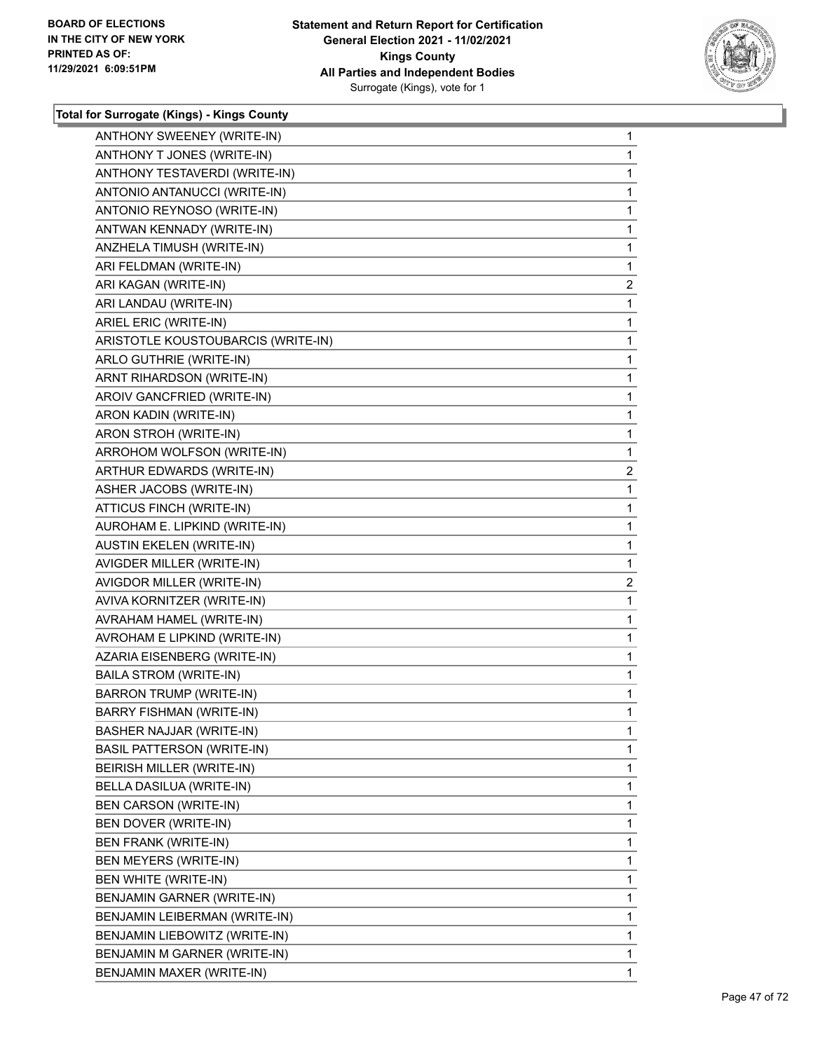### Total for Surrogate (Kings) - Kings County

| | |
|---|---|
| ANTHONY SWEENEY (WRITE-IN) | 1 |
| ANTHONY T JONES (WRITE-IN) | 1 |
| ANTHONY TESTAVERDI (WRITE-IN) | 1 |
| ANTONIO ANTANUCCI (WRITE-IN) | 1 |
| ANTONIO REYNOSO (WRITE-IN) | 1 |
| ANTWAN KENNADY (WRITE-IN) | 1 |
| ANZHELA TIMUSH (WRITE-IN) | 1 |
| ARI FELDMAN (WRITE-IN) | 1 |
| ARI KAGAN (WRITE-IN) | 2 |
| ARI LANDAU (WRITE-IN) | 1 |
| ARIEL ERIC (WRITE-IN) | 1 |
| ARISTOTLE KOUSTOUBARCIS (WRITE-IN) | 1 |
| ARLO GUTHRIE (WRITE-IN) | 1 |
| ARNT RIHARDSON (WRITE-IN) | 1 |
| AROIV GANCFRIED (WRITE-IN) | 1 |
| ARON KADIN (WRITE-IN) | 1 |
| ARON STROH (WRITE-IN) | 1 |
| ARROHOM WOLFSON (WRITE-IN) | 1 |
| ARTHUR EDWARDS (WRITE-IN) | 2 |
| ASHER JACOBS (WRITE-IN) | 1 |
| ATTICUS FINCH (WRITE-IN) | 1 |
| AUROHAM E. LIPKIND (WRITE-IN) | 1 |
| AUSTIN EKELEN (WRITE-IN) | 1 |
| AVIGDER MILLER (WRITE-IN) | 1 |
| AVIGDOR MILLER (WRITE-IN) | 2 |
| AVIVA KORNITZER (WRITE-IN) | 1 |
| AVRAHAM HAMEL (WRITE-IN) | 1 |
| AVROHAM E LIPKIND (WRITE-IN) | 1 |
| AZARIA EISENBERG (WRITE-IN) | 1 |
| BAILA STROM (WRITE-IN) | 1 |
| BARRON TRUMP (WRITE-IN) | 1 |
| BARRY FISHMAN (WRITE-IN) | 1 |
| BASHER NAJJAR (WRITE-IN) | 1 |
| BASIL PATTERSON (WRITE-IN) | 1 |
| BEIRISH MILLER (WRITE-IN) | 1 |
| BELLA DASILUA (WRITE-IN) | 1 |
| BEN CARSON (WRITE-IN) | 1 |
| BEN DOVER (WRITE-IN) | 1 |
| BEN FRANK (WRITE-IN) | 1 |
| BEN MEYERS (WRITE-IN) | 1 |
| BEN WHITE (WRITE-IN) | 1 |
| BENJAMIN GARNER (WRITE-IN) | 1 |
| BENJAMIN LEIBERMAN (WRITE-IN) | 1 |
| BENJAMIN LIEBOWITZ (WRITE-IN) | 1 |
| BENJAMIN M GARNER (WRITE-IN) | 1 |
| BENJAMIN MAXER (WRITE-IN) | 1 |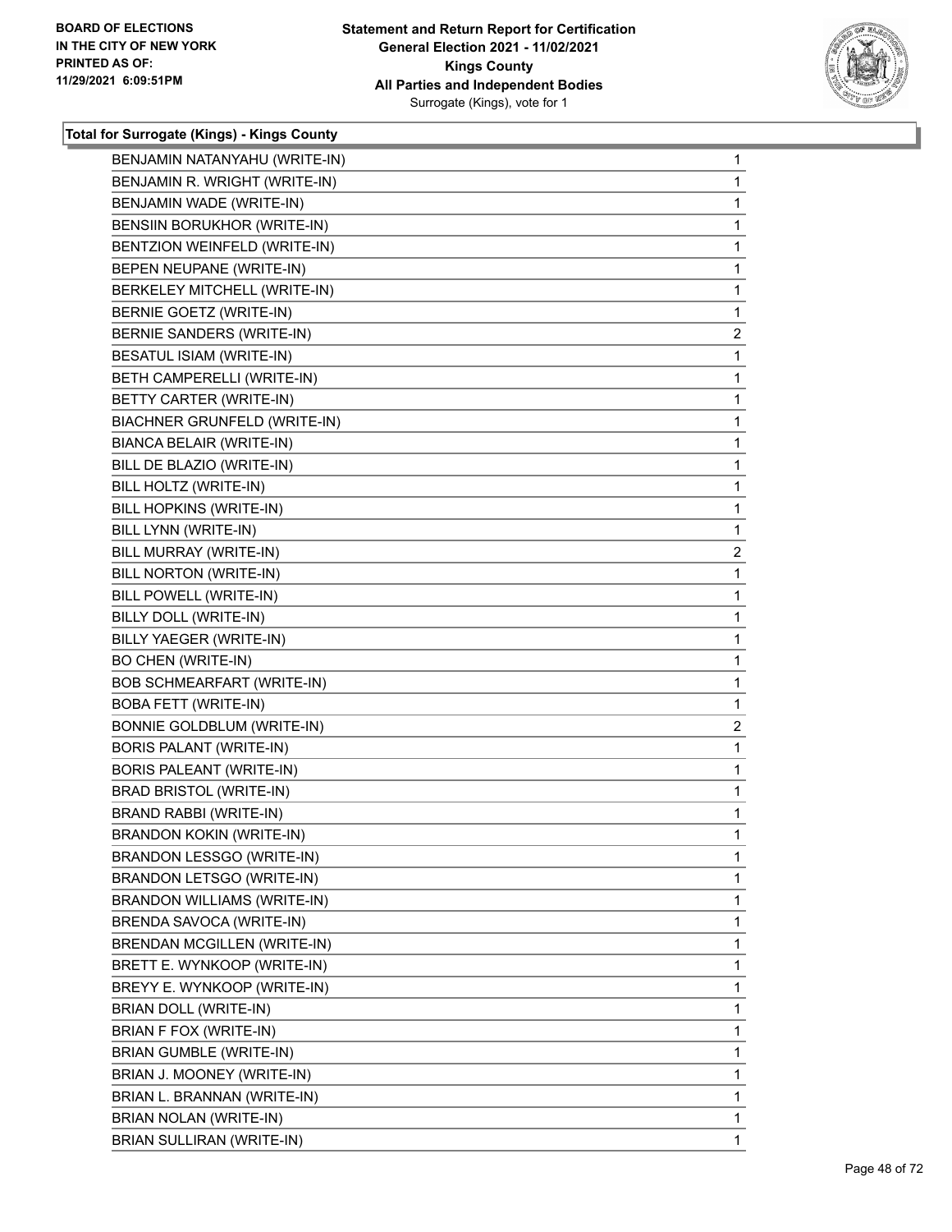**Total for Surrogate (Kings) - Kings County**

| | |
|---|---|
| BENJAMIN NATANYAHU (WRITE-IN) | 1 |
| BENJAMIN R. WRIGHT (WRITE-IN) | 1 |
| BENJAMIN WADE (WRITE-IN) | 1 |
| BENSIIN BORUKHOR (WRITE-IN) | 1 |
| BENTZION WEINFELD (WRITE-IN) | 1 |
| BEPEN NEUPANE (WRITE-IN) | 1 |
| BERKELEY MITCHELL (WRITE-IN) | 1 |
| BERNIE GOETZ (WRITE-IN) | 1 |
| BERNIE SANDERS (WRITE-IN) | 2 |
| BESATUL ISIAM (WRITE-IN) | 1 |
| BETH CAMPERELLI (WRITE-IN) | 1 |
| BETTY CARTER (WRITE-IN) | 1 |
| BIACHNER GRUNFELD (WRITE-IN) | 1 |
| BIANCA BELAIR (WRITE-IN) | 1 |
| BILL DE BLAZIO (WRITE-IN) | 1 |
| BILL HOLTZ (WRITE-IN) | 1 |
| BILL HOPKINS (WRITE-IN) | 1 |
| BILL LYNN (WRITE-IN) | 1 |
| BILL MURRAY (WRITE-IN) | 2 |
| BILL NORTON (WRITE-IN) | 1 |
| BILL POWELL (WRITE-IN) | 1 |
| BILLY DOLL (WRITE-IN) | 1 |
| BILLY YAEGER (WRITE-IN) | 1 |
| BO CHEN (WRITE-IN) | 1 |
| BOB SCHMEARFART (WRITE-IN) | 1 |
| BOBA FETT (WRITE-IN) | 1 |
| BONNIE GOLDBLUM (WRITE-IN) | 2 |
| BORIS PALANT (WRITE-IN) | 1 |
| BORIS PALEANT (WRITE-IN) | 1 |
| BRAD BRISTOL (WRITE-IN) | 1 |
| BRAND RABBI (WRITE-IN) | 1 |
| BRANDON KOKIN (WRITE-IN) | 1 |
| BRANDON LESSGO (WRITE-IN) | 1 |
| BRANDON LETSGO (WRITE-IN) | 1 |
| BRANDON WILLIAMS (WRITE-IN) | 1 |
| BRENDA SAVOCA (WRITE-IN) | 1 |
| BRENDAN MCGILLEN (WRITE-IN) | 1 |
| BRETT E. WYNKOOP (WRITE-IN) | 1 |
| BREYY E. WYNKOOP (WRITE-IN) | 1 |
| BRIAN DOLL (WRITE-IN) | 1 |
| BRIAN F FOX (WRITE-IN) | 1 |
| BRIAN GUMBLE (WRITE-IN) | 1 |
| BRIAN J. MOONEY (WRITE-IN) | 1 |
| BRIAN L. BRANNAN (WRITE-IN) | 1 |
| BRIAN NOLAN (WRITE-IN) | 1 |
| BRIAN SULLIRAN (WRITE-IN) | 1 |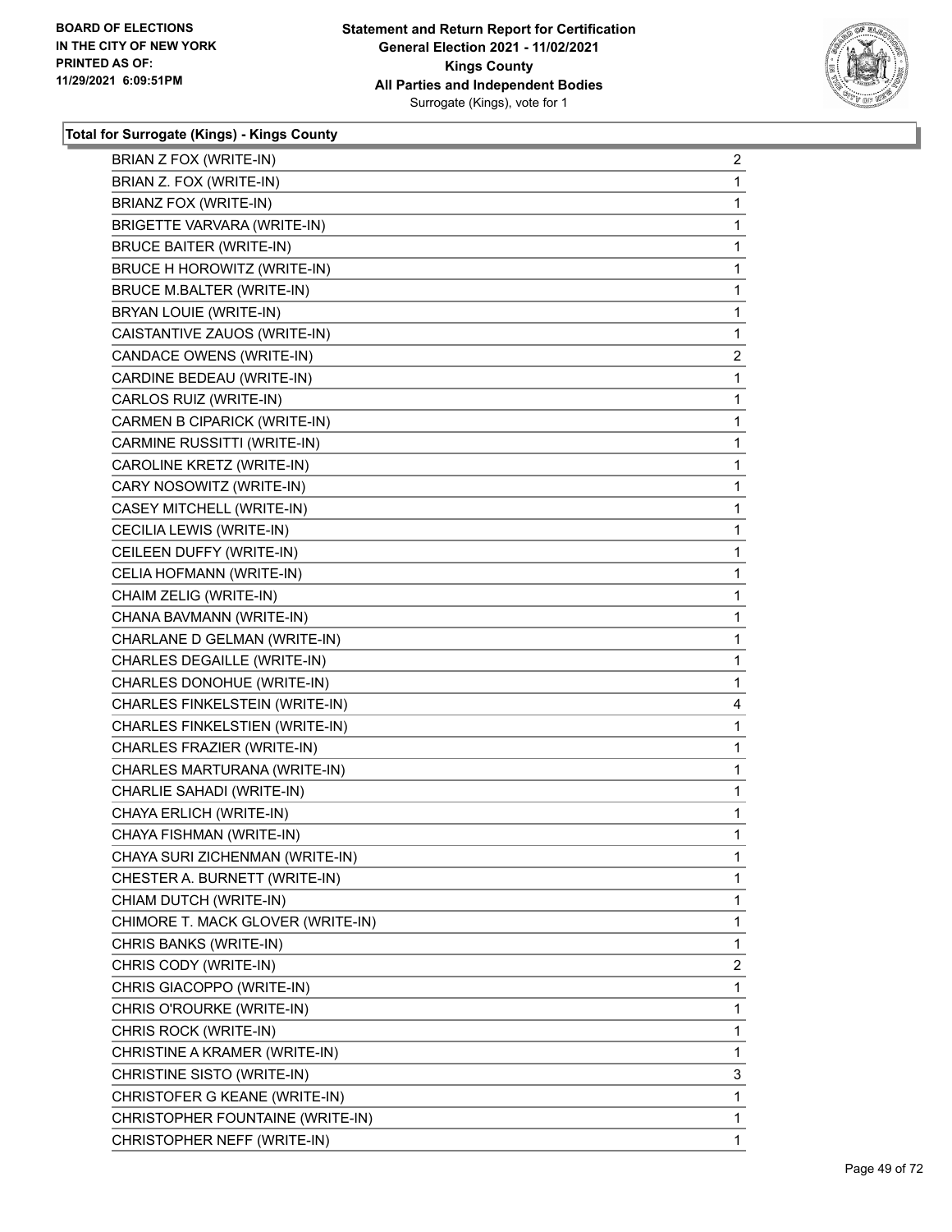**Total for Surrogate (Kings) - Kings County**

| Candidate | Votes |
|---|---|
| BRIAN Z FOX (WRITE-IN) | 2 |
| BRIAN Z. FOX (WRITE-IN) | 1 |
| BRIANZ FOX (WRITE-IN) | 1 |
| BRIGETTE VARVARA (WRITE-IN) | 1 |
| BRUCE BAITER (WRITE-IN) | 1 |
| BRUCE H HOROWITZ (WRITE-IN) | 1 |
| BRUCE M.BALTER (WRITE-IN) | 1 |
| BRYAN LOUIE (WRITE-IN) | 1 |
| CAISTANTIVE ZAUOS (WRITE-IN) | 1 |
| CANDACE OWENS (WRITE-IN) | 2 |
| CARDINE BEDEAU (WRITE-IN) | 1 |
| CARLOS RUIZ (WRITE-IN) | 1 |
| CARMEN B CIPARICK (WRITE-IN) | 1 |
| CARMINE RUSSITTI (WRITE-IN) | 1 |
| CAROLINE KRETZ (WRITE-IN) | 1 |
| CARY NOSOWITZ (WRITE-IN) | 1 |
| CASEY MITCHELL (WRITE-IN) | 1 |
| CECILIA LEWIS (WRITE-IN) | 1 |
| CEILEEN DUFFY (WRITE-IN) | 1 |
| CELIA HOFMANN (WRITE-IN) | 1 |
| CHAIM ZELIG (WRITE-IN) | 1 |
| CHANA BAVMANN (WRITE-IN) | 1 |
| CHARLANE D GELMAN (WRITE-IN) | 1 |
| CHARLES DEGAILLE (WRITE-IN) | 1 |
| CHARLES DONOHUE (WRITE-IN) | 1 |
| CHARLES FINKELSTEIN (WRITE-IN) | 4 |
| CHARLES FINKELSTIEN (WRITE-IN) | 1 |
| CHARLES FRAZIER (WRITE-IN) | 1 |
| CHARLES MARTURANA (WRITE-IN) | 1 |
| CHARLIE SAHADI (WRITE-IN) | 1 |
| CHAYA ERLICH (WRITE-IN) | 1 |
| CHAYA FISHMAN (WRITE-IN) | 1 |
| CHAYA SURI ZICHENMAN (WRITE-IN) | 1 |
| CHESTER A. BURNETT (WRITE-IN) | 1 |
| CHIAM DUTCH (WRITE-IN) | 1 |
| CHIMORE T. MACK GLOVER (WRITE-IN) | 1 |
| CHRIS BANKS (WRITE-IN) | 1 |
| CHRIS CODY (WRITE-IN) | 2 |
| CHRIS GIACOPPO (WRITE-IN) | 1 |
| CHRIS O'ROURKE (WRITE-IN) | 1 |
| CHRIS ROCK (WRITE-IN) | 1 |
| CHRISTINE A KRAMER (WRITE-IN) | 1 |
| CHRISTINE SISTO (WRITE-IN) | 3 |
| CHRISTOFER G KEANE (WRITE-IN) | 1 |
| CHRISTOPHER FOUNTAINE (WRITE-IN) | 1 |
| CHRISTOPHER NEFF (WRITE-IN) | 1 |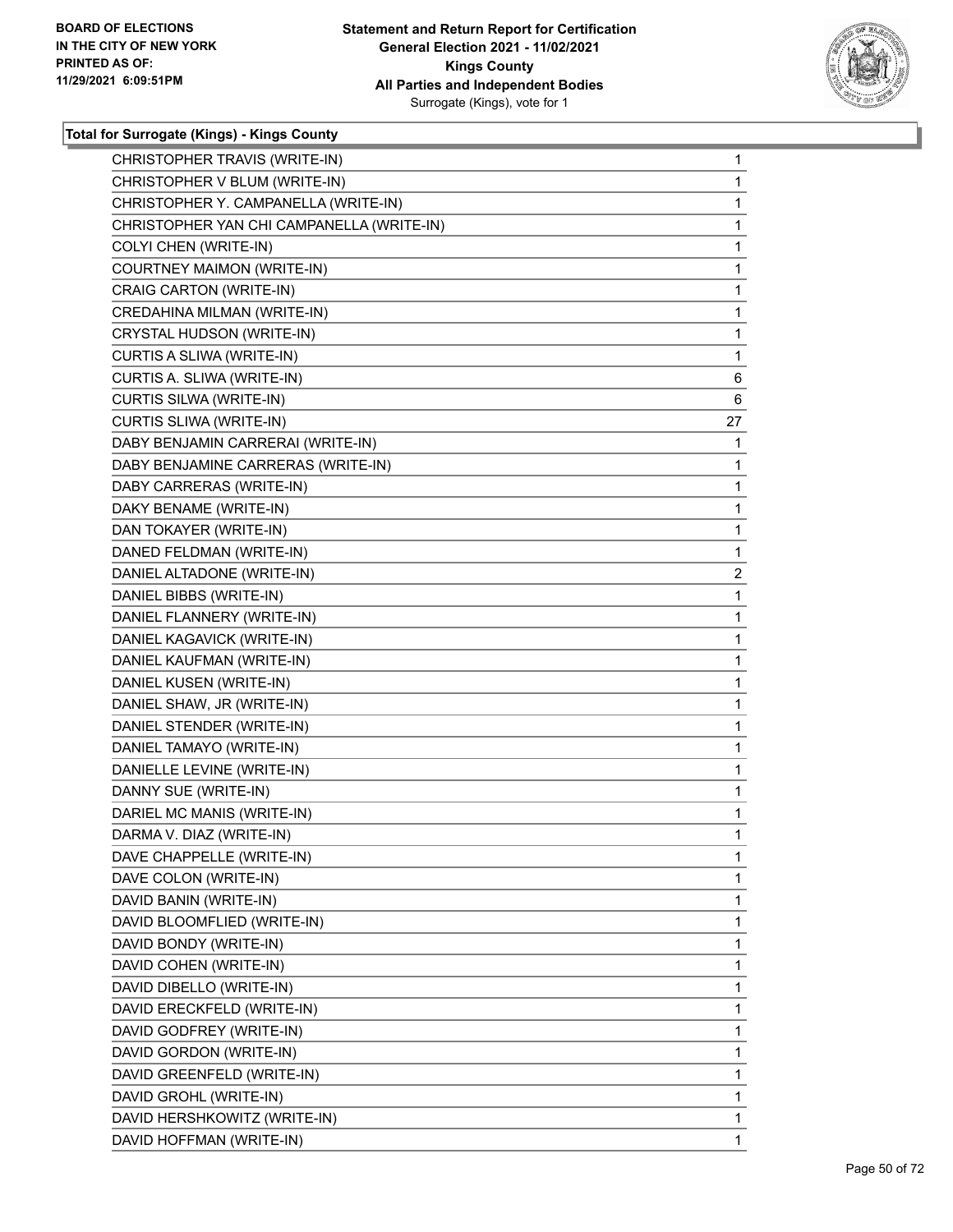### Total for Surrogate (Kings) - Kings County

| Candidate | Votes |
|---|---|
| CHRISTOPHER TRAVIS (WRITE-IN) | 1 |
| CHRISTOPHER V BLUM (WRITE-IN) | 1 |
| CHRISTOPHER Y. CAMPANELLA (WRITE-IN) | 1 |
| CHRISTOPHER YAN CHI CAMPANELLA (WRITE-IN) | 1 |
| COLYI CHEN (WRITE-IN) | 1 |
| COURTNEY MAIMON (WRITE-IN) | 1 |
| CRAIG CARTON (WRITE-IN) | 1 |
| CREDAHINA MILMAN (WRITE-IN) | 1 |
| CRYSTAL HUDSON (WRITE-IN) | 1 |
| CURTIS A SLIWA (WRITE-IN) | 1 |
| CURTIS A. SLIWA (WRITE-IN) | 6 |
| CURTIS SILWA (WRITE-IN) | 6 |
| CURTIS SLIWA (WRITE-IN) | 27 |
| DABY BENJAMIN CARRERAI (WRITE-IN) | 1 |
| DABY BENJAMINE CARRERAS (WRITE-IN) | 1 |
| DABY CARRERAS (WRITE-IN) | 1 |
| DAKY BENAME (WRITE-IN) | 1 |
| DAN TOKAYER (WRITE-IN) | 1 |
| DANED FELDMAN (WRITE-IN) | 1 |
| DANIEL ALTADONE (WRITE-IN) | 2 |
| DANIEL BIBBS (WRITE-IN) | 1 |
| DANIEL FLANNERY (WRITE-IN) | 1 |
| DANIEL KAGAVICK (WRITE-IN) | 1 |
| DANIEL KAUFMAN (WRITE-IN) | 1 |
| DANIEL KUSEN (WRITE-IN) | 1 |
| DANIEL SHAW, JR (WRITE-IN) | 1 |
| DANIEL STENDER (WRITE-IN) | 1 |
| DANIEL TAMAYO (WRITE-IN) | 1 |
| DANIELLE LEVINE (WRITE-IN) | 1 |
| DANNY SUE (WRITE-IN) | 1 |
| DARIEL MC MANIS (WRITE-IN) | 1 |
| DARMA V. DIAZ (WRITE-IN) | 1 |
| DAVE CHAPPELLE (WRITE-IN) | 1 |
| DAVE COLON (WRITE-IN) | 1 |
| DAVID BANIN (WRITE-IN) | 1 |
| DAVID BLOOMFLIED (WRITE-IN) | 1 |
| DAVID BONDY (WRITE-IN) | 1 |
| DAVID COHEN (WRITE-IN) | 1 |
| DAVID DIBELLO (WRITE-IN) | 1 |
| DAVID ERECKFELD (WRITE-IN) | 1 |
| DAVID GODFREY (WRITE-IN) | 1 |
| DAVID GORDON (WRITE-IN) | 1 |
| DAVID GREENFELD (WRITE-IN) | 1 |
| DAVID GROHL (WRITE-IN) | 1 |
| DAVID HERSHKOWITZ (WRITE-IN) | 1 |
| DAVID HOFFMAN (WRITE-IN) | 1 |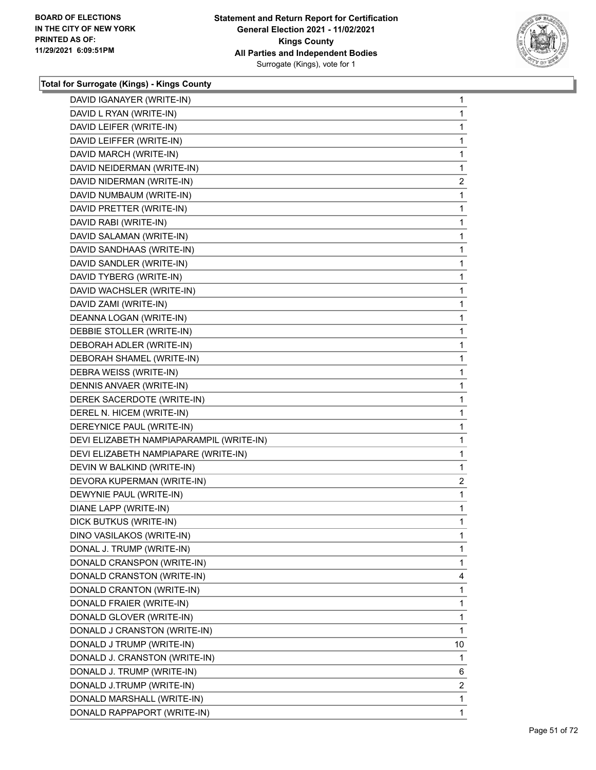**Total for Surrogate (Kings) - Kings County**

| | |
|---|---|
| DAVID IGANAYER (WRITE-IN) | 1 |
| DAVID L RYAN (WRITE-IN) | 1 |
| DAVID LEIFER (WRITE-IN) | 1 |
| DAVID LEIFFER (WRITE-IN) | 1 |
| DAVID MARCH (WRITE-IN) | 1 |
| DAVID NEIDERMAN (WRITE-IN) | 1 |
| DAVID NIDERMAN (WRITE-IN) | 2 |
| DAVID NUMBAUM (WRITE-IN) | 1 |
| DAVID PRETTER (WRITE-IN) | 1 |
| DAVID RABI (WRITE-IN) | 1 |
| DAVID SALAMAN (WRITE-IN) | 1 |
| DAVID SANDHAAS (WRITE-IN) | 1 |
| DAVID SANDLER (WRITE-IN) | 1 |
| DAVID TYBERG (WRITE-IN) | 1 |
| DAVID WACHSLER (WRITE-IN) | 1 |
| DAVID ZAMI (WRITE-IN) | 1 |
| DEANNA LOGAN (WRITE-IN) | 1 |
| DEBBIE STOLLER (WRITE-IN) | 1 |
| DEBORAH ADLER (WRITE-IN) | 1 |
| DEBORAH SHAMEL (WRITE-IN) | 1 |
| DEBRA WEISS (WRITE-IN) | 1 |
| DENNIS ANVAER (WRITE-IN) | 1 |
| DEREK SACERDOTE (WRITE-IN) | 1 |
| DEREL N. HICEM (WRITE-IN) | 1 |
| DEREYNICE PAUL (WRITE-IN) | 1 |
| DEVI ELIZABETH NAMPIAPARAMPIL (WRITE-IN) | 1 |
| DEVI ELIZABETH NAMPIAPARE (WRITE-IN) | 1 |
| DEVIN W BALKIND (WRITE-IN) | 1 |
| DEVORA KUPERMAN (WRITE-IN) | 2 |
| DEWYNIE PAUL (WRITE-IN) | 1 |
| DIANE LAPP (WRITE-IN) | 1 |
| DICK BUTKUS (WRITE-IN) | 1 |
| DINO VASILAKOS (WRITE-IN) | 1 |
| DONAL J. TRUMP (WRITE-IN) | 1 |
| DONALD CRANSPON (WRITE-IN) | 1 |
| DONALD CRANSTON (WRITE-IN) | 4 |
| DONALD CRANTON (WRITE-IN) | 1 |
| DONALD FRAIER (WRITE-IN) | 1 |
| DONALD GLOVER (WRITE-IN) | 1 |
| DONALD J CRANSTON (WRITE-IN) | 1 |
| DONALD J TRUMP (WRITE-IN) | 10 |
| DONALD J. CRANSTON (WRITE-IN) | 1 |
| DONALD J. TRUMP (WRITE-IN) | 6 |
| DONALD J.TRUMP (WRITE-IN) | 2 |
| DONALD MARSHALL (WRITE-IN) | 1 |
| DONALD RAPPAPORT (WRITE-IN) | 1 |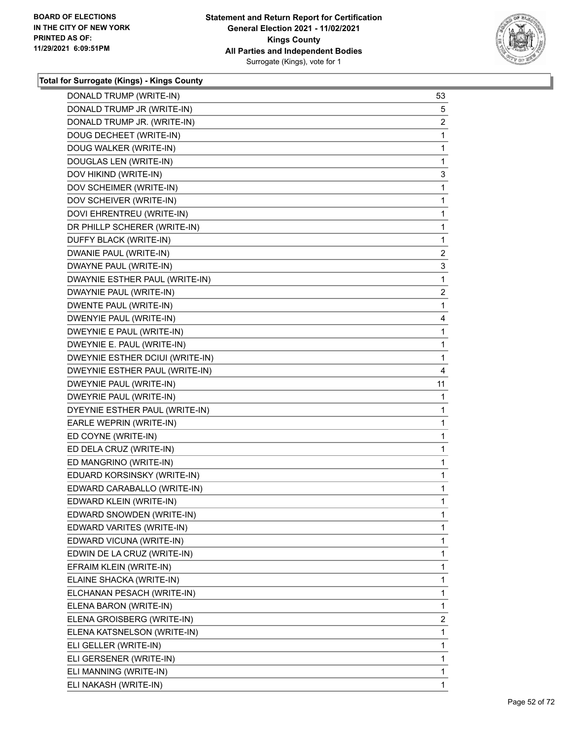### Total for Surrogate (Kings) - Kings County

| | |
|---|---|
| DONALD TRUMP (WRITE-IN) | 53 |
| DONALD TRUMP JR (WRITE-IN) | 5 |
| DONALD TRUMP JR. (WRITE-IN) | 2 |
| DOUG DECHEET (WRITE-IN) | 1 |
| DOUG WALKER (WRITE-IN) | 1 |
| DOUGLAS LEN (WRITE-IN) | 1 |
| DOV HIKIND (WRITE-IN) | 3 |
| DOV SCHEIMER (WRITE-IN) | 1 |
| DOV SCHEIVER (WRITE-IN) | 1 |
| DOVI EHRENTREU (WRITE-IN) | 1 |
| DR PHILLP SCHERER (WRITE-IN) | 1 |
| DUFFY BLACK (WRITE-IN) | 1 |
| DWANIE PAUL (WRITE-IN) | 2 |
| DWAYNE PAUL (WRITE-IN) | 3 |
| DWAYNIE ESTHER PAUL (WRITE-IN) | 1 |
| DWAYNIE PAUL (WRITE-IN) | 2 |
| DWENTE PAUL (WRITE-IN) | 1 |
| DWENYIE PAUL (WRITE-IN) | 4 |
| DWEYNIE E PAUL (WRITE-IN) | 1 |
| DWEYNIE E. PAUL (WRITE-IN) | 1 |
| DWEYNIE ESTHER DCIUI (WRITE-IN) | 1 |
| DWEYNIE ESTHER PAUL (WRITE-IN) | 4 |
| DWEYNIE PAUL (WRITE-IN) | 11 |
| DWEYRIE PAUL (WRITE-IN) | 1 |
| DYEYNIE ESTHER PAUL (WRITE-IN) | 1 |
| EARLE WEPRIN (WRITE-IN) | 1 |
| ED COYNE (WRITE-IN) | 1 |
| ED DELA CRUZ (WRITE-IN) | 1 |
| ED MANGRINO (WRITE-IN) | 1 |
| EDUARD KORSINSKY (WRITE-IN) | 1 |
| EDWARD CARABALLO (WRITE-IN) | 1 |
| EDWARD KLEIN (WRITE-IN) | 1 |
| EDWARD SNOWDEN (WRITE-IN) | 1 |
| EDWARD VARITES (WRITE-IN) | 1 |
| EDWARD VICUNA (WRITE-IN) | 1 |
| EDWIN DE LA CRUZ (WRITE-IN) | 1 |
| EFRAIM KLEIN (WRITE-IN) | 1 |
| ELAINE SHACKA (WRITE-IN) | 1 |
| ELCHANAN PESACH (WRITE-IN) | 1 |
| ELENA BARON (WRITE-IN) | 1 |
| ELENA GROISBERG (WRITE-IN) | 2 |
| ELENA KATSNELSON (WRITE-IN) | 1 |
| ELI GELLER (WRITE-IN) | 1 |
| ELI GERSENER (WRITE-IN) | 1 |
| ELI MANNING (WRITE-IN) | 1 |
| ELI NAKASH (WRITE-IN) | 1 |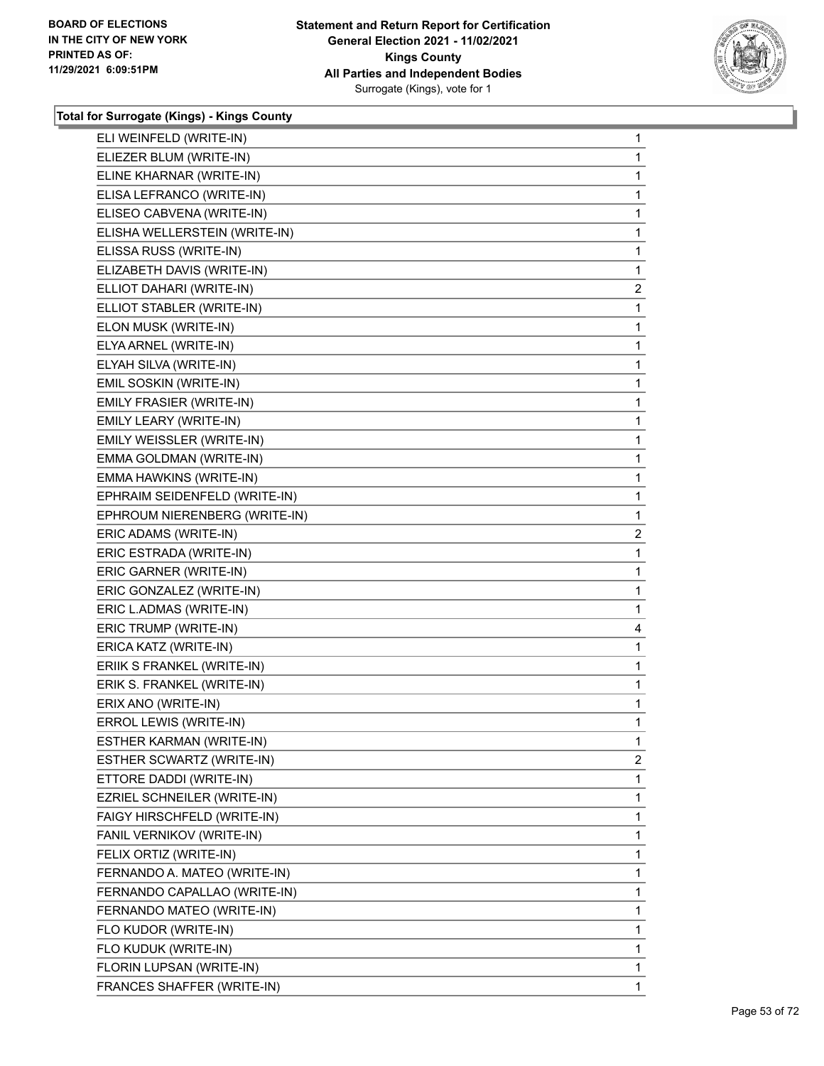**Total for Surrogate (Kings) - Kings County**

| Candidate | Votes |
|---|---|
| ELI WEINFELD (WRITE-IN) | 1 |
| ELIEZER BLUM (WRITE-IN) | 1 |
| ELINE KHARNAR (WRITE-IN) | 1 |
| ELISA LEFRANCO (WRITE-IN) | 1 |
| ELISEO CABVENA (WRITE-IN) | 1 |
| ELISHA WELLERSTEIN (WRITE-IN) | 1 |
| ELISSA RUSS (WRITE-IN) | 1 |
| ELIZABETH DAVIS (WRITE-IN) | 1 |
| ELLIOT DAHARI (WRITE-IN) | 2 |
| ELLIOT STABLER (WRITE-IN) | 1 |
| ELON MUSK (WRITE-IN) | 1 |
| ELYA ARNEL (WRITE-IN) | 1 |
| ELYAH SILVA (WRITE-IN) | 1 |
| EMIL SOSKIN (WRITE-IN) | 1 |
| EMILY FRASIER (WRITE-IN) | 1 |
| EMILY LEARY (WRITE-IN) | 1 |
| EMILY WEISSLER (WRITE-IN) | 1 |
| EMMA GOLDMAN (WRITE-IN) | 1 |
| EMMA HAWKINS (WRITE-IN) | 1 |
| EPHRAIM SEIDENFELD (WRITE-IN) | 1 |
| EPHROUM NIERENBERG (WRITE-IN) | 1 |
| ERIC ADAMS (WRITE-IN) | 2 |
| ERIC ESTRADA (WRITE-IN) | 1 |
| ERIC GARNER (WRITE-IN) | 1 |
| ERIC GONZALEZ (WRITE-IN) | 1 |
| ERIC L.ADMAS (WRITE-IN) | 1 |
| ERIC TRUMP (WRITE-IN) | 4 |
| ERICA KATZ (WRITE-IN) | 1 |
| ERIIK S FRANKEL (WRITE-IN) | 1 |
| ERIK S. FRANKEL (WRITE-IN) | 1 |
| ERIX ANO (WRITE-IN) | 1 |
| ERROL LEWIS (WRITE-IN) | 1 |
| ESTHER KARMAN (WRITE-IN) | 1 |
| ESTHER SCWARTZ (WRITE-IN) | 2 |
| ETTORE DADDI (WRITE-IN) | 1 |
| EZRIEL SCHNEILER (WRITE-IN) | 1 |
| FAIGY HIRSCHFELD (WRITE-IN) | 1 |
| FANIL VERNIKOV (WRITE-IN) | 1 |
| FELIX ORTIZ (WRITE-IN) | 1 |
| FERNANDO A. MATEO (WRITE-IN) | 1 |
| FERNANDO CAPALLAO (WRITE-IN) | 1 |
| FERNANDO MATEO (WRITE-IN) | 1 |
| FLO KUDOR (WRITE-IN) | 1 |
| FLO KUDUK (WRITE-IN) | 1 |
| FLORIN LUPSAN (WRITE-IN) | 1 |
| FRANCES SHAFFER (WRITE-IN) | 1 |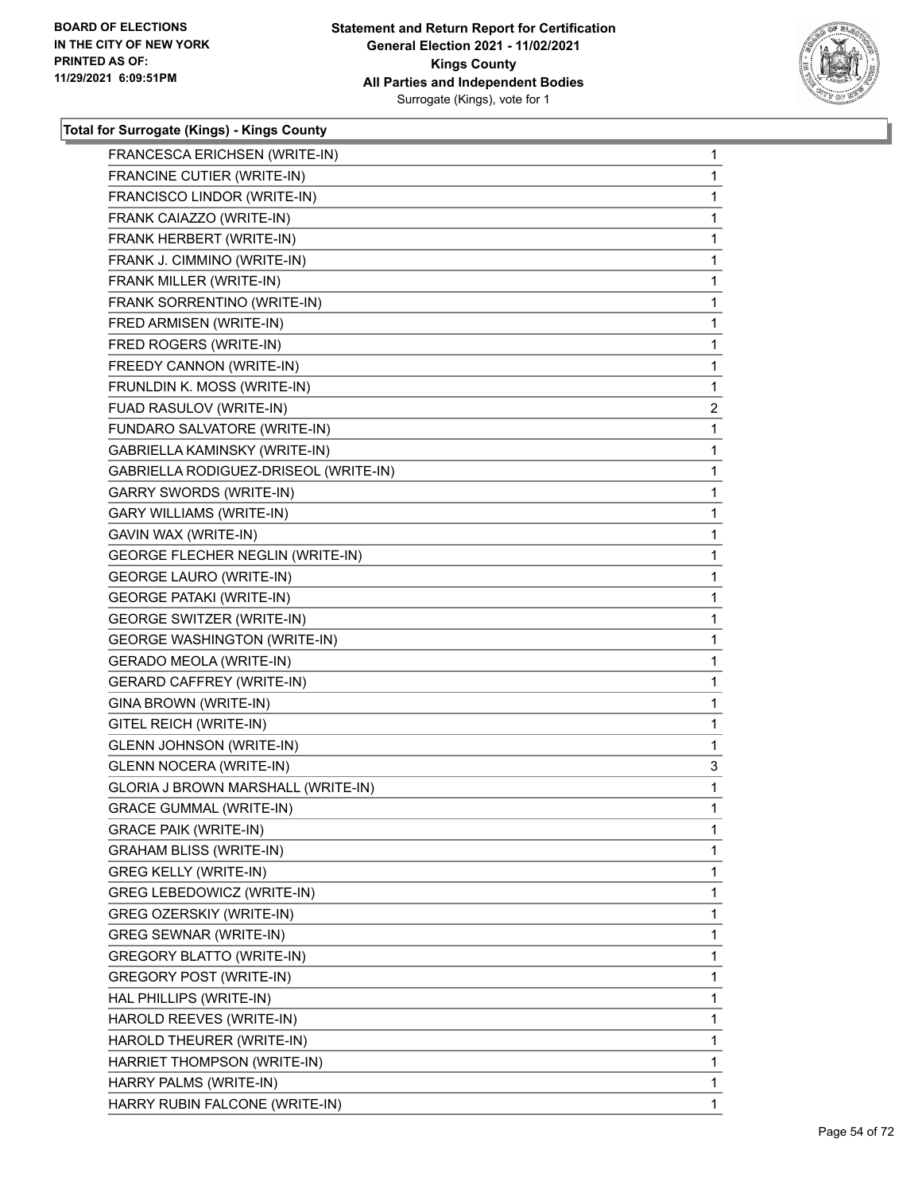BOARD OF ELECTIONS
IN THE CITY OF NEW YORK
PRINTED AS OF:
11/29/2021 6:09:51PM

**Statement and Return Report for Certification**
**General Election 2021 - 11/02/2021**
**Kings County**
**All Parties and Independent Bodies**
Surrogate (Kings), vote for 1

### Total for Surrogate (Kings) - Kings County

| Candidate | Votes |
|---|---|
| FRANCESCA ERICHSEN (WRITE-IN) | 1 |
| FRANCINE CUTIER (WRITE-IN) | 1 |
| FRANCISCO LINDOR (WRITE-IN) | 1 |
| FRANK CAIAZZO (WRITE-IN) | 1 |
| FRANK HERBERT (WRITE-IN) | 1 |
| FRANK J. CIMMINO (WRITE-IN) | 1 |
| FRANK MILLER (WRITE-IN) | 1 |
| FRANK SORRENTINO (WRITE-IN) | 1 |
| FRED ARMISEN (WRITE-IN) | 1 |
| FRED ROGERS (WRITE-IN) | 1 |
| FREEDY CANNON (WRITE-IN) | 1 |
| FRUNLDIN K. MOSS (WRITE-IN) | 1 |
| FUAD RASULOV (WRITE-IN) | 2 |
| FUNDARO SALVATORE (WRITE-IN) | 1 |
| GABRIELLA KAMINSKY (WRITE-IN) | 1 |
| GABRIELLA RODIGUEZ-DRISEOL (WRITE-IN) | 1 |
| GARRY SWORDS (WRITE-IN) | 1 |
| GARY WILLIAMS (WRITE-IN) | 1 |
| GAVIN WAX (WRITE-IN) | 1 |
| GEORGE FLECHER NEGLIN (WRITE-IN) | 1 |
| GEORGE LAURO (WRITE-IN) | 1 |
| GEORGE PATAKI (WRITE-IN) | 1 |
| GEORGE SWITZER (WRITE-IN) | 1 |
| GEORGE WASHINGTON (WRITE-IN) | 1 |
| GERADO MEOLA (WRITE-IN) | 1 |
| GERARD CAFFREY (WRITE-IN) | 1 |
| GINA BROWN (WRITE-IN) | 1 |
| GITEL REICH (WRITE-IN) | 1 |
| GLENN JOHNSON (WRITE-IN) | 1 |
| GLENN NOCERA (WRITE-IN) | 3 |
| GLORIA J BROWN MARSHALL (WRITE-IN) | 1 |
| GRACE GUMMAL (WRITE-IN) | 1 |
| GRACE PAIK (WRITE-IN) | 1 |
| GRAHAM BLISS (WRITE-IN) | 1 |
| GREG KELLY (WRITE-IN) | 1 |
| GREG LEBEDOWICZ (WRITE-IN) | 1 |
| GREG OZERSKIY (WRITE-IN) | 1 |
| GREG SEWNAR (WRITE-IN) | 1 |
| GREGORY BLATTO (WRITE-IN) | 1 |
| GREGORY POST (WRITE-IN) | 1 |
| HAL PHILLIPS (WRITE-IN) | 1 |
| HAROLD REEVES (WRITE-IN) | 1 |
| HAROLD THEURER (WRITE-IN) | 1 |
| HARRIET THOMPSON (WRITE-IN) | 1 |
| HARRY PALMS (WRITE-IN) | 1 |
| HARRY RUBIN FALCONE (WRITE-IN) | 1 |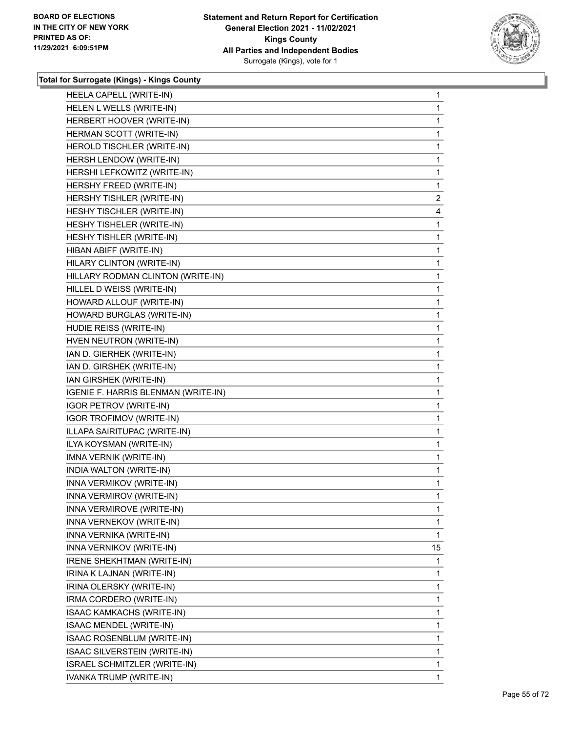**Total for Surrogate (Kings) - Kings County**

| Candidate | Votes |
|---|---|
| HEELA CAPELL (WRITE-IN) | 1 |
| HELEN L WELLS (WRITE-IN) | 1 |
| HERBERT HOOVER (WRITE-IN) | 1 |
| HERMAN SCOTT (WRITE-IN) | 1 |
| HEROLD TISCHLER (WRITE-IN) | 1 |
| HERSH LENDOW (WRITE-IN) | 1 |
| HERSHI LEFKOWITZ (WRITE-IN) | 1 |
| HERSHY FREED (WRITE-IN) | 1 |
| HERSHY TISHLER (WRITE-IN) | 2 |
| HESHY TISCHLER (WRITE-IN) | 4 |
| HESHY TISHELER (WRITE-IN) | 1 |
| HESHY TISHLER (WRITE-IN) | 1 |
| HIBAN ABIFF (WRITE-IN) | 1 |
| HILARY CLINTON (WRITE-IN) | 1 |
| HILLARY RODMAN CLINTON (WRITE-IN) | 1 |
| HILLEL D WEISS (WRITE-IN) | 1 |
| HOWARD ALLOUF (WRITE-IN) | 1 |
| HOWARD BURGLAS (WRITE-IN) | 1 |
| HUDIE REISS (WRITE-IN) | 1 |
| HVEN NEUTRON (WRITE-IN) | 1 |
| IAN D. GIERHEK (WRITE-IN) | 1 |
| IAN D. GIRSHEK (WRITE-IN) | 1 |
| IAN GIRSHEK (WRITE-IN) | 1 |
| IGENIE F. HARRIS BLENMAN (WRITE-IN) | 1 |
| IGOR PETROV (WRITE-IN) | 1 |
| IGOR TROFIMOV (WRITE-IN) | 1 |
| ILLAPA SAIRITUPAC (WRITE-IN) | 1 |
| ILYA KOYSMAN (WRITE-IN) | 1 |
| IMNA VERNIK (WRITE-IN) | 1 |
| INDIA WALTON (WRITE-IN) | 1 |
| INNA VERMIKOV (WRITE-IN) | 1 |
| INNA VERMIROV (WRITE-IN) | 1 |
| INNA VERMIROVE (WRITE-IN) | 1 |
| INNA VERNEKOV (WRITE-IN) | 1 |
| INNA VERNIKA (WRITE-IN) | 1 |
| INNA VERNIKOV (WRITE-IN) | 15 |
| IRENE SHEKHTMAN (WRITE-IN) | 1 |
| IRINA K LAJNAN (WRITE-IN) | 1 |
| IRINA OLERSKY (WRITE-IN) | 1 |
| IRMA CORDERO (WRITE-IN) | 1 |
| ISAAC KAMKACHS (WRITE-IN) | 1 |
| ISAAC MENDEL (WRITE-IN) | 1 |
| ISAAC ROSENBLUM (WRITE-IN) | 1 |
| ISAAC SILVERSTEIN (WRITE-IN) | 1 |
| ISRAEL SCHMITZLER (WRITE-IN) | 1 |
| IVANKA TRUMP (WRITE-IN) | 1 |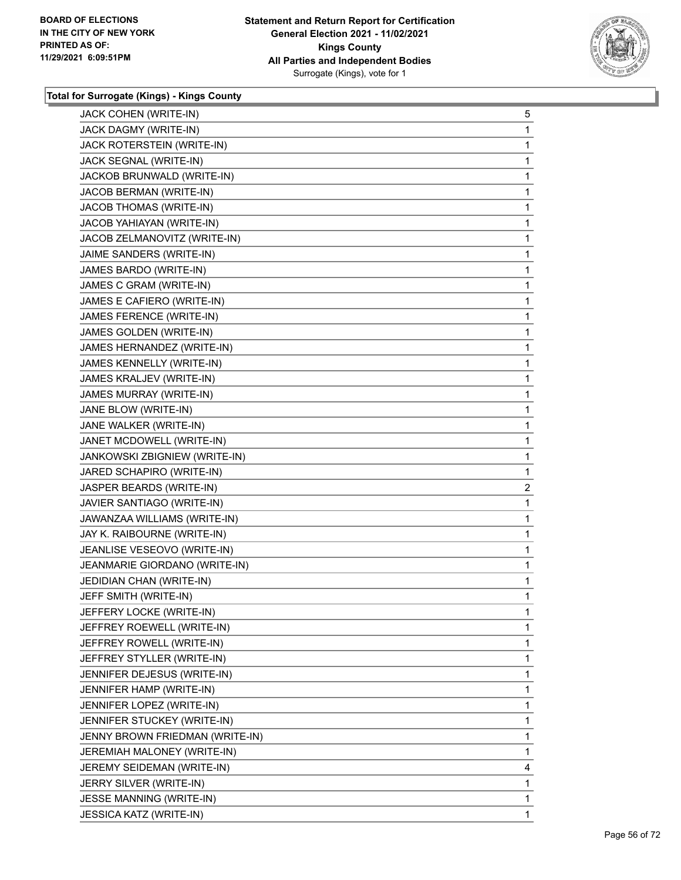**Total for Surrogate (Kings) - Kings County**

| | |
|---|---|
| JACK COHEN (WRITE-IN) | 5 |
| JACK DAGMY (WRITE-IN) | 1 |
| JACK ROTERSTEIN (WRITE-IN) | 1 |
| JACK SEGNAL (WRITE-IN) | 1 |
| JACKOB BRUNWALD (WRITE-IN) | 1 |
| JACOB BERMAN (WRITE-IN) | 1 |
| JACOB THOMAS (WRITE-IN) | 1 |
| JACOB YAHIAYAN (WRITE-IN) | 1 |
| JACOB ZELMANOVITZ (WRITE-IN) | 1 |
| JAIME SANDERS (WRITE-IN) | 1 |
| JAMES BARDO (WRITE-IN) | 1 |
| JAMES C GRAM (WRITE-IN) | 1 |
| JAMES E CAFIERO (WRITE-IN) | 1 |
| JAMES FERENCE (WRITE-IN) | 1 |
| JAMES GOLDEN (WRITE-IN) | 1 |
| JAMES HERNANDEZ (WRITE-IN) | 1 |
| JAMES KENNELLY (WRITE-IN) | 1 |
| JAMES KRALJEV (WRITE-IN) | 1 |
| JAMES MURRAY (WRITE-IN) | 1 |
| JANE BLOW (WRITE-IN) | 1 |
| JANE WALKER (WRITE-IN) | 1 |
| JANET MCDOWELL (WRITE-IN) | 1 |
| JANKOWSKI ZBIGNIEW (WRITE-IN) | 1 |
| JARED SCHAPIRO (WRITE-IN) | 1 |
| JASPER BEARDS (WRITE-IN) | 2 |
| JAVIER SANTIAGO (WRITE-IN) | 1 |
| JAWANZAA WILLIAMS (WRITE-IN) | 1 |
| JAY K. RAIBOURNE (WRITE-IN) | 1 |
| JEANLISE VESEOVO (WRITE-IN) | 1 |
| JEANMARIE GIORDANO (WRITE-IN) | 1 |
| JEDIDIAN CHAN (WRITE-IN) | 1 |
| JEFF SMITH (WRITE-IN) | 1 |
| JEFFERY LOCKE (WRITE-IN) | 1 |
| JEFFREY ROEWELL (WRITE-IN) | 1 |
| JEFFREY ROWELL (WRITE-IN) | 1 |
| JEFFREY STYLLER (WRITE-IN) | 1 |
| JENNIFER DEJESUS (WRITE-IN) | 1 |
| JENNIFER HAMP (WRITE-IN) | 1 |
| JENNIFER LOPEZ (WRITE-IN) | 1 |
| JENNIFER STUCKEY (WRITE-IN) | 1 |
| JENNY BROWN FRIEDMAN (WRITE-IN) | 1 |
| JEREMIAH MALONEY (WRITE-IN) | 1 |
| JEREMY SEIDEMAN (WRITE-IN) | 4 |
| JERRY SILVER (WRITE-IN) | 1 |
| JESSE MANNING (WRITE-IN) | 1 |
| JESSICA KATZ (WRITE-IN) | 1 |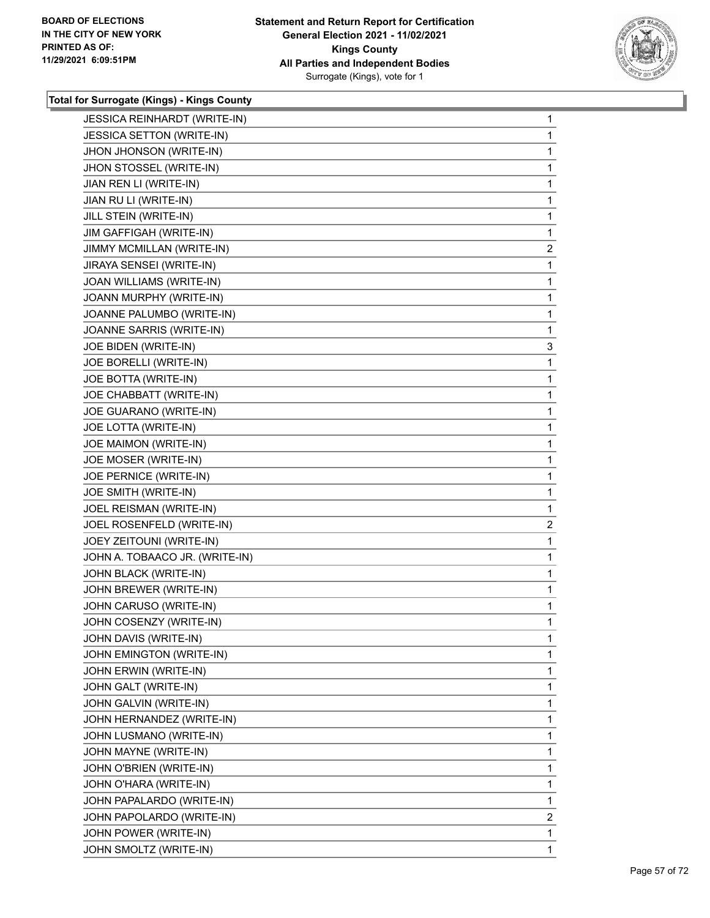**BOARD OF ELECTIONS IN THE CITY OF NEW YORK PRINTED AS OF: 11/29/2021 6:09:51PM**

**Statement and Return Report for Certification General Election 2021 - 11/02/2021 Kings County All Parties and Independent Bodies**
Surrogate (Kings), vote for 1

**Total for Surrogate (Kings) - Kings County**

| Candidate | Votes |
|---|---|
| JESSICA REINHARDT (WRITE-IN) | 1 |
| JESSICA SETTON (WRITE-IN) | 1 |
| JHON JHONSON (WRITE-IN) | 1 |
| JHON STOSSEL (WRITE-IN) | 1 |
| JIAN REN LI (WRITE-IN) | 1 |
| JIAN RU LI (WRITE-IN) | 1 |
| JILL STEIN (WRITE-IN) | 1 |
| JIM GAFFIGAH (WRITE-IN) | 1 |
| JIMMY MCMILLAN (WRITE-IN) | 2 |
| JIRAYA SENSEI (WRITE-IN) | 1 |
| JOAN WILLIAMS (WRITE-IN) | 1 |
| JOANN MURPHY (WRITE-IN) | 1 |
| JOANNE PALUMBO (WRITE-IN) | 1 |
| JOANNE SARRIS (WRITE-IN) | 1 |
| JOE BIDEN (WRITE-IN) | 3 |
| JOE BORELLI (WRITE-IN) | 1 |
| JOE BOTTA (WRITE-IN) | 1 |
| JOE CHABBATT (WRITE-IN) | 1 |
| JOE GUARANO (WRITE-IN) | 1 |
| JOE LOTTA (WRITE-IN) | 1 |
| JOE MAIMON (WRITE-IN) | 1 |
| JOE MOSER (WRITE-IN) | 1 |
| JOE PERNICE (WRITE-IN) | 1 |
| JOE SMITH (WRITE-IN) | 1 |
| JOEL REISMAN (WRITE-IN) | 1 |
| JOEL ROSENFELD (WRITE-IN) | 2 |
| JOEY ZEITOUNI (WRITE-IN) | 1 |
| JOHN A. TOBAACO JR. (WRITE-IN) | 1 |
| JOHN BLACK (WRITE-IN) | 1 |
| JOHN BREWER (WRITE-IN) | 1 |
| JOHN CARUSO (WRITE-IN) | 1 |
| JOHN COSENZY (WRITE-IN) | 1 |
| JOHN DAVIS (WRITE-IN) | 1 |
| JOHN EMINGTON (WRITE-IN) | 1 |
| JOHN ERWIN (WRITE-IN) | 1 |
| JOHN GALT (WRITE-IN) | 1 |
| JOHN GALVIN (WRITE-IN) | 1 |
| JOHN HERNANDEZ (WRITE-IN) | 1 |
| JOHN LUSMANO (WRITE-IN) | 1 |
| JOHN MAYNE (WRITE-IN) | 1 |
| JOHN O'BRIEN (WRITE-IN) | 1 |
| JOHN O'HARA (WRITE-IN) | 1 |
| JOHN PAPALARDO (WRITE-IN) | 1 |
| JOHN PAPOLARDO (WRITE-IN) | 2 |
| JOHN POWER (WRITE-IN) | 1 |
| JOHN SMOLTZ (WRITE-IN) | 1 |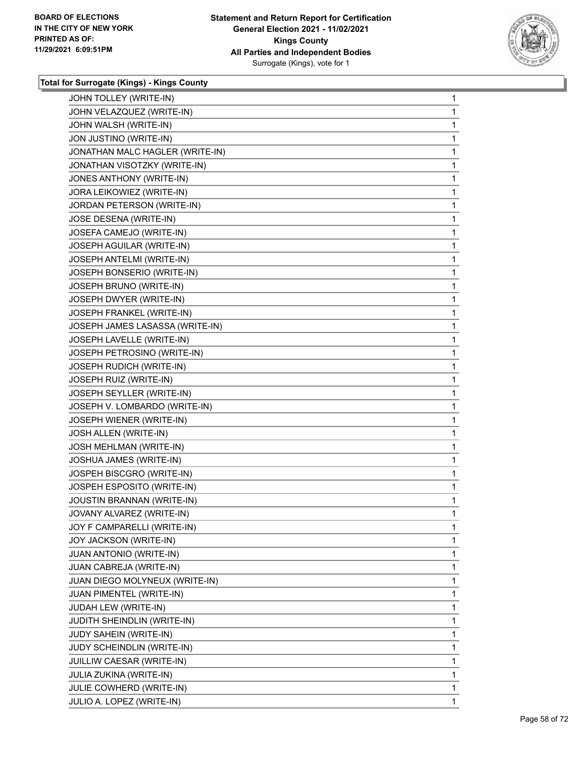**Total for Surrogate (Kings) - Kings County**

| | |
|---|---|
| JOHN TOLLEY (WRITE-IN) | 1 |
| JOHN VELAZQUEZ (WRITE-IN) | 1 |
| JOHN WALSH (WRITE-IN) | 1 |
| JON JUSTINO (WRITE-IN) | 1 |
| JONATHAN MALC HAGLER (WRITE-IN) | 1 |
| JONATHAN VISOTZKY (WRITE-IN) | 1 |
| JONES ANTHONY (WRITE-IN) | 1 |
| JORA LEIKOWIEZ (WRITE-IN) | 1 |
| JORDAN PETERSON (WRITE-IN) | 1 |
| JOSE DESENA (WRITE-IN) | 1 |
| JOSEFA CAMEJO (WRITE-IN) | 1 |
| JOSEPH AGUILAR (WRITE-IN) | 1 |
| JOSEPH ANTELMI (WRITE-IN) | 1 |
| JOSEPH BONSERIO (WRITE-IN) | 1 |
| JOSEPH BRUNO (WRITE-IN) | 1 |
| JOSEPH DWYER (WRITE-IN) | 1 |
| JOSEPH FRANKEL (WRITE-IN) | 1 |
| JOSEPH JAMES LASASSA (WRITE-IN) | 1 |
| JOSEPH LAVELLE (WRITE-IN) | 1 |
| JOSEPH PETROSINO (WRITE-IN) | 1 |
| JOSEPH RUDICH (WRITE-IN) | 1 |
| JOSEPH RUIZ (WRITE-IN) | 1 |
| JOSEPH SEYLLER (WRITE-IN) | 1 |
| JOSEPH V. LOMBARDO (WRITE-IN) | 1 |
| JOSEPH WIENER (WRITE-IN) | 1 |
| JOSH ALLEN (WRITE-IN) | 1 |
| JOSH MEHLMAN (WRITE-IN) | 1 |
| JOSHUA JAMES (WRITE-IN) | 1 |
| JOSPEH BISCGRO (WRITE-IN) | 1 |
| JOSPEH ESPOSITO (WRITE-IN) | 1 |
| JOUSTIN BRANNAN (WRITE-IN) | 1 |
| JOVANY ALVAREZ (WRITE-IN) | 1 |
| JOY F CAMPARELLI (WRITE-IN) | 1 |
| JOY JACKSON (WRITE-IN) | 1 |
| JUAN ANTONIO (WRITE-IN) | 1 |
| JUAN CABREJA (WRITE-IN) | 1 |
| JUAN DIEGO MOLYNEUX (WRITE-IN) | 1 |
| JUAN PIMENTEL (WRITE-IN) | 1 |
| JUDAH LEW (WRITE-IN) | 1 |
| JUDITH SHEINDLIN (WRITE-IN) | 1 |
| JUDY SAHEIN (WRITE-IN) | 1 |
| JUDY SCHEINDLIN (WRITE-IN) | 1 |
| JUILLIW CAESAR (WRITE-IN) | 1 |
| JULIA ZUKINA (WRITE-IN) | 1 |
| JULIE COWHERD (WRITE-IN) | 1 |
| JULIO A. LOPEZ (WRITE-IN) | 1 |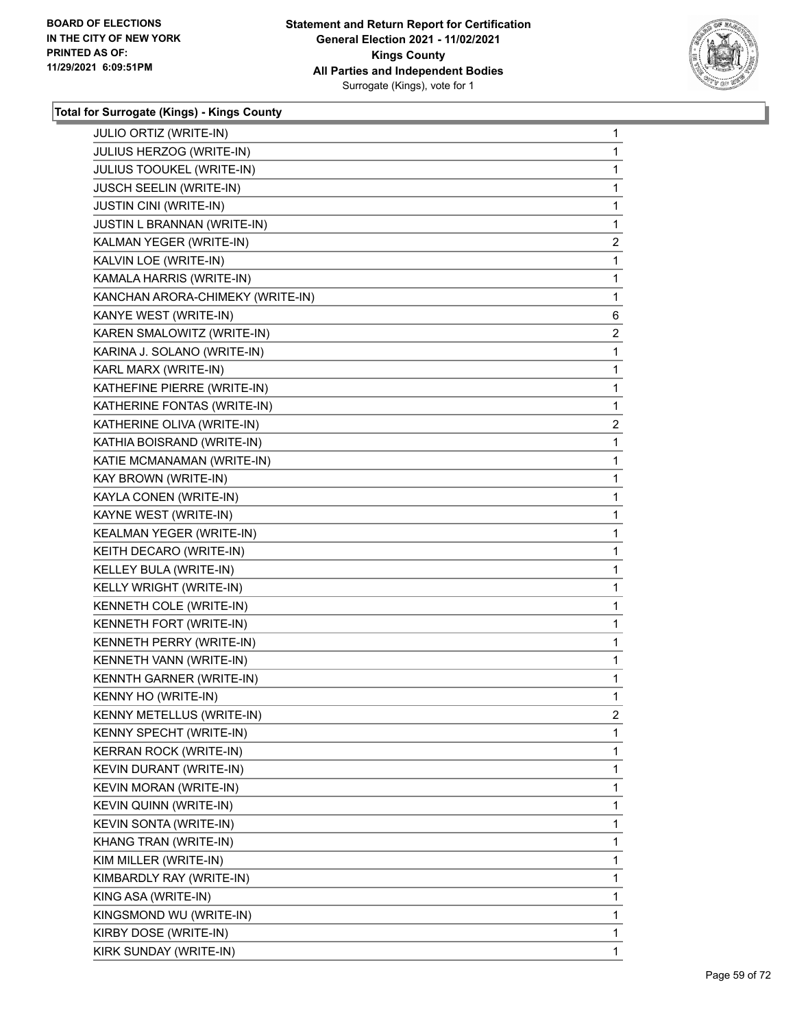**Total for Surrogate (Kings) - Kings County**

| Name | Votes |
|---|---|
| JULIO ORTIZ (WRITE-IN) | 1 |
| JULIUS HERZOG (WRITE-IN) | 1 |
| JULIUS TOOUKEL (WRITE-IN) | 1 |
| JUSCH SEELIN (WRITE-IN) | 1 |
| JUSTIN CINI (WRITE-IN) | 1 |
| JUSTIN L BRANNAN (WRITE-IN) | 1 |
| KALMAN YEGER (WRITE-IN) | 2 |
| KALVIN LOE (WRITE-IN) | 1 |
| KAMALA HARRIS (WRITE-IN) | 1 |
| KANCHAN ARORA-CHIMEKY (WRITE-IN) | 1 |
| KANYE WEST (WRITE-IN) | 6 |
| KAREN SMALOWITZ (WRITE-IN) | 2 |
| KARINA J. SOLANO (WRITE-IN) | 1 |
| KARL MARX (WRITE-IN) | 1 |
| KATHEFINE PIERRE (WRITE-IN) | 1 |
| KATHERINE FONTAS (WRITE-IN) | 1 |
| KATHERINE OLIVA (WRITE-IN) | 2 |
| KATHIA BOISRAND (WRITE-IN) | 1 |
| KATIE MCMANAMAN (WRITE-IN) | 1 |
| KAY BROWN (WRITE-IN) | 1 |
| KAYLA CONEN (WRITE-IN) | 1 |
| KAYNE WEST (WRITE-IN) | 1 |
| KEALMAN YEGER (WRITE-IN) | 1 |
| KEITH DECARO (WRITE-IN) | 1 |
| KELLEY BULA (WRITE-IN) | 1 |
| KELLY WRIGHT (WRITE-IN) | 1 |
| KENNETH COLE (WRITE-IN) | 1 |
| KENNETH FORT (WRITE-IN) | 1 |
| KENNETH PERRY (WRITE-IN) | 1 |
| KENNETH VANN (WRITE-IN) | 1 |
| KENNTH GARNER (WRITE-IN) | 1 |
| KENNY HO (WRITE-IN) | 1 |
| KENNY METELLUS (WRITE-IN) | 2 |
| KENNY SPECHT (WRITE-IN) | 1 |
| KERRAN ROCK (WRITE-IN) | 1 |
| KEVIN DURANT (WRITE-IN) | 1 |
| KEVIN MORAN (WRITE-IN) | 1 |
| KEVIN QUINN (WRITE-IN) | 1 |
| KEVIN SONTA (WRITE-IN) | 1 |
| KHANG TRAN (WRITE-IN) | 1 |
| KIM MILLER (WRITE-IN) | 1 |
| KIMBARDLY RAY (WRITE-IN) | 1 |
| KING ASA (WRITE-IN) | 1 |
| KINGSMOND WU (WRITE-IN) | 1 |
| KIRBY DOSE (WRITE-IN) | 1 |
| KIRK SUNDAY (WRITE-IN) | 1 |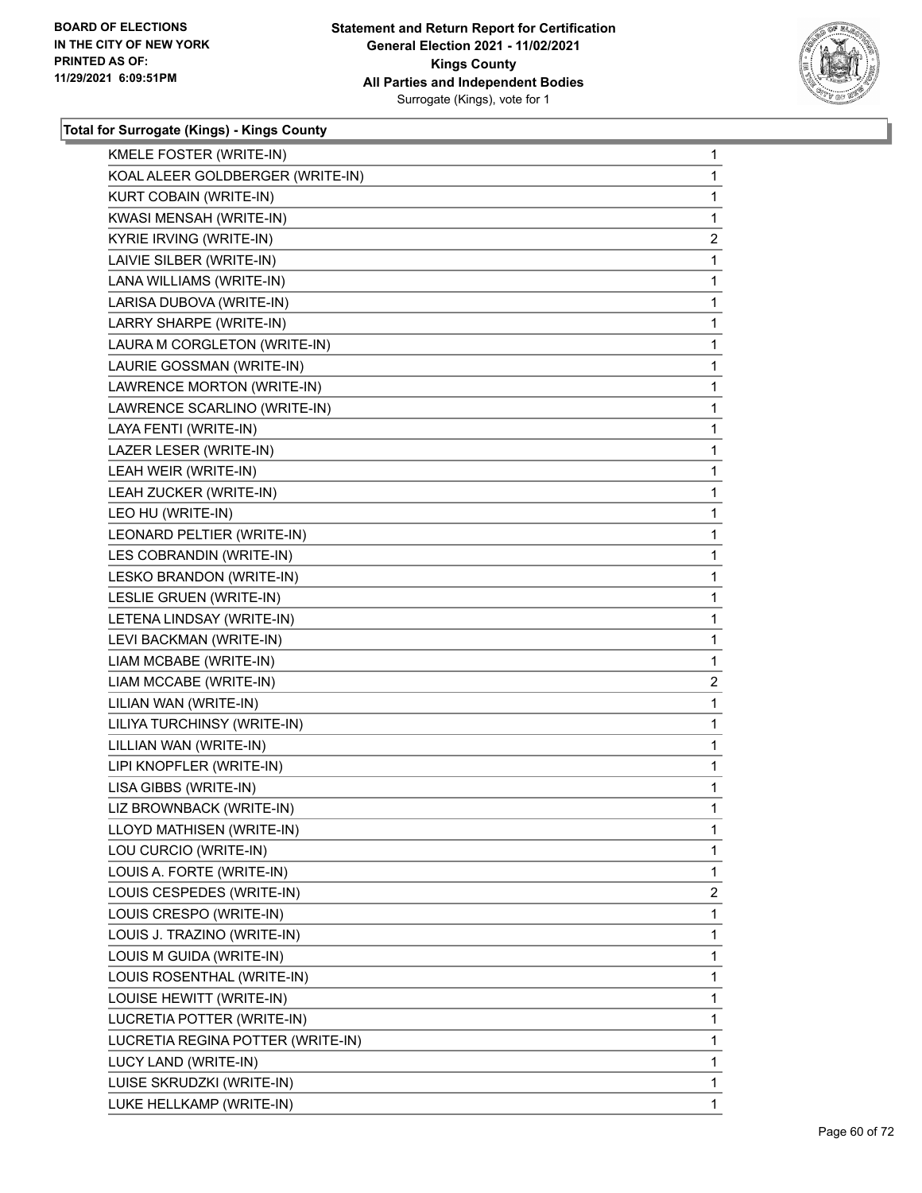BOARD OF ELECTIONS
IN THE CITY OF NEW YORK
PRINTED AS OF:
11/29/2021 6:09:51PM

**Statement and Return Report for Certification**
**General Election 2021 - 11/02/2021**
**Kings County**
**All Parties and Independent Bodies**
Surrogate (Kings), vote for 1

### Total for Surrogate (Kings) - Kings County

| | |
|---|---|
| KMELE FOSTER (WRITE-IN) | 1 |
| KOAL ALEER GOLDBERGER (WRITE-IN) | 1 |
| KURT COBAIN (WRITE-IN) | 1 |
| KWASI MENSAH (WRITE-IN) | 1 |
| KYRIE IRVING (WRITE-IN) | 2 |
| LAIVIE SILBER (WRITE-IN) | 1 |
| LANA WILLIAMS (WRITE-IN) | 1 |
| LARISA DUBOVA (WRITE-IN) | 1 |
| LARRY SHARPE (WRITE-IN) | 1 |
| LAURA M CORGLETON (WRITE-IN) | 1 |
| LAURIE GOSSMAN (WRITE-IN) | 1 |
| LAWRENCE MORTON (WRITE-IN) | 1 |
| LAWRENCE SCARLINO (WRITE-IN) | 1 |
| LAYA FENTI (WRITE-IN) | 1 |
| LAZER LESER (WRITE-IN) | 1 |
| LEAH WEIR (WRITE-IN) | 1 |
| LEAH ZUCKER (WRITE-IN) | 1 |
| LEO HU (WRITE-IN) | 1 |
| LEONARD PELTIER (WRITE-IN) | 1 |
| LES COBRANDIN (WRITE-IN) | 1 |
| LESKO BRANDON (WRITE-IN) | 1 |
| LESLIE GRUEN (WRITE-IN) | 1 |
| LETENA LINDSAY (WRITE-IN) | 1 |
| LEVI BACKMAN (WRITE-IN) | 1 |
| LIAM MCBABE (WRITE-IN) | 1 |
| LIAM MCCABE (WRITE-IN) | 2 |
| LILIAN WAN (WRITE-IN) | 1 |
| LILIYA TURCHINSY (WRITE-IN) | 1 |
| LILLIAN WAN (WRITE-IN) | 1 |
| LIPI KNOPFLER (WRITE-IN) | 1 |
| LISA GIBBS (WRITE-IN) | 1 |
| LIZ BROWNBACK (WRITE-IN) | 1 |
| LLOYD MATHISEN (WRITE-IN) | 1 |
| LOU CURCIO (WRITE-IN) | 1 |
| LOUIS A. FORTE (WRITE-IN) | 1 |
| LOUIS CESPEDES (WRITE-IN) | 2 |
| LOUIS CRESPO (WRITE-IN) | 1 |
| LOUIS J. TRAZINO (WRITE-IN) | 1 |
| LOUIS M GUIDA (WRITE-IN) | 1 |
| LOUIS ROSENTHAL (WRITE-IN) | 1 |
| LOUISE HEWITT (WRITE-IN) | 1 |
| LUCRETIA POTTER (WRITE-IN) | 1 |
| LUCRETIA REGINA POTTER (WRITE-IN) | 1 |
| LUCY LAND (WRITE-IN) | 1 |
| LUISE SKRUDZKI (WRITE-IN) | 1 |
| LUKE HELLKAMP (WRITE-IN) | 1 |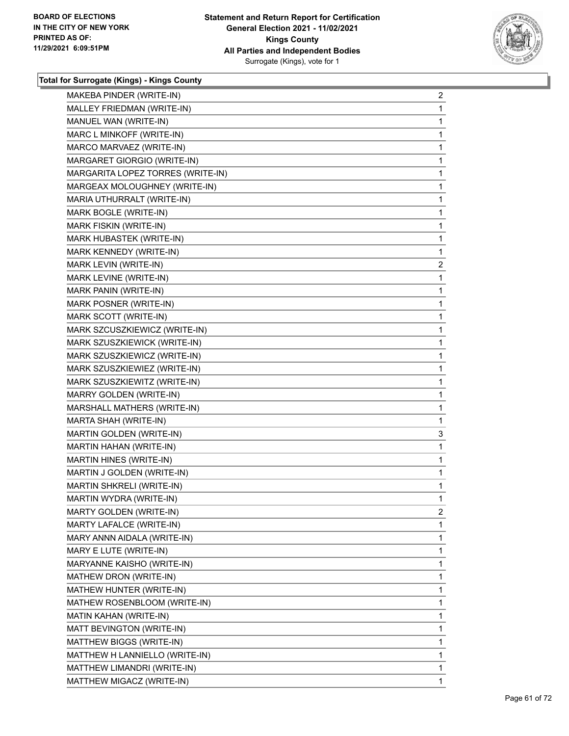**Total for Surrogate (Kings) - Kings County**

| Candidate | Votes |
|---|---|
| MAKEBA PINDER (WRITE-IN) | 2 |
| MALLEY FRIEDMAN (WRITE-IN) | 1 |
| MANUEL WAN (WRITE-IN) | 1 |
| MARC L MINKOFF (WRITE-IN) | 1 |
| MARCO MARVAEZ (WRITE-IN) | 1 |
| MARGARET GIORGIO (WRITE-IN) | 1 |
| MARGARITA LOPEZ TORRES (WRITE-IN) | 1 |
| MARGEAX MOLOUGHNEY (WRITE-IN) | 1 |
| MARIA UTHURRALT (WRITE-IN) | 1 |
| MARK BOGLE (WRITE-IN) | 1 |
| MARK FISKIN (WRITE-IN) | 1 |
| MARK HUBASTEK (WRITE-IN) | 1 |
| MARK KENNEDY (WRITE-IN) | 1 |
| MARK LEVIN (WRITE-IN) | 2 |
| MARK LEVINE (WRITE-IN) | 1 |
| MARK PANIN (WRITE-IN) | 1 |
| MARK POSNER (WRITE-IN) | 1 |
| MARK SCOTT (WRITE-IN) | 1 |
| MARK SZCUSZKIEWICZ (WRITE-IN) | 1 |
| MARK SZUSZKIEWICK (WRITE-IN) | 1 |
| MARK SZUSZKIEWICZ (WRITE-IN) | 1 |
| MARK SZUSZKIEWIEZ (WRITE-IN) | 1 |
| MARK SZUSZKIEWITZ (WRITE-IN) | 1 |
| MARRY GOLDEN (WRITE-IN) | 1 |
| MARSHALL MATHERS (WRITE-IN) | 1 |
| MARTA SHAH (WRITE-IN) | 1 |
| MARTIN GOLDEN (WRITE-IN) | 3 |
| MARTIN HAHAN (WRITE-IN) | 1 |
| MARTIN HINES (WRITE-IN) | 1 |
| MARTIN J GOLDEN (WRITE-IN) | 1 |
| MARTIN SHKRELI (WRITE-IN) | 1 |
| MARTIN WYDRA (WRITE-IN) | 1 |
| MARTY GOLDEN (WRITE-IN) | 2 |
| MARTY LAFALCE (WRITE-IN) | 1 |
| MARY ANNN AIDALA (WRITE-IN) | 1 |
| MARY E LUTE (WRITE-IN) | 1 |
| MARYANNE KAISHO (WRITE-IN) | 1 |
| MATHEW DRON (WRITE-IN) | 1 |
| MATHEW HUNTER (WRITE-IN) | 1 |
| MATHEW ROSENBLOOM (WRITE-IN) | 1 |
| MATIN KAHAN (WRITE-IN) | 1 |
| MATT BEVINGTON (WRITE-IN) | 1 |
| MATTHEW BIGGS (WRITE-IN) | 1 |
| MATTHEW H LANNIELLO (WRITE-IN) | 1 |
| MATTHEW LIMANDRI (WRITE-IN) | 1 |
| MATTHEW MIGACZ (WRITE-IN) | 1 |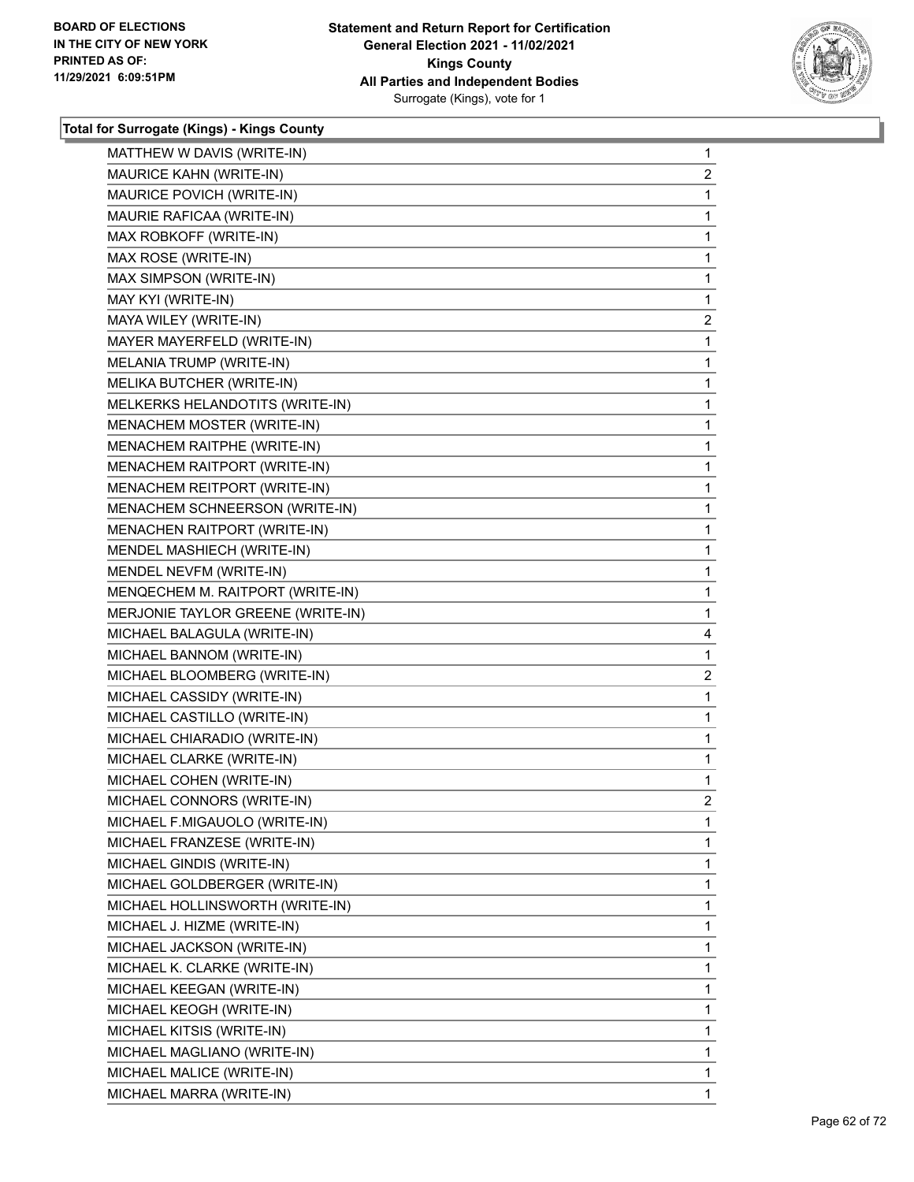**BOARD OF ELECTIONS IN THE CITY OF NEW YORK PRINTED AS OF: 11/29/2021 6:09:51PM**

**Statement and Return Report for Certification General Election 2021 - 11/02/2021 Kings County All Parties and Independent Bodies**
Surrogate (Kings), vote for 1

### Total for Surrogate (Kings) - Kings County

| Candidate | Votes |
|---|---|
| MATTHEW W DAVIS (WRITE-IN) | 1 |
| MAURICE KAHN (WRITE-IN) | 2 |
| MAURICE POVICH (WRITE-IN) | 1 |
| MAURIE RAFICAA (WRITE-IN) | 1 |
| MAX ROBKOFF (WRITE-IN) | 1 |
| MAX ROSE (WRITE-IN) | 1 |
| MAX SIMPSON (WRITE-IN) | 1 |
| MAY KYI (WRITE-IN) | 1 |
| MAYA WILEY (WRITE-IN) | 2 |
| MAYER MAYERFELD (WRITE-IN) | 1 |
| MELANIA TRUMP (WRITE-IN) | 1 |
| MELIKA BUTCHER (WRITE-IN) | 1 |
| MELKERKS HELANDOTITS (WRITE-IN) | 1 |
| MENACHEM MOSTER (WRITE-IN) | 1 |
| MENACHEM RAITPHE (WRITE-IN) | 1 |
| MENACHEM RAITPORT (WRITE-IN) | 1 |
| MENACHEM REITPORT (WRITE-IN) | 1 |
| MENACHEM SCHNEERSON (WRITE-IN) | 1 |
| MENACHEN RAITPORT (WRITE-IN) | 1 |
| MENDEL MASHIECH (WRITE-IN) | 1 |
| MENDEL NEVFM (WRITE-IN) | 1 |
| MENQECHEM M. RAITPORT (WRITE-IN) | 1 |
| MERJONIE TAYLOR GREENE (WRITE-IN) | 1 |
| MICHAEL BALAGULA (WRITE-IN) | 4 |
| MICHAEL BANNOM (WRITE-IN) | 1 |
| MICHAEL BLOOMBERG (WRITE-IN) | 2 |
| MICHAEL CASSIDY (WRITE-IN) | 1 |
| MICHAEL CASTILLO (WRITE-IN) | 1 |
| MICHAEL CHIARADIO (WRITE-IN) | 1 |
| MICHAEL CLARKE (WRITE-IN) | 1 |
| MICHAEL COHEN (WRITE-IN) | 1 |
| MICHAEL CONNORS (WRITE-IN) | 2 |
| MICHAEL F.MIGAUOLO (WRITE-IN) | 1 |
| MICHAEL FRANZESE (WRITE-IN) | 1 |
| MICHAEL GINDIS (WRITE-IN) | 1 |
| MICHAEL GOLDBERGER (WRITE-IN) | 1 |
| MICHAEL HOLLINSWORTH (WRITE-IN) | 1 |
| MICHAEL J. HIZME (WRITE-IN) | 1 |
| MICHAEL JACKSON (WRITE-IN) | 1 |
| MICHAEL K. CLARKE (WRITE-IN) | 1 |
| MICHAEL KEEGAN (WRITE-IN) | 1 |
| MICHAEL KEOGH (WRITE-IN) | 1 |
| MICHAEL KITSIS (WRITE-IN) | 1 |
| MICHAEL MAGLIANO (WRITE-IN) | 1 |
| MICHAEL MALICE (WRITE-IN) | 1 |
| MICHAEL MARRA (WRITE-IN) | 1 |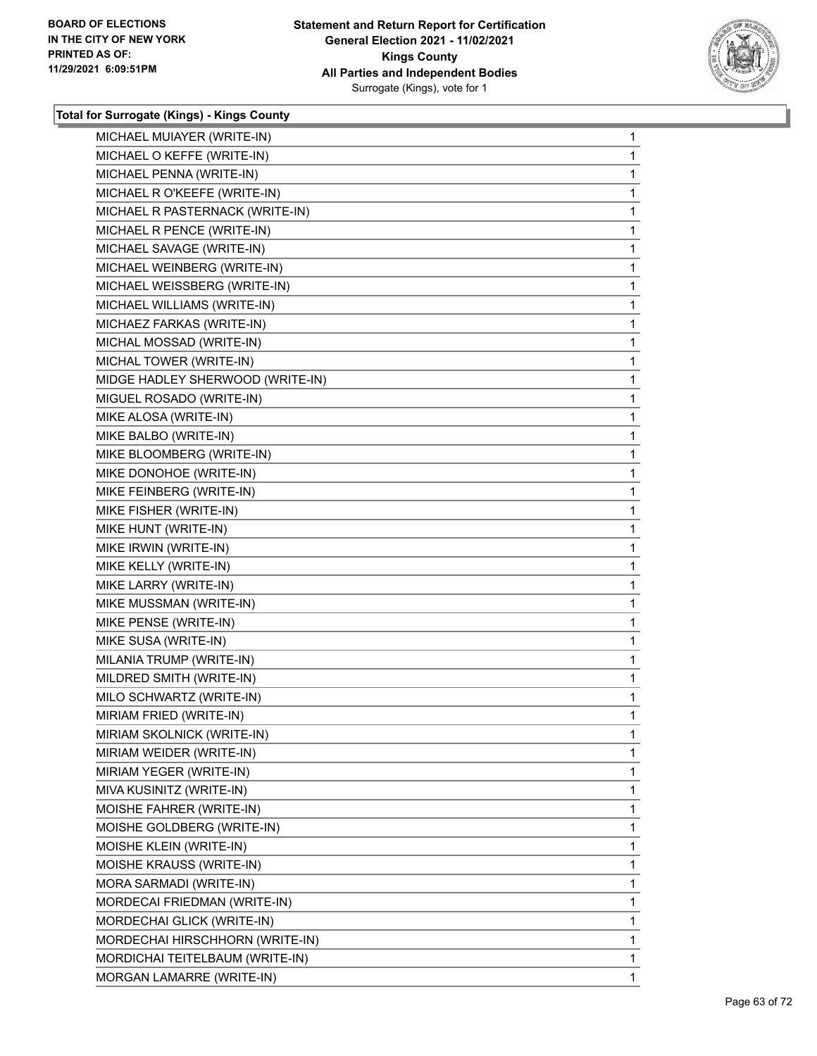**Total for Surrogate (Kings) - Kings County**

| Candidate | Votes |
|---|---|
| MICHAEL MUIAYER (WRITE-IN) | 1 |
| MICHAEL O KEFFE (WRITE-IN) | 1 |
| MICHAEL PENNA (WRITE-IN) | 1 |
| MICHAEL R O'KEEFE (WRITE-IN) | 1 |
| MICHAEL R PASTERNACK (WRITE-IN) | 1 |
| MICHAEL R PENCE (WRITE-IN) | 1 |
| MICHAEL SAVAGE (WRITE-IN) | 1 |
| MICHAEL WEINBERG (WRITE-IN) | 1 |
| MICHAEL WEISSBERG (WRITE-IN) | 1 |
| MICHAEL WILLIAMS (WRITE-IN) | 1 |
| MICHAEZ FARKAS (WRITE-IN) | 1 |
| MICHAL MOSSAD (WRITE-IN) | 1 |
| MICHAL TOWER (WRITE-IN) | 1 |
| MIDGE HADLEY SHERWOOD (WRITE-IN) | 1 |
| MIGUEL ROSADO (WRITE-IN) | 1 |
| MIKE ALOSA (WRITE-IN) | 1 |
| MIKE BALBO (WRITE-IN) | 1 |
| MIKE BLOOMBERG (WRITE-IN) | 1 |
| MIKE DONOHOE (WRITE-IN) | 1 |
| MIKE FEINBERG (WRITE-IN) | 1 |
| MIKE FISHER (WRITE-IN) | 1 |
| MIKE HUNT (WRITE-IN) | 1 |
| MIKE IRWIN (WRITE-IN) | 1 |
| MIKE KELLY (WRITE-IN) | 1 |
| MIKE LARRY (WRITE-IN) | 1 |
| MIKE MUSSMAN (WRITE-IN) | 1 |
| MIKE PENSE (WRITE-IN) | 1 |
| MIKE SUSA (WRITE-IN) | 1 |
| MILANIA TRUMP (WRITE-IN) | 1 |
| MILDRED SMITH (WRITE-IN) | 1 |
| MILO SCHWARTZ (WRITE-IN) | 1 |
| MIRIAM FRIED (WRITE-IN) | 1 |
| MIRIAM SKOLNICK (WRITE-IN) | 1 |
| MIRIAM WEIDER (WRITE-IN) | 1 |
| MIRIAM YEGER (WRITE-IN) | 1 |
| MIVA KUSINITZ (WRITE-IN) | 1 |
| MOISHE FAHRER (WRITE-IN) | 1 |
| MOISHE GOLDBERG (WRITE-IN) | 1 |
| MOISHE KLEIN (WRITE-IN) | 1 |
| MOISHE KRAUSS (WRITE-IN) | 1 |
| MORA SARMADI (WRITE-IN) | 1 |
| MORDECAI FRIEDMAN (WRITE-IN) | 1 |
| MORDECHAI GLICK (WRITE-IN) | 1 |
| MORDECHAI HIRSCHHORN (WRITE-IN) | 1 |
| MORDICHAI TEITELBAUM (WRITE-IN) | 1 |
| MORGAN LAMARRE (WRITE-IN) | 1 |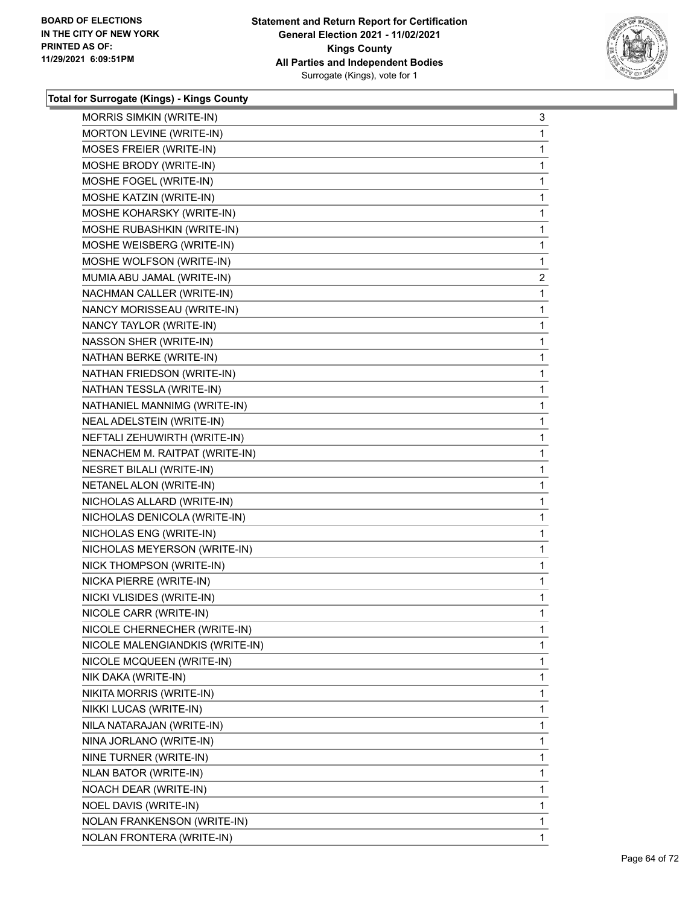**Total for Surrogate (Kings) - Kings County**

| Candidate | Votes |
|---|---|
| MORRIS SIMKIN (WRITE-IN) | 3 |
| MORTON LEVINE (WRITE-IN) | 1 |
| MOSES FREIER (WRITE-IN) | 1 |
| MOSHE BRODY (WRITE-IN) | 1 |
| MOSHE FOGEL (WRITE-IN) | 1 |
| MOSHE KATZIN (WRITE-IN) | 1 |
| MOSHE KOHARSKY (WRITE-IN) | 1 |
| MOSHE RUBASHKIN (WRITE-IN) | 1 |
| MOSHE WEISBERG (WRITE-IN) | 1 |
| MOSHE WOLFSON (WRITE-IN) | 1 |
| MUMIA ABU JAMAL (WRITE-IN) | 2 |
| NACHMAN CALLER (WRITE-IN) | 1 |
| NANCY MORISSEAU (WRITE-IN) | 1 |
| NANCY TAYLOR (WRITE-IN) | 1 |
| NASSON SHER (WRITE-IN) | 1 |
| NATHAN BERKE (WRITE-IN) | 1 |
| NATHAN FRIEDSON (WRITE-IN) | 1 |
| NATHAN TESSLA (WRITE-IN) | 1 |
| NATHANIEL MANNIMG (WRITE-IN) | 1 |
| NEAL ADELSTEIN (WRITE-IN) | 1 |
| NEFTALI ZEHUWIRTH (WRITE-IN) | 1 |
| NENACHEM M. RAITPAT (WRITE-IN) | 1 |
| NESRET BILALI (WRITE-IN) | 1 |
| NETANEL ALON (WRITE-IN) | 1 |
| NICHOLAS ALLARD (WRITE-IN) | 1 |
| NICHOLAS DENICOLA (WRITE-IN) | 1 |
| NICHOLAS ENG (WRITE-IN) | 1 |
| NICHOLAS MEYERSON (WRITE-IN) | 1 |
| NICK THOMPSON (WRITE-IN) | 1 |
| NICKA PIERRE (WRITE-IN) | 1 |
| NICKI VLISIDES (WRITE-IN) | 1 |
| NICOLE CARR (WRITE-IN) | 1 |
| NICOLE CHERNECHER (WRITE-IN) | 1 |
| NICOLE MALENGIANDKIS (WRITE-IN) | 1 |
| NICOLE MCQUEEN (WRITE-IN) | 1 |
| NIK DAKA (WRITE-IN) | 1 |
| NIKITA MORRIS (WRITE-IN) | 1 |
| NIKKI LUCAS (WRITE-IN) | 1 |
| NILA NATARAJAN (WRITE-IN) | 1 |
| NINA JORLANO (WRITE-IN) | 1 |
| NINE TURNER (WRITE-IN) | 1 |
| NLAN BATOR (WRITE-IN) | 1 |
| NOACH DEAR (WRITE-IN) | 1 |
| NOEL DAVIS (WRITE-IN) | 1 |
| NOLAN FRANKENSON (WRITE-IN) | 1 |
| NOLAN FRONTERA (WRITE-IN) | 1 |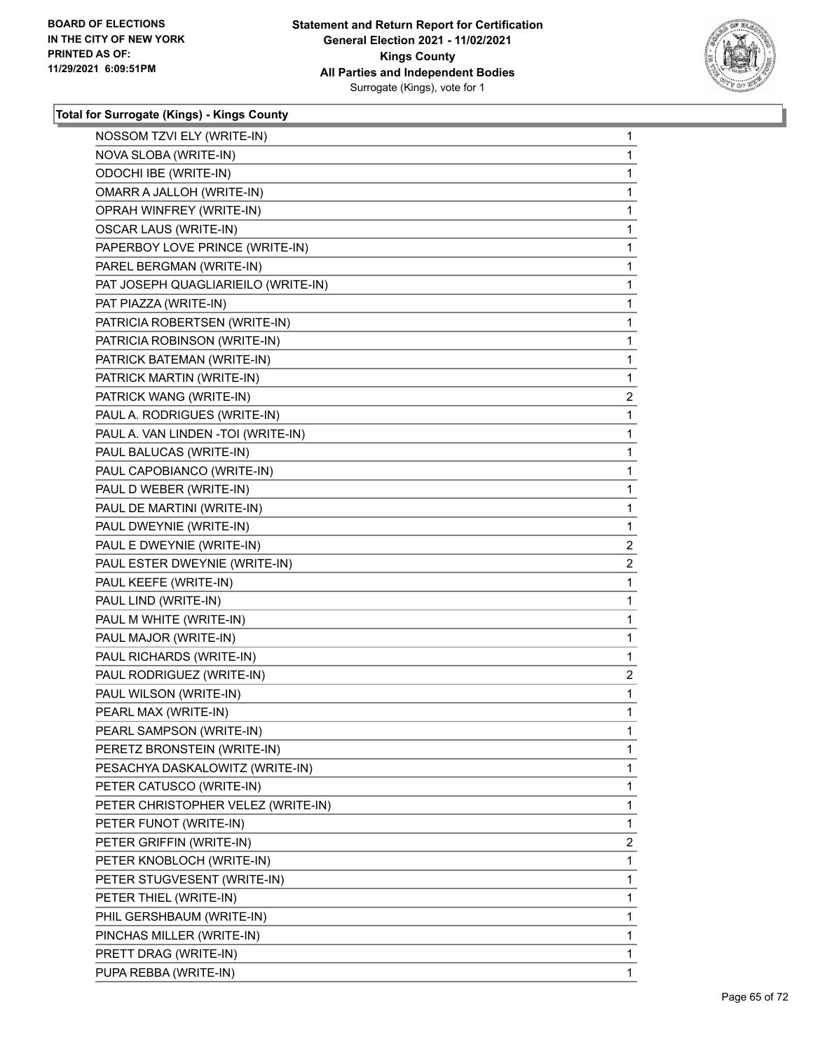### Total for Surrogate (Kings) - Kings County

| Candidate | Votes |
| --- | --- |
| NOSSOM TZVI ELY (WRITE-IN) | 1 |
| NOVA SLOBA (WRITE-IN) | 1 |
| ODOCHI IBE (WRITE-IN) | 1 |
| OMARR A JALLOH (WRITE-IN) | 1 |
| OPRAH WINFREY (WRITE-IN) | 1 |
| OSCAR LAUS (WRITE-IN) | 1 |
| PAPERBOY LOVE PRINCE (WRITE-IN) | 1 |
| PAREL BERGMAN (WRITE-IN) | 1 |
| PAT JOSEPH QUAGLIARIEILO (WRITE-IN) | 1 |
| PAT PIAZZA (WRITE-IN) | 1 |
| PATRICIA ROBERTSEN (WRITE-IN) | 1 |
| PATRICIA ROBINSON (WRITE-IN) | 1 |
| PATRICK BATEMAN (WRITE-IN) | 1 |
| PATRICK MARTIN (WRITE-IN) | 1 |
| PATRICK WANG (WRITE-IN) | 2 |
| PAUL A. RODRIGUES (WRITE-IN) | 1 |
| PAUL A. VAN LINDEN -TOI (WRITE-IN) | 1 |
| PAUL BALUCAS (WRITE-IN) | 1 |
| PAUL CAPOBIANCO (WRITE-IN) | 1 |
| PAUL D WEBER (WRITE-IN) | 1 |
| PAUL DE MARTINI (WRITE-IN) | 1 |
| PAUL DWEYNIE (WRITE-IN) | 1 |
| PAUL E DWEYNIE (WRITE-IN) | 2 |
| PAUL ESTER DWEYNIE (WRITE-IN) | 2 |
| PAUL KEEFE (WRITE-IN) | 1 |
| PAUL LIND (WRITE-IN) | 1 |
| PAUL M WHITE (WRITE-IN) | 1 |
| PAUL MAJOR (WRITE-IN) | 1 |
| PAUL RICHARDS (WRITE-IN) | 1 |
| PAUL RODRIGUEZ (WRITE-IN) | 2 |
| PAUL WILSON (WRITE-IN) | 1 |
| PEARL MAX (WRITE-IN) | 1 |
| PEARL SAMPSON (WRITE-IN) | 1 |
| PERETZ BRONSTEIN (WRITE-IN) | 1 |
| PESACHYA DASKALOWITZ (WRITE-IN) | 1 |
| PETER CATUSCO (WRITE-IN) | 1 |
| PETER CHRISTOPHER VELEZ (WRITE-IN) | 1 |
| PETER FUNOT (WRITE-IN) | 1 |
| PETER GRIFFIN (WRITE-IN) | 2 |
| PETER KNOBLOCH (WRITE-IN) | 1 |
| PETER STUGVESENT (WRITE-IN) | 1 |
| PETER THIEL (WRITE-IN) | 1 |
| PHIL GERSHBAUM (WRITE-IN) | 1 |
| PINCHAS MILLER (WRITE-IN) | 1 |
| PRETT DRAG (WRITE-IN) | 1 |
| PUPA REBBA (WRITE-IN) | 1 |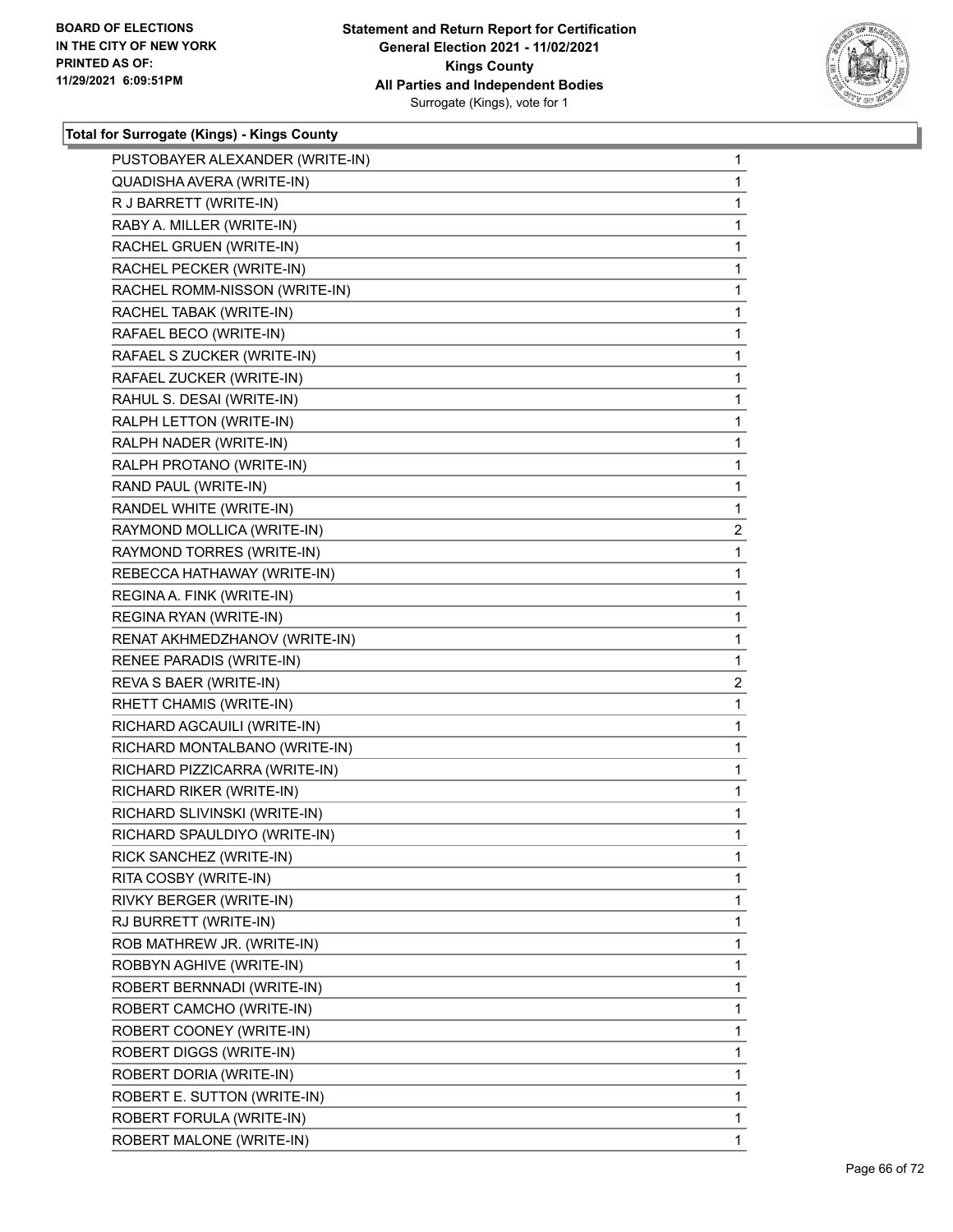**Total for Surrogate (Kings) - Kings County**

| | |
|---|---|
| PUSTOBAYER ALEXANDER (WRITE-IN) | 1 |
| QUADISHA AVERA (WRITE-IN) | 1 |
| R J BARRETT (WRITE-IN) | 1 |
| RABY A. MILLER (WRITE-IN) | 1 |
| RACHEL GRUEN (WRITE-IN) | 1 |
| RACHEL PECKER (WRITE-IN) | 1 |
| RACHEL ROMM-NISSON (WRITE-IN) | 1 |
| RACHEL TABAK (WRITE-IN) | 1 |
| RAFAEL BECO (WRITE-IN) | 1 |
| RAFAEL S ZUCKER (WRITE-IN) | 1 |
| RAFAEL ZUCKER (WRITE-IN) | 1 |
| RAHUL S. DESAI (WRITE-IN) | 1 |
| RALPH LETTON (WRITE-IN) | 1 |
| RALPH NADER (WRITE-IN) | 1 |
| RALPH PROTANO (WRITE-IN) | 1 |
| RAND PAUL (WRITE-IN) | 1 |
| RANDEL WHITE (WRITE-IN) | 1 |
| RAYMOND MOLLICA (WRITE-IN) | 2 |
| RAYMOND TORRES (WRITE-IN) | 1 |
| REBECCA HATHAWAY (WRITE-IN) | 1 |
| REGINA A. FINK (WRITE-IN) | 1 |
| REGINA RYAN (WRITE-IN) | 1 |
| RENAT AKHMEDZHANOV (WRITE-IN) | 1 |
| RENEE PARADIS (WRITE-IN) | 1 |
| REVA S BAER (WRITE-IN) | 2 |
| RHETT CHAMIS (WRITE-IN) | 1 |
| RICHARD AGCAUILI (WRITE-IN) | 1 |
| RICHARD MONTALBANO (WRITE-IN) | 1 |
| RICHARD PIZZICARRA (WRITE-IN) | 1 |
| RICHARD RIKER (WRITE-IN) | 1 |
| RICHARD SLIVINSKI (WRITE-IN) | 1 |
| RICHARD SPAULDIYO (WRITE-IN) | 1 |
| RICK SANCHEZ (WRITE-IN) | 1 |
| RITA COSBY (WRITE-IN) | 1 |
| RIVKY BERGER (WRITE-IN) | 1 |
| RJ BURRETT (WRITE-IN) | 1 |
| ROB MATHREW JR. (WRITE-IN) | 1 |
| ROBBYN AGHIVE (WRITE-IN) | 1 |
| ROBERT BERNNADI (WRITE-IN) | 1 |
| ROBERT CAMCHO (WRITE-IN) | 1 |
| ROBERT COONEY (WRITE-IN) | 1 |
| ROBERT DIGGS (WRITE-IN) | 1 |
| ROBERT DORIA (WRITE-IN) | 1 |
| ROBERT E. SUTTON (WRITE-IN) | 1 |
| ROBERT FORULA (WRITE-IN) | 1 |
| ROBERT MALONE (WRITE-IN) | 1 |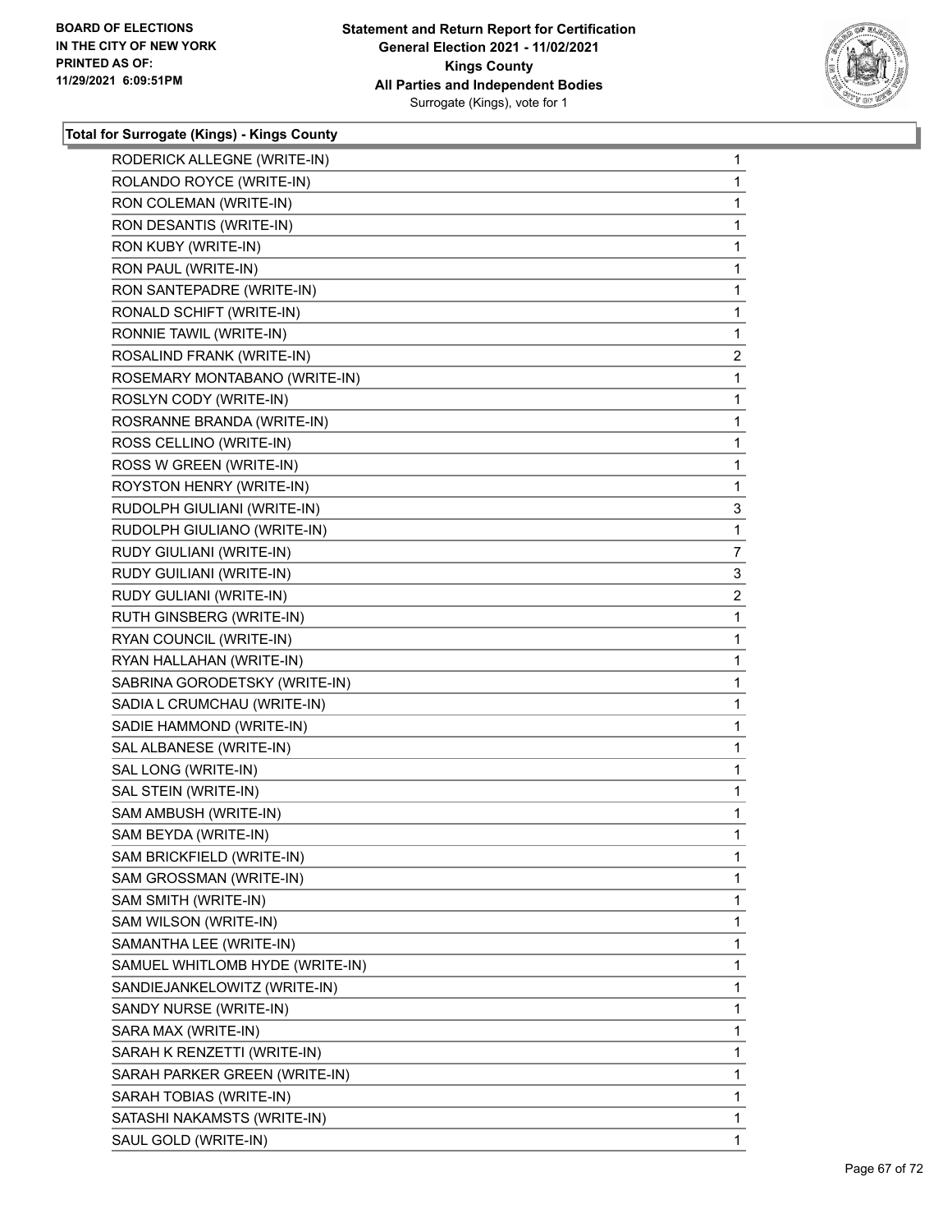**Total for Surrogate (Kings) - Kings County**

| | |
|---|---|
| RODERICK ALLEGNE (WRITE-IN) | 1 |
| ROLANDO ROYCE (WRITE-IN) | 1 |
| RON COLEMAN (WRITE-IN) | 1 |
| RON DESANTIS (WRITE-IN) | 1 |
| RON KUBY (WRITE-IN) | 1 |
| RON PAUL (WRITE-IN) | 1 |
| RON SANTEPADRE (WRITE-IN) | 1 |
| RONALD SCHIFT (WRITE-IN) | 1 |
| RONNIE TAWIL (WRITE-IN) | 1 |
| ROSALIND FRANK (WRITE-IN) | 2 |
| ROSEMARY MONTABANO (WRITE-IN) | 1 |
| ROSLYN CODY (WRITE-IN) | 1 |
| ROSRANNE BRANDA (WRITE-IN) | 1 |
| ROSS CELLINO (WRITE-IN) | 1 |
| ROSS W GREEN (WRITE-IN) | 1 |
| ROYSTON HENRY (WRITE-IN) | 1 |
| RUDOLPH GIULIANI (WRITE-IN) | 3 |
| RUDOLPH GIULIANO (WRITE-IN) | 1 |
| RUDY GIULIANI (WRITE-IN) | 7 |
| RUDY GUILIANI (WRITE-IN) | 3 |
| RUDY GULIANI (WRITE-IN) | 2 |
| RUTH GINSBERG (WRITE-IN) | 1 |
| RYAN COUNCIL (WRITE-IN) | 1 |
| RYAN HALLAHAN (WRITE-IN) | 1 |
| SABRINA GORODETSKY (WRITE-IN) | 1 |
| SADIA L CRUMCHAU (WRITE-IN) | 1 |
| SADIE HAMMOND (WRITE-IN) | 1 |
| SAL ALBANESE (WRITE-IN) | 1 |
| SAL LONG (WRITE-IN) | 1 |
| SAL STEIN (WRITE-IN) | 1 |
| SAM AMBUSH (WRITE-IN) | 1 |
| SAM BEYDA (WRITE-IN) | 1 |
| SAM BRICKFIELD (WRITE-IN) | 1 |
| SAM GROSSMAN (WRITE-IN) | 1 |
| SAM SMITH (WRITE-IN) | 1 |
| SAM WILSON (WRITE-IN) | 1 |
| SAMANTHA LEE (WRITE-IN) | 1 |
| SAMUEL WHITLOMB HYDE (WRITE-IN) | 1 |
| SANDIEJANKELOWITZ (WRITE-IN) | 1 |
| SANDY NURSE (WRITE-IN) | 1 |
| SARA MAX (WRITE-IN) | 1 |
| SARAH K RENZETTI (WRITE-IN) | 1 |
| SARAH PARKER GREEN (WRITE-IN) | 1 |
| SARAH TOBIAS (WRITE-IN) | 1 |
| SATASHI NAKAMSTS (WRITE-IN) | 1 |
| SAUL GOLD (WRITE-IN) | 1 |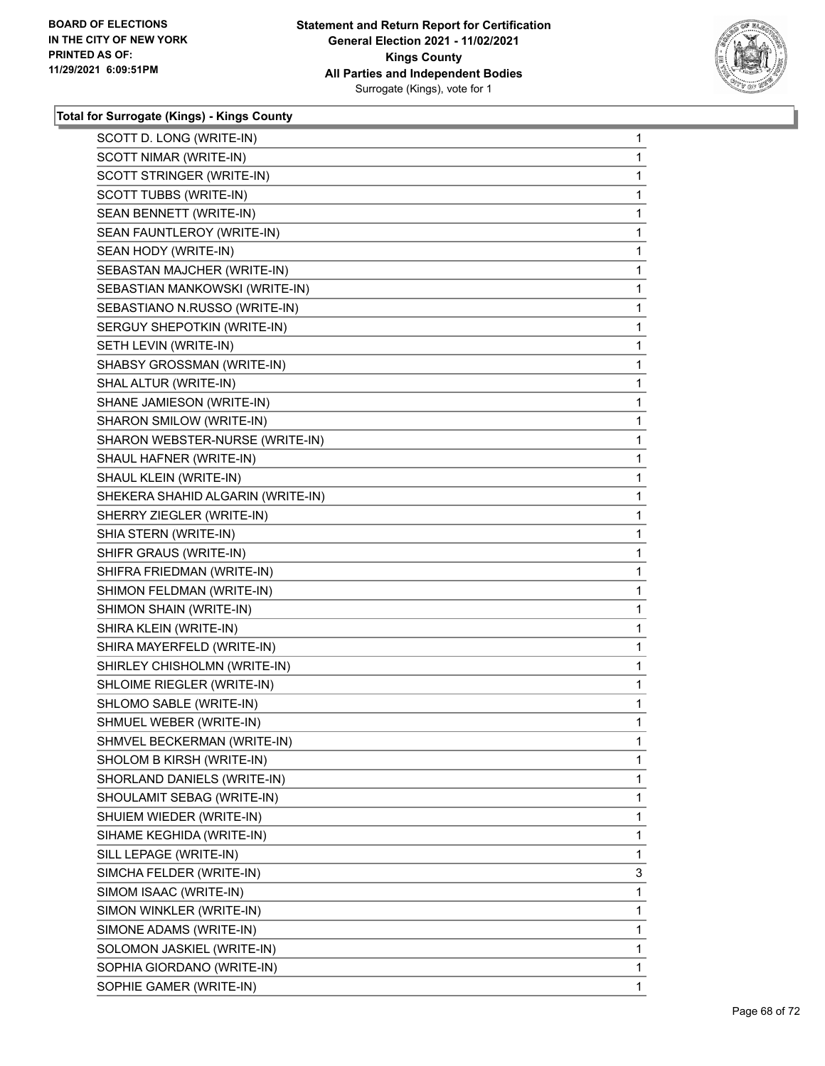**Total for Surrogate (Kings) - Kings County**

| Candidate | Votes |
|---|---|
| SCOTT D. LONG (WRITE-IN) | 1 |
| SCOTT NIMAR (WRITE-IN) | 1 |
| SCOTT STRINGER (WRITE-IN) | 1 |
| SCOTT TUBBS (WRITE-IN) | 1 |
| SEAN BENNETT (WRITE-IN) | 1 |
| SEAN FAUNTLEROY (WRITE-IN) | 1 |
| SEAN HODY (WRITE-IN) | 1 |
| SEBASTAN MAJCHER (WRITE-IN) | 1 |
| SEBASTIAN MANKOWSKI (WRITE-IN) | 1 |
| SEBASTIANO N.RUSSO (WRITE-IN) | 1 |
| SERGUY SHEPOTKIN (WRITE-IN) | 1 |
| SETH LEVIN (WRITE-IN) | 1 |
| SHABSY GROSSMAN (WRITE-IN) | 1 |
| SHAL ALTUR (WRITE-IN) | 1 |
| SHANE JAMIESON (WRITE-IN) | 1 |
| SHARON SMILOW (WRITE-IN) | 1 |
| SHARON WEBSTER-NURSE (WRITE-IN) | 1 |
| SHAUL HAFNER (WRITE-IN) | 1 |
| SHAUL KLEIN (WRITE-IN) | 1 |
| SHEKERA SHAHID ALGARIN (WRITE-IN) | 1 |
| SHERRY ZIEGLER (WRITE-IN) | 1 |
| SHIA STERN (WRITE-IN) | 1 |
| SHIFR GRAUS (WRITE-IN) | 1 |
| SHIFRA FRIEDMAN (WRITE-IN) | 1 |
| SHIMON FELDMAN (WRITE-IN) | 1 |
| SHIMON SHAIN (WRITE-IN) | 1 |
| SHIRA KLEIN (WRITE-IN) | 1 |
| SHIRA MAYERFELD (WRITE-IN) | 1 |
| SHIRLEY CHISHOLMN (WRITE-IN) | 1 |
| SHLOIME RIEGLER (WRITE-IN) | 1 |
| SHLOMO SABLE (WRITE-IN) | 1 |
| SHMUEL WEBER (WRITE-IN) | 1 |
| SHMVEL BECKERMAN (WRITE-IN) | 1 |
| SHOLOM B KIRSH (WRITE-IN) | 1 |
| SHORLAND DANIELS (WRITE-IN) | 1 |
| SHOULAMIT SEBAG (WRITE-IN) | 1 |
| SHUIEM WIEDER (WRITE-IN) | 1 |
| SIHAME KEGHIDA (WRITE-IN) | 1 |
| SILL LEPAGE (WRITE-IN) | 1 |
| SIMCHA FELDER (WRITE-IN) | 3 |
| SIMOM ISAAC (WRITE-IN) | 1 |
| SIMON WINKLER (WRITE-IN) | 1 |
| SIMONE ADAMS (WRITE-IN) | 1 |
| SOLOMON JASKIEL (WRITE-IN) | 1 |
| SOPHIA GIORDANO (WRITE-IN) | 1 |
| SOPHIE GAMER (WRITE-IN) | 1 |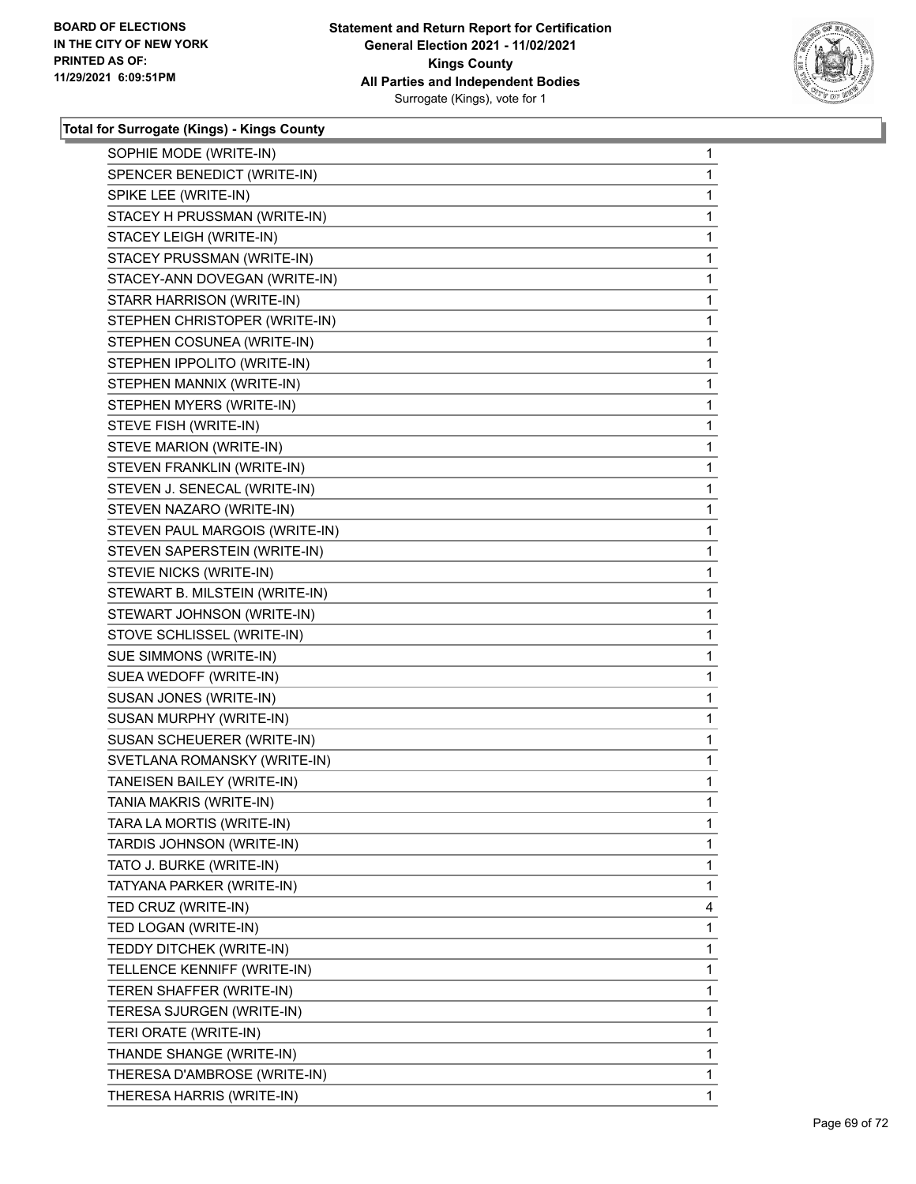**Total for Surrogate (Kings) - Kings County**

| Candidate | Votes |
|---|---|
| SOPHIE MODE (WRITE-IN) | 1 |
| SPENCER BENEDICT (WRITE-IN) | 1 |
| SPIKE LEE (WRITE-IN) | 1 |
| STACEY H PRUSSMAN (WRITE-IN) | 1 |
| STACEY LEIGH (WRITE-IN) | 1 |
| STACEY PRUSSMAN (WRITE-IN) | 1 |
| STACEY-ANN DOVEGAN (WRITE-IN) | 1 |
| STARR HARRISON (WRITE-IN) | 1 |
| STEPHEN CHRISTOPER (WRITE-IN) | 1 |
| STEPHEN COSUNEA (WRITE-IN) | 1 |
| STEPHEN IPPOLITO (WRITE-IN) | 1 |
| STEPHEN MANNIX (WRITE-IN) | 1 |
| STEPHEN MYERS (WRITE-IN) | 1 |
| STEVE FISH (WRITE-IN) | 1 |
| STEVE MARION (WRITE-IN) | 1 |
| STEVEN FRANKLIN (WRITE-IN) | 1 |
| STEVEN J. SENECAL (WRITE-IN) | 1 |
| STEVEN NAZARO (WRITE-IN) | 1 |
| STEVEN PAUL MARGOIS (WRITE-IN) | 1 |
| STEVEN SAPERSTEIN (WRITE-IN) | 1 |
| STEVIE NICKS (WRITE-IN) | 1 |
| STEWART B. MILSTEIN (WRITE-IN) | 1 |
| STEWART JOHNSON (WRITE-IN) | 1 |
| STOVE SCHLISSEL (WRITE-IN) | 1 |
| SUE SIMMONS (WRITE-IN) | 1 |
| SUEA WEDOFF (WRITE-IN) | 1 |
| SUSAN JONES (WRITE-IN) | 1 |
| SUSAN MURPHY (WRITE-IN) | 1 |
| SUSAN SCHEUERER (WRITE-IN) | 1 |
| SVETLANA ROMANSKY (WRITE-IN) | 1 |
| TANEISEN BAILEY (WRITE-IN) | 1 |
| TANIA MAKRIS (WRITE-IN) | 1 |
| TARA LA MORTIS (WRITE-IN) | 1 |
| TARDIS JOHNSON (WRITE-IN) | 1 |
| TATO J. BURKE (WRITE-IN) | 1 |
| TATYANA PARKER (WRITE-IN) | 1 |
| TED CRUZ (WRITE-IN) | 4 |
| TED LOGAN (WRITE-IN) | 1 |
| TEDDY DITCHEK (WRITE-IN) | 1 |
| TELLENCE KENNIFF (WRITE-IN) | 1 |
| TEREN SHAFFER (WRITE-IN) | 1 |
| TERESA SJURGEN (WRITE-IN) | 1 |
| TERI ORATE (WRITE-IN) | 1 |
| THANDE SHANGE (WRITE-IN) | 1 |
| THERESA D'AMBROSE (WRITE-IN) | 1 |
| THERESA HARRIS (WRITE-IN) | 1 |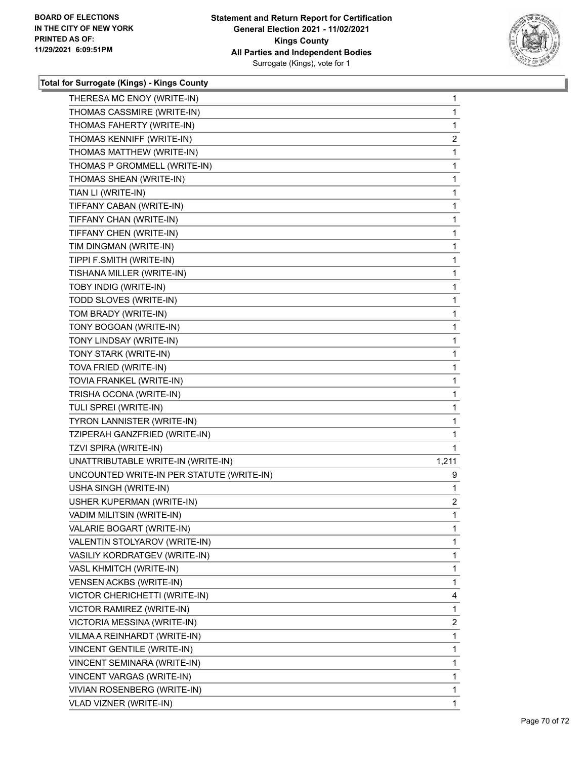**Total for Surrogate (Kings) - Kings County**

| | |
|---|---|
| THERESA MC ENOY (WRITE-IN) | 1 |
| THOMAS CASSMIRE (WRITE-IN) | 1 |
| THOMAS FAHERTY (WRITE-IN) | 1 |
| THOMAS KENNIFF (WRITE-IN) | 2 |
| THOMAS MATTHEW (WRITE-IN) | 1 |
| THOMAS P GROMMELL (WRITE-IN) | 1 |
| THOMAS SHEAN (WRITE-IN) | 1 |
| TIAN LI (WRITE-IN) | 1 |
| TIFFANY CABAN (WRITE-IN) | 1 |
| TIFFANY CHAN (WRITE-IN) | 1 |
| TIFFANY CHEN (WRITE-IN) | 1 |
| TIM DINGMAN (WRITE-IN) | 1 |
| TIPPI F.SMITH (WRITE-IN) | 1 |
| TISHANA MILLER (WRITE-IN) | 1 |
| TOBY INDIG (WRITE-IN) | 1 |
| TODD SLOVES (WRITE-IN) | 1 |
| TOM BRADY (WRITE-IN) | 1 |
| TONY BOGOAN (WRITE-IN) | 1 |
| TONY LINDSAY (WRITE-IN) | 1 |
| TONY STARK (WRITE-IN) | 1 |
| TOVA FRIED (WRITE-IN) | 1 |
| TOVIA FRANKEL (WRITE-IN) | 1 |
| TRISHA OCONA (WRITE-IN) | 1 |
| TULI SPREI (WRITE-IN) | 1 |
| TYRON LANNISTER (WRITE-IN) | 1 |
| TZIPERAH GANZFRIED (WRITE-IN) | 1 |
| TZVI SPIRA (WRITE-IN) | 1 |
| UNATTRIBUTABLE WRITE-IN (WRITE-IN) | 1,211 |
| UNCOUNTED WRITE-IN PER STATUTE (WRITE-IN) | 9 |
| USHA SINGH (WRITE-IN) | 1 |
| USHER KUPERMAN (WRITE-IN) | 2 |
| VADIM MILITSIN (WRITE-IN) | 1 |
| VALARIE BOGART (WRITE-IN) | 1 |
| VALENTIN STOLYAROV (WRITE-IN) | 1 |
| VASILIY KORDRATGEV (WRITE-IN) | 1 |
| VASL KHMITCH (WRITE-IN) | 1 |
| VENSEN ACKBS (WRITE-IN) | 1 |
| VICTOR CHERICHETTI (WRITE-IN) | 4 |
| VICTOR RAMIREZ (WRITE-IN) | 1 |
| VICTORIA MESSINA (WRITE-IN) | 2 |
| VILMA A REINHARDT (WRITE-IN) | 1 |
| VINCENT GENTILE (WRITE-IN) | 1 |
| VINCENT SEMINARA (WRITE-IN) | 1 |
| VINCENT VARGAS (WRITE-IN) | 1 |
| VIVIAN ROSENBERG (WRITE-IN) | 1 |
| VLAD VIZNER (WRITE-IN) | 1 |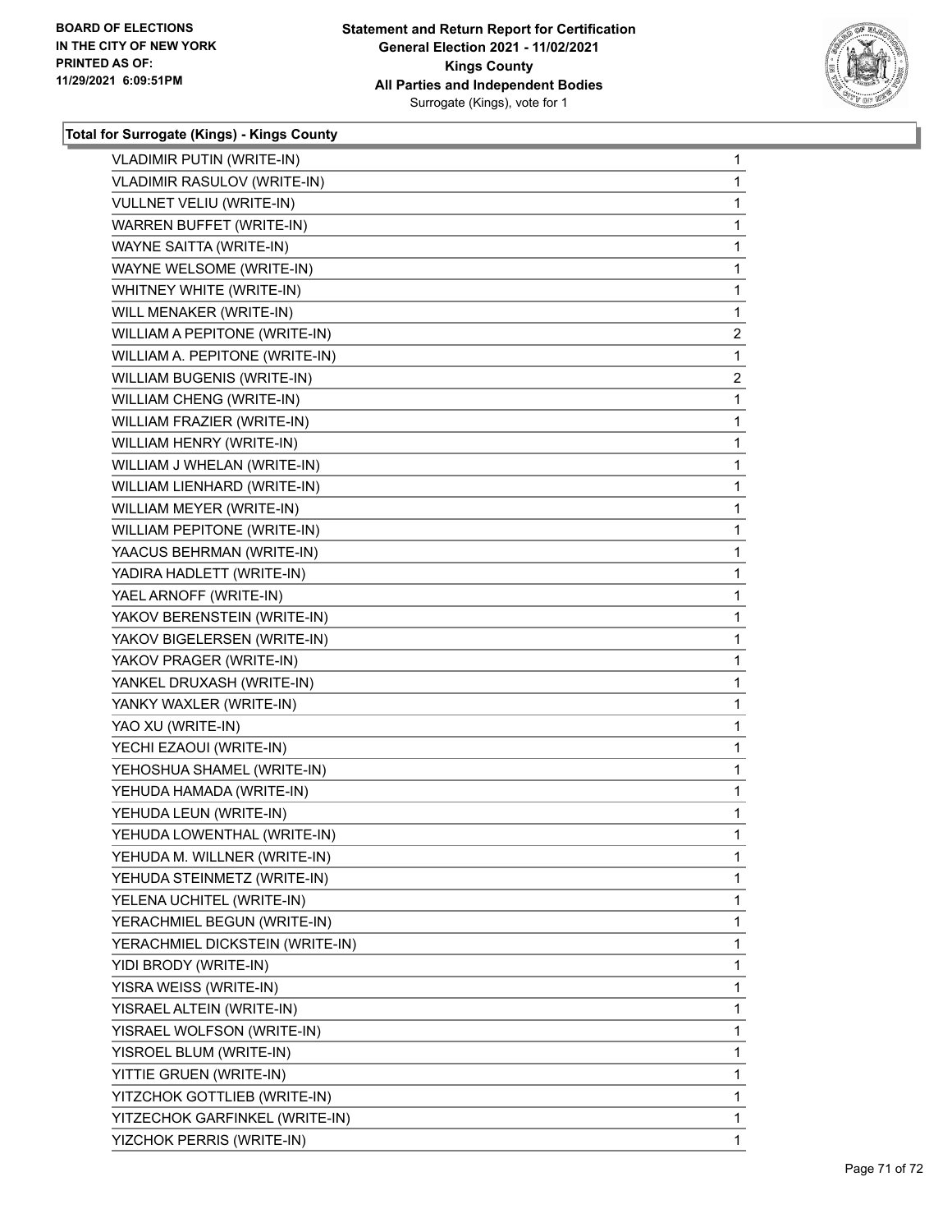**Total for Surrogate (Kings) - Kings County**

| | |
|---|---|
| VLADIMIR PUTIN (WRITE-IN) | 1 |
| VLADIMIR RASULOV (WRITE-IN) | 1 |
| VULLNET VELIU (WRITE-IN) | 1 |
| WARREN BUFFET (WRITE-IN) | 1 |
| WAYNE SAITTA (WRITE-IN) | 1 |
| WAYNE WELSOME (WRITE-IN) | 1 |
| WHITNEY WHITE (WRITE-IN) | 1 |
| WILL MENAKER (WRITE-IN) | 1 |
| WILLIAM A PEPITONE (WRITE-IN) | 2 |
| WILLIAM A. PEPITONE (WRITE-IN) | 1 |
| WILLIAM BUGENIS (WRITE-IN) | 2 |
| WILLIAM CHENG (WRITE-IN) | 1 |
| WILLIAM FRAZIER (WRITE-IN) | 1 |
| WILLIAM HENRY (WRITE-IN) | 1 |
| WILLIAM J WHELAN (WRITE-IN) | 1 |
| WILLIAM LIENHARD (WRITE-IN) | 1 |
| WILLIAM MEYER (WRITE-IN) | 1 |
| WILLIAM PEPITONE (WRITE-IN) | 1 |
| YAACUS BEHRMAN (WRITE-IN) | 1 |
| YADIRA HADLETT (WRITE-IN) | 1 |
| YAEL ARNOFF (WRITE-IN) | 1 |
| YAKOV BERENSTEIN (WRITE-IN) | 1 |
| YAKOV BIGELERSEN (WRITE-IN) | 1 |
| YAKOV PRAGER (WRITE-IN) | 1 |
| YANKEL DRUXASH (WRITE-IN) | 1 |
| YANKY WAXLER (WRITE-IN) | 1 |
| YAO XU (WRITE-IN) | 1 |
| YECHI EZAOUI (WRITE-IN) | 1 |
| YEHOSHUA SHAMEL (WRITE-IN) | 1 |
| YEHUDA HAMADA (WRITE-IN) | 1 |
| YEHUDA LEUN (WRITE-IN) | 1 |
| YEHUDA LOWENTHAL (WRITE-IN) | 1 |
| YEHUDA M. WILLNER (WRITE-IN) | 1 |
| YEHUDA STEINMETZ (WRITE-IN) | 1 |
| YELENA UCHITEL (WRITE-IN) | 1 |
| YERACHMIEL BEGUN (WRITE-IN) | 1 |
| YERACHMIEL DICKSTEIN (WRITE-IN) | 1 |
| YIDI BRODY (WRITE-IN) | 1 |
| YISRA WEISS (WRITE-IN) | 1 |
| YISRAEL ALTEIN (WRITE-IN) | 1 |
| YISRAEL WOLFSON (WRITE-IN) | 1 |
| YISROEL BLUM (WRITE-IN) | 1 |
| YITTIE GRUEN (WRITE-IN) | 1 |
| YITZCHOK GOTTLIEB (WRITE-IN) | 1 |
| YITZECHOK GARFINKEL (WRITE-IN) | 1 |
| YIZCHOK PERRIS (WRITE-IN) | 1 |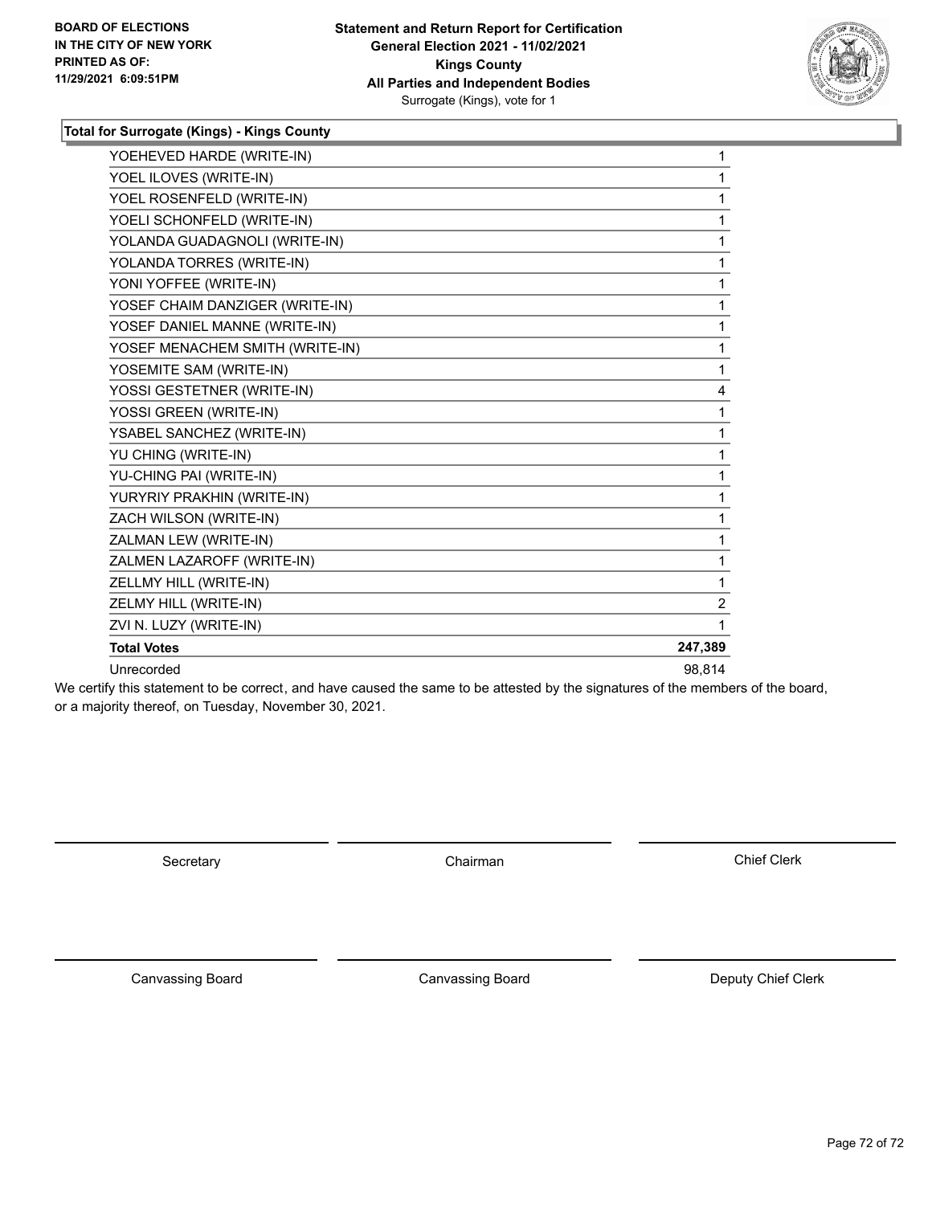BOARD OF ELECTIONS
IN THE CITY OF NEW YORK
PRINTED AS OF:
11/29/2021 6:09:51PM

**Statement and Return Report for Certification**
**General Election 2021 - 11/02/2021**
**Kings County**
**All Parties and Independent Bodies**
Surrogate (Kings), vote for 1

### Total for Surrogate (Kings) - Kings County

| | |
|---|---|
| YOEHEVED HARDE (WRITE-IN) | 1 |
| YOEL ILOVES (WRITE-IN) | 1 |
| YOEL ROSENFELD (WRITE-IN) | 1 |
| YOELI SCHONFELD (WRITE-IN) | 1 |
| YOLANDA GUADAGNOLI (WRITE-IN) | 1 |
| YOLANDA TORRES (WRITE-IN) | 1 |
| YONI YOFFEE (WRITE-IN) | 1 |
| YOSEF CHAIM DANZIGER (WRITE-IN) | 1 |
| YOSEF DANIEL MANNE (WRITE-IN) | 1 |
| YOSEF MENACHEM SMITH (WRITE-IN) | 1 |
| YOSEMITE SAM (WRITE-IN) | 1 |
| YOSSI GESTETNER (WRITE-IN) | 4 |
| YOSSI GREEN (WRITE-IN) | 1 |
| YSABEL SANCHEZ (WRITE-IN) | 1 |
| YU CHING (WRITE-IN) | 1 |
| YU-CHING PAI (WRITE-IN) | 1 |
| YURYRIY PRAKHIN (WRITE-IN) | 1 |
| ZACH WILSON (WRITE-IN) | 1 |
| ZALMAN LEW (WRITE-IN) | 1 |
| ZALMEN LAZAROFF (WRITE-IN) | 1 |
| ZELLMY HILL (WRITE-IN) | 1 |
| ZELMY HILL (WRITE-IN) | 2 |
| ZVI N. LUZY (WRITE-IN) | 1 |
| **Total Votes** | **247,389** |
| Unrecorded | 98,814 |

We certify this statement to be correct, and have caused the same to be attested by the signatures of the members of the board, or a majority thereof, on Tuesday, November 30, 2021.

Secretary | Chairman | Chief Clerk

Canvassing Board | Canvassing Board | Deputy Chief Clerk